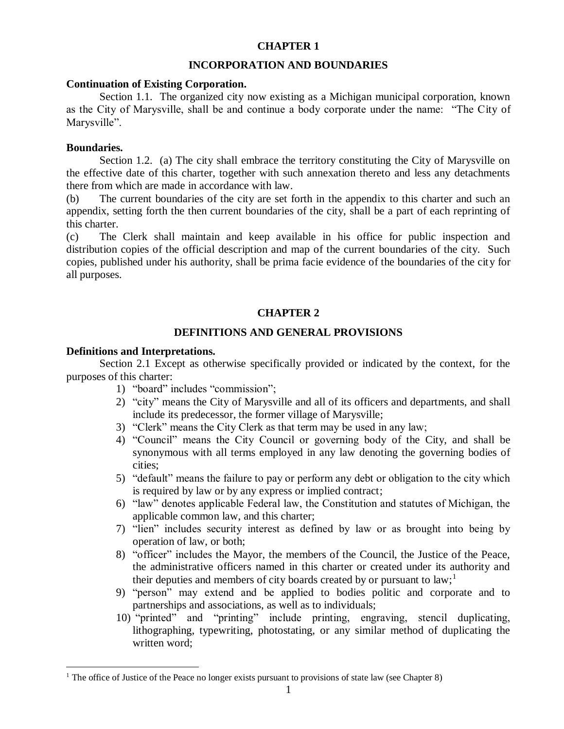# CHAPTER 1

## INCORPORATION AND BOUNDARIES

**Continuation of Existing Corporation.**

Section 1.1. The organized city now existing as a Michigan municipal corporation, known as the City of Marysville, shall be and continue a body corporate under the name: "The City of Marysville".

**Boundaries.**

Section 1.2. (a) The city shall embrace the territory constituting the City of Marysville on the effective date of this charter, together with such annexation thereto and less any detachments there from which are made in accordance with law.

(b) The current boundaries of the city are set forth in the appendix to this charter and such an appendix, setting forth the then current boundaries of the city, shall be a part of each reprinting of this charter.

(c) The Clerk shall maintain and keep available in his office for public inspection and distribution copies of the official description and map of the current boundaries of the city. Such copies, published under his authority, shall be prima facie evidence of the boundaries of the city for all purposes.

# CHAPTER 2

## DEFINITIONS AND GENERAL PROVISIONS

**Definitions and Interpretations.**

Section 2.1 Except as otherwise specifically provided or indicated by the context, for the purposes of this charter:

1) "board" includes "commission";
2) "city" means the City of Marysville and all of its officers and departments, and shall include its predecessor, the former village of Marysville;
3) "Clerk" means the City Clerk as that term may be used in any law;
4) "Council" means the City Council or governing body of the City, and shall be synonymous with all terms employed in any law denoting the governing bodies of cities;
5) "default" means the failure to pay or perform any debt or obligation to the city which is required by law or by any express or implied contract;
6) "law" denotes applicable Federal law, the Constitution and statutes of Michigan, the applicable common law, and this charter;
7) "lien" includes security interest as defined by law or as brought into being by operation of law, or both;
8) "officer" includes the Mayor, the members of the Council, the Justice of the Peace, the administrative officers named in this charter or created under its authority and their deputies and members of city boards created by or pursuant to law;[1]
9) "person" may extend and be applied to bodies politic and corporate and to partnerships and associations, as well as to individuals;
10) "printed" and "printing" include printing, engraving, stencil duplicating, lithographing, typewriting, photostating, or any similar method of duplicating the written word;

[1] The office of Justice of the Peace no longer exists pursuant to provisions of state law (see Chapter 8)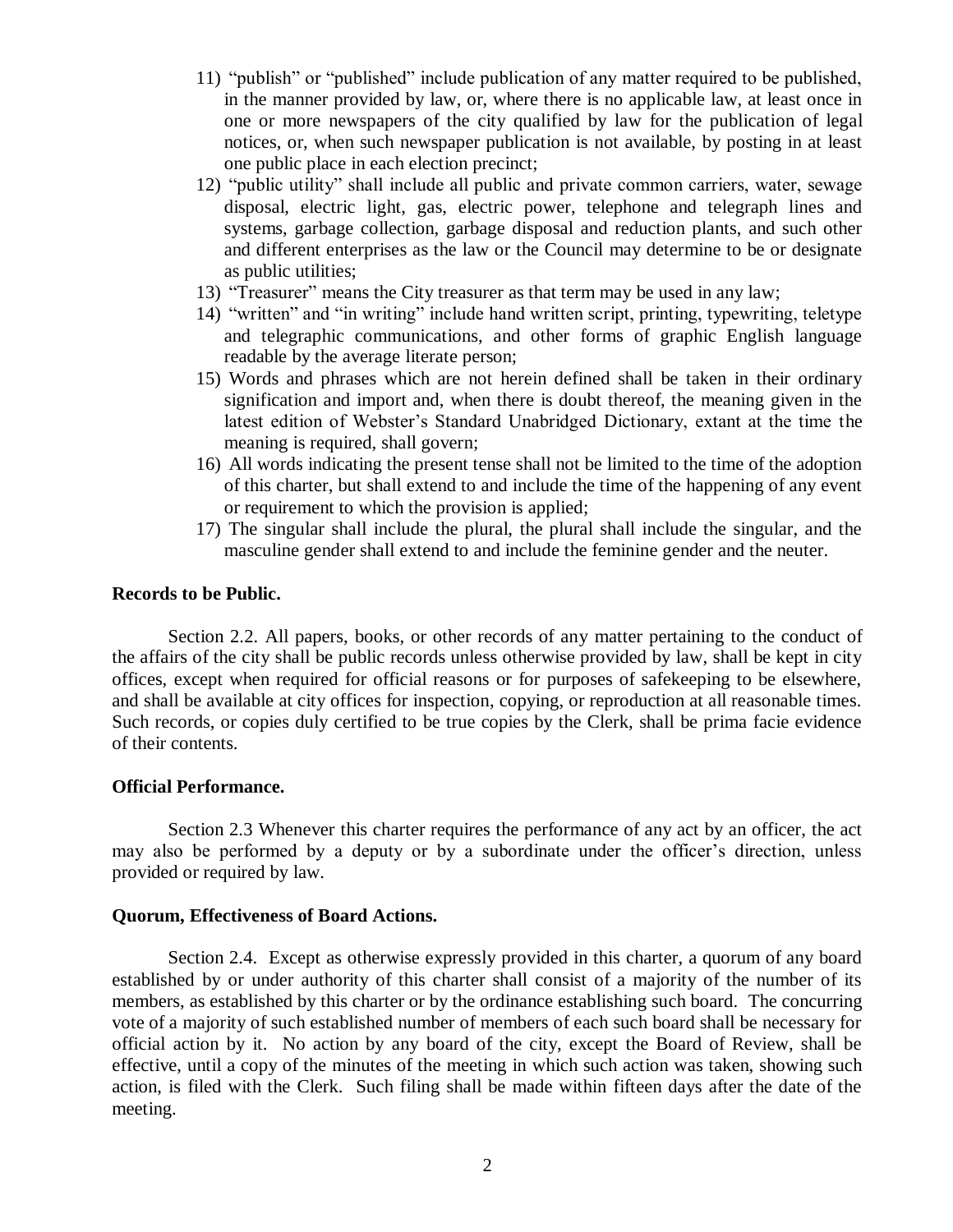11) "publish" or "published" include publication of any matter required to be published, in the manner provided by law, or, where there is no applicable law, at least once in one or more newspapers of the city qualified by law for the publication of legal notices, or, when such newspaper publication is not available, by posting in at least one public place in each election precinct;
12) "public utility" shall include all public and private common carriers, water, sewage disposal, electric light, gas, electric power, telephone and telegraph lines and systems, garbage collection, garbage disposal and reduction plants, and such other and different enterprises as the law or the Council may determine to be or designate as public utilities;
13) "Treasurer" means the City treasurer as that term may be used in any law;
14) "written" and "in writing" include hand written script, printing, typewriting, teletype and telegraphic communications, and other forms of graphic English language readable by the average literate person;
15) Words and phrases which are not herein defined shall be taken in their ordinary signification and import and, when there is doubt thereof, the meaning given in the latest edition of Webster's Standard Unabridged Dictionary, extant at the time the meaning is required, shall govern;
16) All words indicating the present tense shall not be limited to the time of the adoption of this charter, but shall extend to and include the time of the happening of any event or requirement to which the provision is applied;
17) The singular shall include the plural, the plural shall include the singular, and the masculine gender shall extend to and include the feminine gender and the neuter.

**Records to be Public.**

Section 2.2. All papers, books, or other records of any matter pertaining to the conduct of the affairs of the city shall be public records unless otherwise provided by law, shall be kept in city offices, except when required for official reasons or for purposes of safekeeping to be elsewhere, and shall be available at city offices for inspection, copying, or reproduction at all reasonable times. Such records, or copies duly certified to be true copies by the Clerk, shall be prima facie evidence of their contents.

**Official Performance.**

Section 2.3 Whenever this charter requires the performance of any act by an officer, the act may also be performed by a deputy or by a subordinate under the officer's direction, unless provided or required by law.

**Quorum, Effectiveness of Board Actions.**

Section 2.4. Except as otherwise expressly provided in this charter, a quorum of any board established by or under authority of this charter shall consist of a majority of the number of its members, as established by this charter or by the ordinance establishing such board. The concurring vote of a majority of such established number of members of each such board shall be necessary for official action by it. No action by any board of the city, except the Board of Review, shall be effective, until a copy of the minutes of the meeting in which such action was taken, showing such action, is filed with the Clerk. Such filing shall be made within fifteen days after the date of the meeting.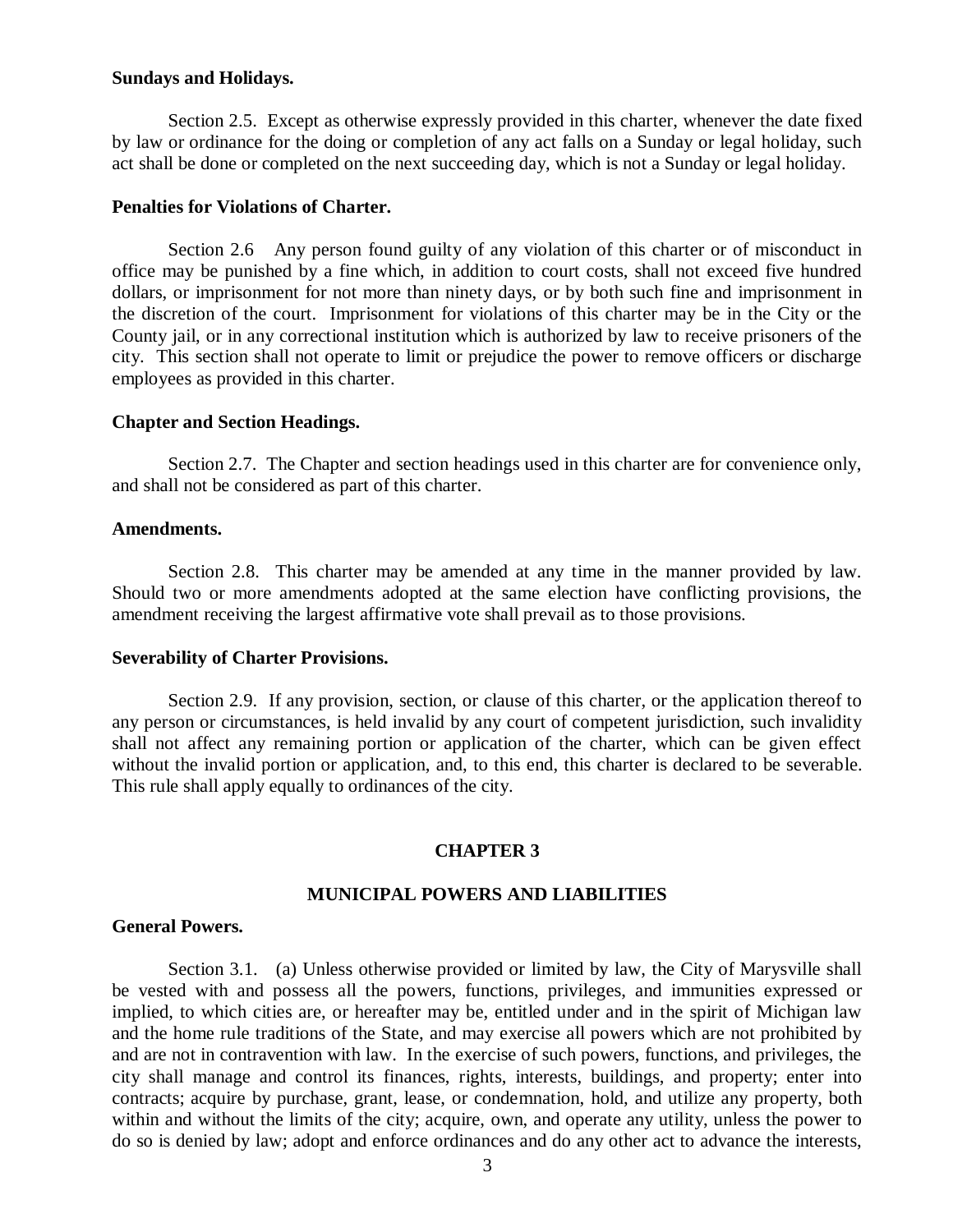**Sundays and Holidays.**

Section 2.5. Except as otherwise expressly provided in this charter, whenever the date fixed by law or ordinance for the doing or completion of any act falls on a Sunday or legal holiday, such act shall be done or completed on the next succeeding day, which is not a Sunday or legal holiday.

**Penalties for Violations of Charter.**

Section 2.6 Any person found guilty of any violation of this charter or of misconduct in office may be punished by a fine which, in addition to court costs, shall not exceed five hundred dollars, or imprisonment for not more than ninety days, or by both such fine and imprisonment in the discretion of the court. Imprisonment for violations of this charter may be in the City or the County jail, or in any correctional institution which is authorized by law to receive prisoners of the city. This section shall not operate to limit or prejudice the power to remove officers or discharge employees as provided in this charter.

**Chapter and Section Headings.**

Section 2.7. The Chapter and section headings used in this charter are for convenience only, and shall not be considered as part of this charter.

**Amendments.**

Section 2.8. This charter may be amended at any time in the manner provided by law. Should two or more amendments adopted at the same election have conflicting provisions, the amendment receiving the largest affirmative vote shall prevail as to those provisions.

**Severability of Charter Provisions.**

Section 2.9. If any provision, section, or clause of this charter, or the application thereof to any person or circumstances, is held invalid by any court of competent jurisdiction, such invalidity shall not affect any remaining portion or application of the charter, which can be given effect without the invalid portion or application, and, to this end, this charter is declared to be severable. This rule shall apply equally to ordinances of the city.

## CHAPTER 3

## MUNICIPAL POWERS AND LIABILITIES

**General Powers.**

Section 3.1. (a) Unless otherwise provided or limited by law, the City of Marysville shall be vested with and possess all the powers, functions, privileges, and immunities expressed or implied, to which cities are, or hereafter may be, entitled under and in the spirit of Michigan law and the home rule traditions of the State, and may exercise all powers which are not prohibited by and are not in contravention with law. In the exercise of such powers, functions, and privileges, the city shall manage and control its finances, rights, interests, buildings, and property; enter into contracts; acquire by purchase, grant, lease, or condemnation, hold, and utilize any property, both within and without the limits of the city; acquire, own, and operate any utility, unless the power to do so is denied by law; adopt and enforce ordinances and do any other act to advance the interests,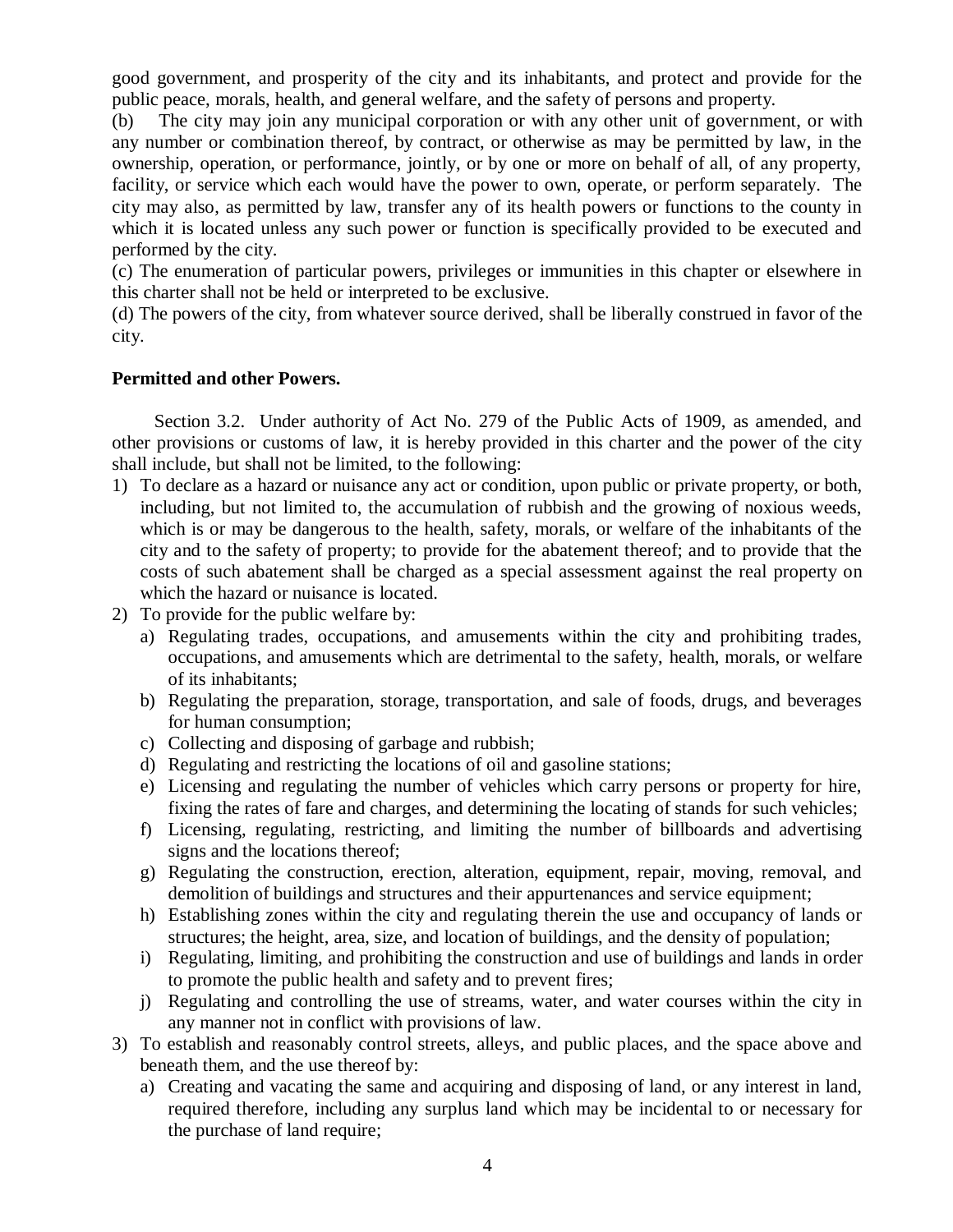good government, and prosperity of the city and its inhabitants, and protect and provide for the public peace, morals, health, and general welfare, and the safety of persons and property.

(b) The city may join any municipal corporation or with any other unit of government, or with any number or combination thereof, by contract, or otherwise as may be permitted by law, in the ownership, operation, or performance, jointly, or by one or more on behalf of all, of any property, facility, or service which each would have the power to own, operate, or perform separately. The city may also, as permitted by law, transfer any of its health powers or functions to the county in which it is located unless any such power or function is specifically provided to be executed and performed by the city.

(c) The enumeration of particular powers, privileges or immunities in this chapter or elsewhere in this charter shall not be held or interpreted to be exclusive.

(d) The powers of the city, from whatever source derived, shall be liberally construed in favor of the city.

**Permitted and other Powers.**

Section 3.2. Under authority of Act No. 279 of the Public Acts of 1909, as amended, and other provisions or customs of law, it is hereby provided in this charter and the power of the city shall include, but shall not be limited, to the following:

1) To declare as a hazard or nuisance any act or condition, upon public or private property, or both, including, but not limited to, the accumulation of rubbish and the growing of noxious weeds, which is or may be dangerous to the health, safety, morals, or welfare of the inhabitants of the city and to the safety of property; to provide for the abatement thereof; and to provide that the costs of such abatement shall be charged as a special assessment against the real property on which the hazard or nuisance is located.
2) To provide for the public welfare by:
   a) Regulating trades, occupations, and amusements within the city and prohibiting trades, occupations, and amusements which are detrimental to the safety, health, morals, or welfare of its inhabitants;
   b) Regulating the preparation, storage, transportation, and sale of foods, drugs, and beverages for human consumption;
   c) Collecting and disposing of garbage and rubbish;
   d) Regulating and restricting the locations of oil and gasoline stations;
   e) Licensing and regulating the number of vehicles which carry persons or property for hire, fixing the rates of fare and charges, and determining the locating of stands for such vehicles;
   f) Licensing, regulating, restricting, and limiting the number of billboards and advertising signs and the locations thereof;
   g) Regulating the construction, erection, alteration, equipment, repair, moving, removal, and demolition of buildings and structures and their appurtenances and service equipment;
   h) Establishing zones within the city and regulating therein the use and occupancy of lands or structures; the height, area, size, and location of buildings, and the density of population;
   i) Regulating, limiting, and prohibiting the construction and use of buildings and lands in order to promote the public health and safety and to prevent fires;
   j) Regulating and controlling the use of streams, water, and water courses within the city in any manner not in conflict with provisions of law.
3) To establish and reasonably control streets, alleys, and public places, and the space above and beneath them, and the use thereof by:
   a) Creating and vacating the same and acquiring and disposing of land, or any interest in land, required therefore, including any surplus land which may be incidental to or necessary for the purchase of land require;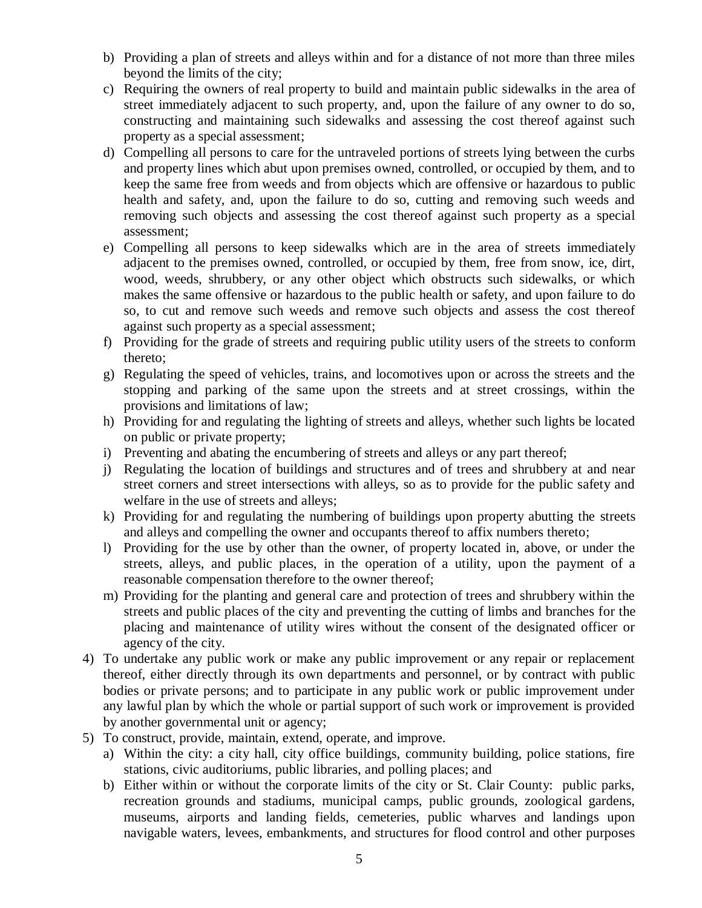b) Providing a plan of streets and alleys within and for a distance of not more than three miles beyond the limits of the city;
   c) Requiring the owners of real property to build and maintain public sidewalks in the area of street immediately adjacent to such property, and, upon the failure of any owner to do so, constructing and maintaining such sidewalks and assessing the cost thereof against such property as a special assessment;
   d) Compelling all persons to care for the untraveled portions of streets lying between the curbs and property lines which abut upon premises owned, controlled, or occupied by them, and to keep the same free from weeds and from objects which are offensive or hazardous to public health and safety, and, upon the failure to do so, cutting and removing such weeds and removing such objects and assessing the cost thereof against such property as a special assessment;
   e) Compelling all persons to keep sidewalks which are in the area of streets immediately adjacent to the premises owned, controlled, or occupied by them, free from snow, ice, dirt, wood, weeds, shrubbery, or any other object which obstructs such sidewalks, or which makes the same offensive or hazardous to the public health or safety, and upon failure to do so, to cut and remove such weeds and remove such objects and assess the cost thereof against such property as a special assessment;
   f) Providing for the grade of streets and requiring public utility users of the streets to conform thereto;
   g) Regulating the speed of vehicles, trains, and locomotives upon or across the streets and the stopping and parking of the same upon the streets and at street crossings, within the provisions and limitations of law;
   h) Providing for and regulating the lighting of streets and alleys, whether such lights be located on public or private property;
   i) Preventing and abating the encumbering of streets and alleys or any part thereof;
   j) Regulating the location of buildings and structures and of trees and shrubbery at and near street corners and street intersections with alleys, so as to provide for the public safety and welfare in the use of streets and alleys;
   k) Providing for and regulating the numbering of buildings upon property abutting the streets and alleys and compelling the owner and occupants thereof to affix numbers thereto;
   l) Providing for the use by other than the owner, of property located in, above, or under the streets, alleys, and public places, in the operation of a utility, upon the payment of a reasonable compensation therefore to the owner thereof;
   m) Providing for the planting and general care and protection of trees and shrubbery within the streets and public places of the city and preventing the cutting of limbs and branches for the placing and maintenance of utility wires without the consent of the designated officer or agency of the city.

4) To undertake any public work or make any public improvement or any repair or replacement thereof, either directly through its own departments and personnel, or by contract with public bodies or private persons; and to participate in any public work or public improvement under any lawful plan by which the whole or partial support of such work or improvement is provided by another governmental unit or agency;
5) To construct, provide, maintain, extend, operate, and improve.
   a) Within the city: a city hall, city office buildings, community building, police stations, fire stations, civic auditoriums, public libraries, and polling places; and
   b) Either within or without the corporate limits of the city or St. Clair County: public parks, recreation grounds and stadiums, municipal camps, public grounds, zoological gardens, museums, airports and landing fields, cemeteries, public wharves and landings upon navigable waters, levees, embankments, and structures for flood control and other purposes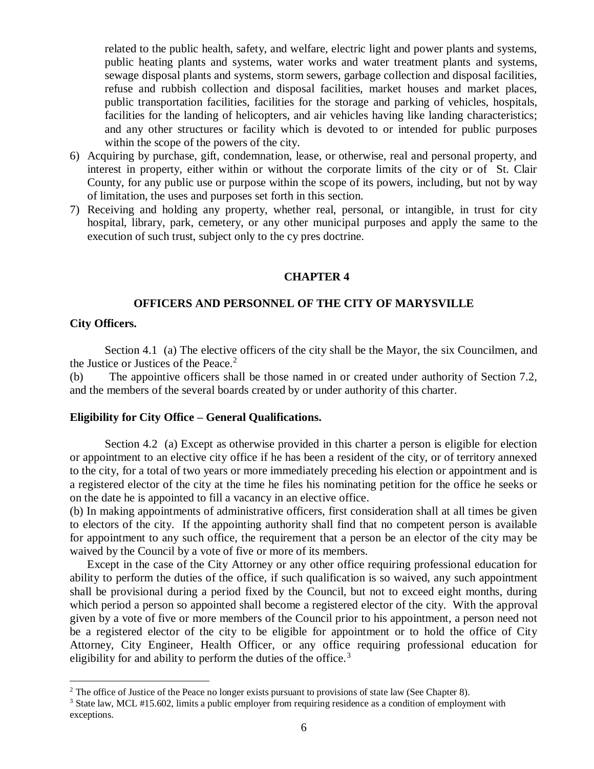related to the public health, safety, and welfare, electric light and power plants and systems, public heating plants and systems, water works and water treatment plants and systems, sewage disposal plants and systems, storm sewers, garbage collection and disposal facilities, refuse and rubbish collection and disposal facilities, market houses and market places, public transportation facilities, facilities for the storage and parking of vehicles, hospitals, facilities for the landing of helicopters, and air vehicles having like landing characteristics; and any other structures or facility which is devoted to or intended for public purposes within the scope of the powers of the city.

6) Acquiring by purchase, gift, condemnation, lease, or otherwise, real and personal property, and interest in property, either within or without the corporate limits of the city or of St. Clair County, for any public use or purpose within the scope of its powers, including, but not by way of limitation, the uses and purposes set forth in this section.
7) Receiving and holding any property, whether real, personal, or intangible, in trust for city hospital, library, park, cemetery, or any other municipal purposes and apply the same to the execution of such trust, subject only to the cy pres doctrine.

## CHAPTER 4

## OFFICERS AND PERSONNEL OF THE CITY OF MARYSVILLE

**City Officers.**

Section 4.1 (a) The elective officers of the city shall be the Mayor, the six Councilmen, and the Justice or Justices of the Peace.[2]

(b) The appointive officers shall be those named in or created under authority of Section 7.2, and the members of the several boards created by or under authority of this charter.

**Eligibility for City Office – General Qualifications.**

Section 4.2 (a) Except as otherwise provided in this charter a person is eligible for election or appointment to an elective city office if he has been a resident of the city, or of territory annexed to the city, for a total of two years or more immediately preceding his election or appointment and is a registered elector of the city at the time he files his nominating petition for the office he seeks or on the date he is appointed to fill a vacancy in an elective office.

(b) In making appointments of administrative officers, first consideration shall at all times be given to electors of the city. If the appointing authority shall find that no competent person is available for appointment to any such office, the requirement that a person be an elector of the city may be waived by the Council by a vote of five or more of its members.

Except in the case of the City Attorney or any other office requiring professional education for ability to perform the duties of the office, if such qualification is so waived, any such appointment shall be provisional during a period fixed by the Council, but not to exceed eight months, during which period a person so appointed shall become a registered elector of the city. With the approval given by a vote of five or more members of the Council prior to his appointment, a person need not be a registered elector of the city to be eligible for appointment or to hold the office of City Attorney, City Engineer, Health Officer, or any office requiring professional education for eligibility for and ability to perform the duties of the office.[3]

---

[2] The office of Justice of the Peace no longer exists pursuant to provisions of state law (See Chapter 8).

[3] State law, MCL #15.602, limits a public employer from requiring residence as a condition of employment with exceptions.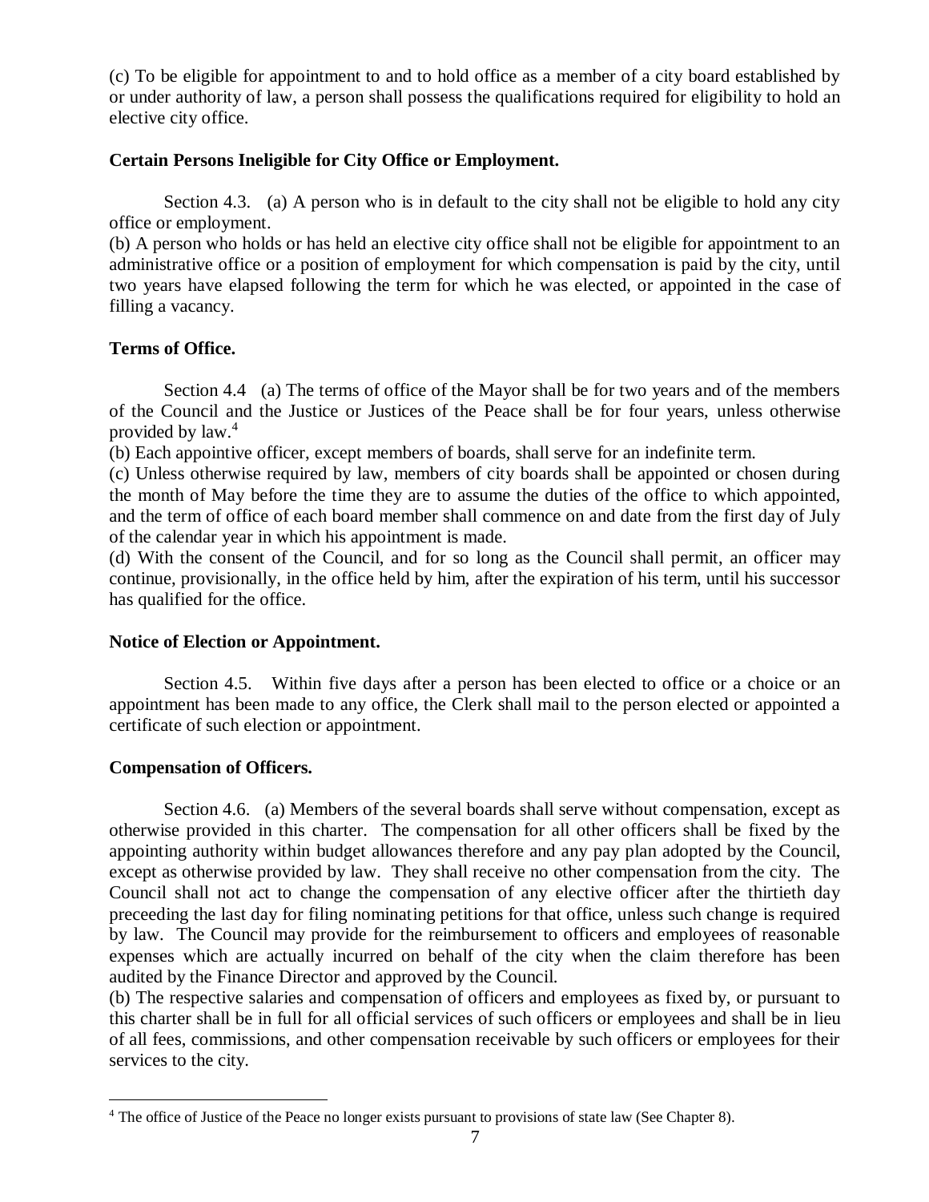(c) To be eligible for appointment to and to hold office as a member of a city board established by or under authority of law, a person shall possess the qualifications required for eligibility to hold an elective city office.

**Certain Persons Ineligible for City Office or Employment.**

Section 4.3. (a) A person who is in default to the city shall not be eligible to hold any city office or employment.
(b) A person who holds or has held an elective city office shall not be eligible for appointment to an administrative office or a position of employment for which compensation is paid by the city, until two years have elapsed following the term for which he was elected, or appointed in the case of filling a vacancy.

**Terms of Office.**

Section 4.4 (a) The terms of office of the Mayor shall be for two years and of the members of the Council and the Justice or Justices of the Peace shall be for four years, unless otherwise provided by law.[4]
(b) Each appointive officer, except members of boards, shall serve for an indefinite term.
(c) Unless otherwise required by law, members of city boards shall be appointed or chosen during the month of May before the time they are to assume the duties of the office to which appointed, and the term of office of each board member shall commence on and date from the first day of July of the calendar year in which his appointment is made.
(d) With the consent of the Council, and for so long as the Council shall permit, an officer may continue, provisionally, in the office held by him, after the expiration of his term, until his successor has qualified for the office.

**Notice of Election or Appointment.**

Section 4.5. Within five days after a person has been elected to office or a choice or an appointment has been made to any office, the Clerk shall mail to the person elected or appointed a certificate of such election or appointment.

**Compensation of Officers.**

Section 4.6. (a) Members of the several boards shall serve without compensation, except as otherwise provided in this charter. The compensation for all other officers shall be fixed by the appointing authority within budget allowances therefore and any pay plan adopted by the Council, except as otherwise provided by law. They shall receive no other compensation from the city. The Council shall not act to change the compensation of any elective officer after the thirtieth day preceeding the last day for filing nominating petitions for that office, unless such change is required by law. The Council may provide for the reimbursement to officers and employees of reasonable expenses which are actually incurred on behalf of the city when the claim therefore has been audited by the Finance Director and approved by the Council.
(b) The respective salaries and compensation of officers and employees as fixed by, or pursuant to this charter shall be in full for all official services of such officers or employees and shall be in lieu of all fees, commissions, and other compensation receivable by such officers or employees for their services to the city.

[4] The office of Justice of the Peace no longer exists pursuant to provisions of state law (See Chapter 8).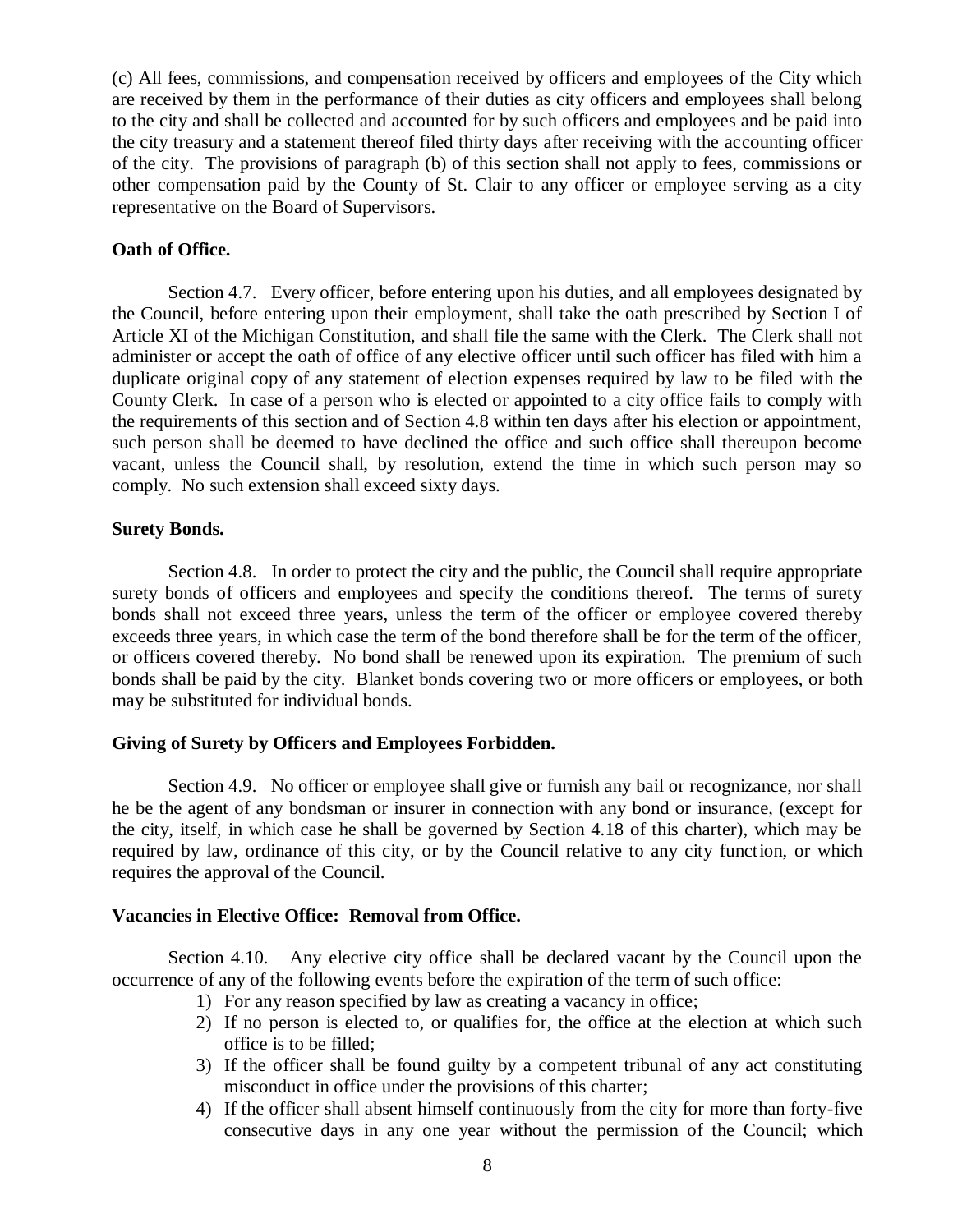(c) All fees, commissions, and compensation received by officers and employees of the City which are received by them in the performance of their duties as city officers and employees shall belong to the city and shall be collected and accounted for by such officers and employees and be paid into the city treasury and a statement thereof filed thirty days after receiving with the accounting officer of the city. The provisions of paragraph (b) of this section shall not apply to fees, commissions or other compensation paid by the County of St. Clair to any officer or employee serving as a city representative on the Board of Supervisors.

**Oath of Office.**

Section 4.7. Every officer, before entering upon his duties, and all employees designated by the Council, before entering upon their employment, shall take the oath prescribed by Section I of Article XI of the Michigan Constitution, and shall file the same with the Clerk. The Clerk shall not administer or accept the oath of office of any elective officer until such officer has filed with him a duplicate original copy of any statement of election expenses required by law to be filed with the County Clerk. In case of a person who is elected or appointed to a city office fails to comply with the requirements of this section and of Section 4.8 within ten days after his election or appointment, such person shall be deemed to have declined the office and such office shall thereupon become vacant, unless the Council shall, by resolution, extend the time in which such person may so comply. No such extension shall exceed sixty days.

**Surety Bonds.**

Section 4.8. In order to protect the city and the public, the Council shall require appropriate surety bonds of officers and employees and specify the conditions thereof. The terms of surety bonds shall not exceed three years, unless the term of the officer or employee covered thereby exceeds three years, in which case the term of the bond therefore shall be for the term of the officer, or officers covered thereby. No bond shall be renewed upon its expiration. The premium of such bonds shall be paid by the city. Blanket bonds covering two or more officers or employees, or both may be substituted for individual bonds.

**Giving of Surety by Officers and Employees Forbidden.**

Section 4.9. No officer or employee shall give or furnish any bail or recognizance, nor shall he be the agent of any bondsman or insurer in connection with any bond or insurance, (except for the city, itself, in which case he shall be governed by Section 4.18 of this charter), which may be required by law, ordinance of this city, or by the Council relative to any city function, or which requires the approval of the Council.

**Vacancies in Elective Office: Removal from Office.**

Section 4.10. Any elective city office shall be declared vacant by the Council upon the occurrence of any of the following events before the expiration of the term of such office:

1) For any reason specified by law as creating a vacancy in office;
2) If no person is elected to, or qualifies for, the office at the election at which such office is to be filled;
3) If the officer shall be found guilty by a competent tribunal of any act constituting misconduct in office under the provisions of this charter;
4) If the officer shall absent himself continuously from the city for more than forty-five consecutive days in any one year without the permission of the Council; which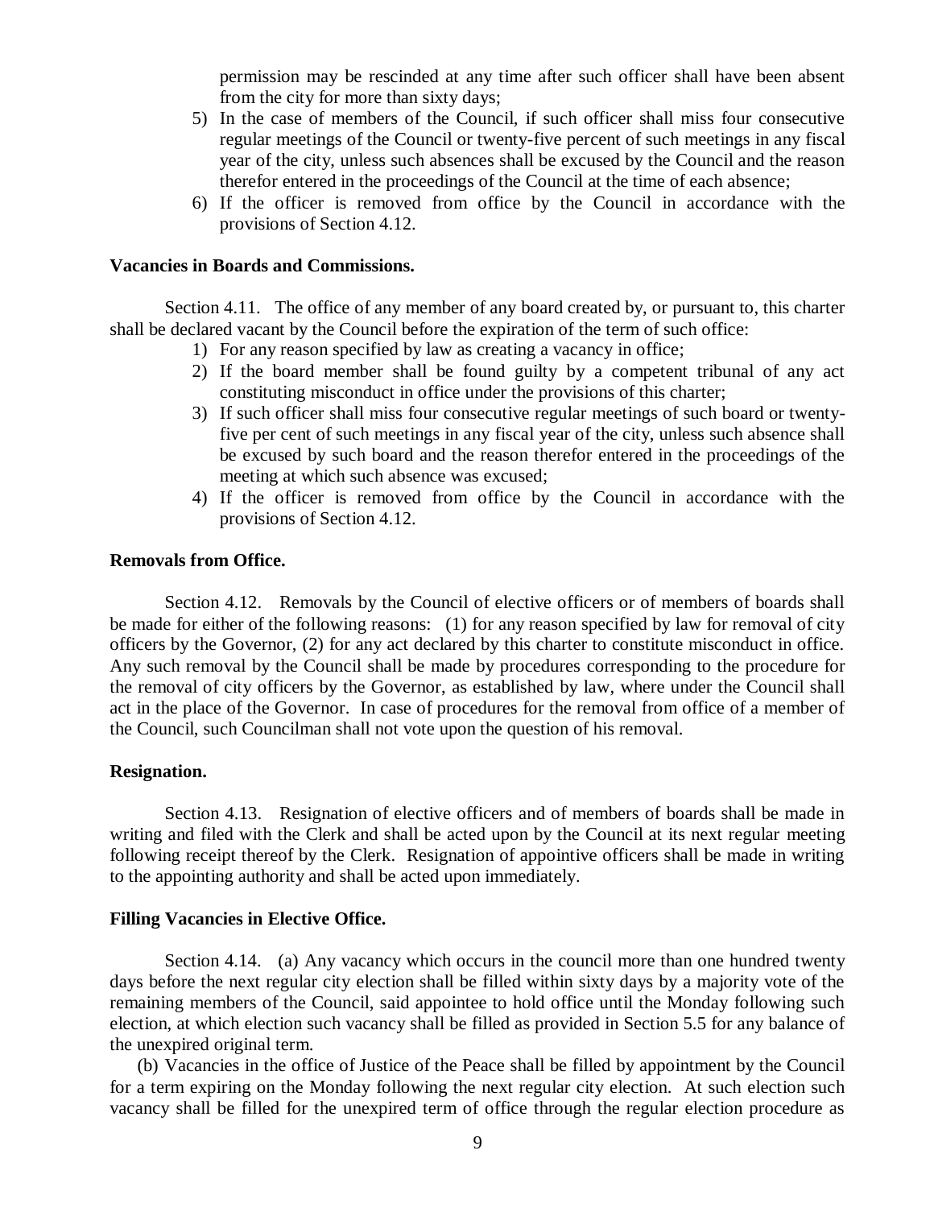permission may be rescinded at any time after such officer shall have been absent from the city for more than sixty days;

5) In the case of members of the Council, if such officer shall miss four consecutive regular meetings of the Council or twenty-five percent of such meetings in any fiscal year of the city, unless such absences shall be excused by the Council and the reason therefor entered in the proceedings of the Council at the time of each absence;
6) If the officer is removed from office by the Council in accordance with the provisions of Section 4.12.

**Vacancies in Boards and Commissions.**

Section 4.11. The office of any member of any board created by, or pursuant to, this charter shall be declared vacant by the Council before the expiration of the term of such office:

1) For any reason specified by law as creating a vacancy in office;
2) If the board member shall be found guilty by a competent tribunal of any act constituting misconduct in office under the provisions of this charter;
3) If such officer shall miss four consecutive regular meetings of such board or twenty-five per cent of such meetings in any fiscal year of the city, unless such absence shall be excused by such board and the reason therefor entered in the proceedings of the meeting at which such absence was excused;
4) If the officer is removed from office by the Council in accordance with the provisions of Section 4.12.

**Removals from Office.**

Section 4.12. Removals by the Council of elective officers or of members of boards shall be made for either of the following reasons: (1) for any reason specified by law for removal of city officers by the Governor, (2) for any act declared by this charter to constitute misconduct in office. Any such removal by the Council shall be made by procedures corresponding to the procedure for the removal of city officers by the Governor, as established by law, where under the Council shall act in the place of the Governor. In case of procedures for the removal from office of a member of the Council, such Councilman shall not vote upon the question of his removal.

**Resignation.**

Section 4.13. Resignation of elective officers and of members of boards shall be made in writing and filed with the Clerk and shall be acted upon by the Council at its next regular meeting following receipt thereof by the Clerk. Resignation of appointive officers shall be made in writing to the appointing authority and shall be acted upon immediately.

**Filling Vacancies in Elective Office.**

Section 4.14. (a) Any vacancy which occurs in the council more than one hundred twenty days before the next regular city election shall be filled within sixty days by a majority vote of the remaining members of the Council, said appointee to hold office until the Monday following such election, at which election such vacancy shall be filled as provided in Section 5.5 for any balance of the unexpired original term.

(b) Vacancies in the office of Justice of the Peace shall be filled by appointment by the Council for a term expiring on the Monday following the next regular city election. At such election such vacancy shall be filled for the unexpired term of office through the regular election procedure as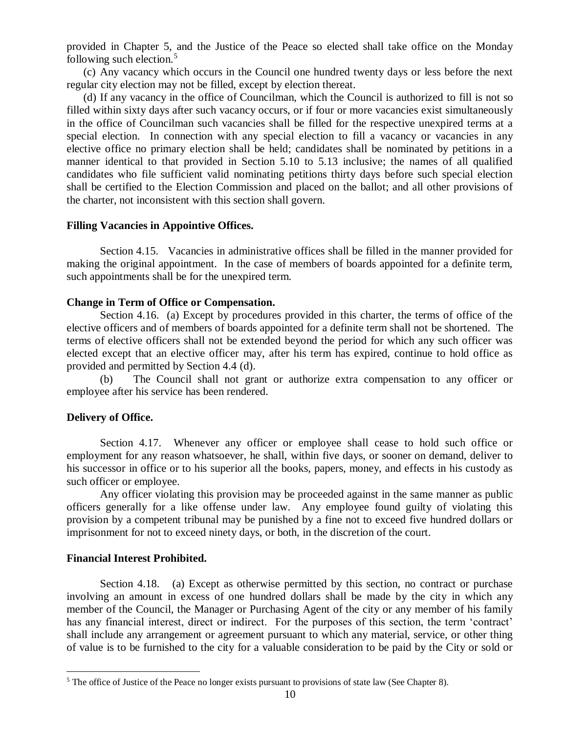provided in Chapter 5, and the Justice of the Peace so elected shall take office on the Monday following such election.[5]

(c) Any vacancy which occurs in the Council one hundred twenty days or less before the next regular city election may not be filled, except by election thereat.

(d) If any vacancy in the office of Councilman, which the Council is authorized to fill is not so filled within sixty days after such vacancy occurs, or if four or more vacancies exist simultaneously in the office of Councilman such vacancies shall be filled for the respective unexpired terms at a special election. In connection with any special election to fill a vacancy or vacancies in any elective office no primary election shall be held; candidates shall be nominated by petitions in a manner identical to that provided in Section 5.10 to 5.13 inclusive; the names of all qualified candidates who file sufficient valid nominating petitions thirty days before such special election shall be certified to the Election Commission and placed on the ballot; and all other provisions of the charter, not inconsistent with this section shall govern.

**Filling Vacancies in Appointive Offices.**

Section 4.15. Vacancies in administrative offices shall be filled in the manner provided for making the original appointment. In the case of members of boards appointed for a definite term, such appointments shall be for the unexpired term.

**Change in Term of Office or Compensation.**

Section 4.16. (a) Except by procedures provided in this charter, the terms of office of the elective officers and of members of boards appointed for a definite term shall not be shortened. The terms of elective officers shall not be extended beyond the period for which any such officer was elected except that an elective officer may, after his term has expired, continue to hold office as provided and permitted by Section 4.4 (d).

(b) The Council shall not grant or authorize extra compensation to any officer or employee after his service has been rendered.

**Delivery of Office.**

Section 4.17. Whenever any officer or employee shall cease to hold such office or employment for any reason whatsoever, he shall, within five days, or sooner on demand, deliver to his successor in office or to his superior all the books, papers, money, and effects in his custody as such officer or employee.

Any officer violating this provision may be proceeded against in the same manner as public officers generally for a like offense under law. Any employee found guilty of violating this provision by a competent tribunal may be punished by a fine not to exceed five hundred dollars or imprisonment for not to exceed ninety days, or both, in the discretion of the court.

**Financial Interest Prohibited.**

Section 4.18. (a) Except as otherwise permitted by this section, no contract or purchase involving an amount in excess of one hundred dollars shall be made by the city in which any member of the Council, the Manager or Purchasing Agent of the city or any member of his family has any financial interest, direct or indirect. For the purposes of this section, the term 'contract' shall include any arrangement or agreement pursuant to which any material, service, or other thing of value is to be furnished to the city for a valuable consideration to be paid by the City or sold or

---

[5] The office of Justice of the Peace no longer exists pursuant to provisions of state law (See Chapter 8).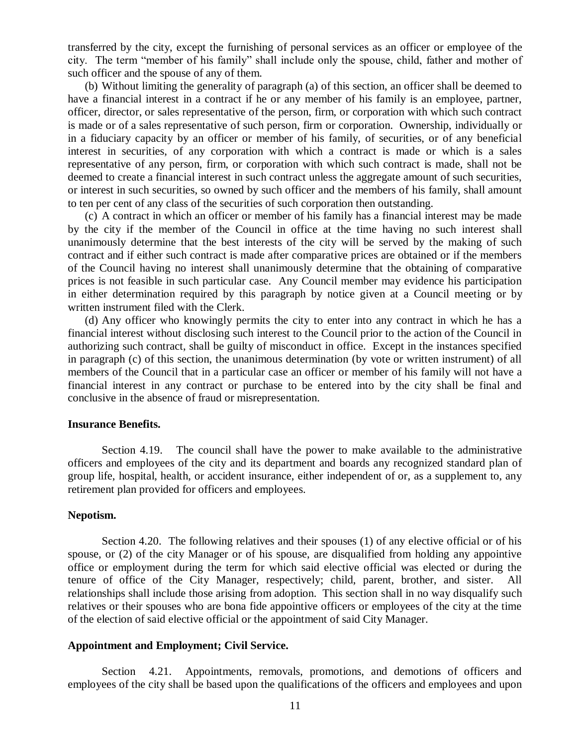transferred by the city, except the furnishing of personal services as an officer or employee of the city. The term "member of his family" shall include only the spouse, child, father and mother of such officer and the spouse of any of them.

(b) Without limiting the generality of paragraph (a) of this section, an officer shall be deemed to have a financial interest in a contract if he or any member of his family is an employee, partner, officer, director, or sales representative of the person, firm, or corporation with which such contract is made or of a sales representative of such person, firm or corporation. Ownership, individually or in a fiduciary capacity by an officer or member of his family, of securities, or of any beneficial interest in securities, of any corporation with which a contract is made or which is a sales representative of any person, firm, or corporation with which such contract is made, shall not be deemed to create a financial interest in such contract unless the aggregate amount of such securities, or interest in such securities, so owned by such officer and the members of his family, shall amount to ten per cent of any class of the securities of such corporation then outstanding.

(c) A contract in which an officer or member of his family has a financial interest may be made by the city if the member of the Council in office at the time having no such interest shall unanimously determine that the best interests of the city will be served by the making of such contract and if either such contract is made after comparative prices are obtained or if the members of the Council having no interest shall unanimously determine that the obtaining of comparative prices is not feasible in such particular case. Any Council member may evidence his participation in either determination required by this paragraph by notice given at a Council meeting or by written instrument filed with the Clerk.

(d) Any officer who knowingly permits the city to enter into any contract in which he has a financial interest without disclosing such interest to the Council prior to the action of the Council in authorizing such contract, shall be guilty of misconduct in office. Except in the instances specified in paragraph (c) of this section, the unanimous determination (by vote or written instrument) of all members of the Council that in a particular case an officer or member of his family will not have a financial interest in any contract or purchase to be entered into by the city shall be final and conclusive in the absence of fraud or misrepresentation.

**Insurance Benefits.**

Section 4.19. The council shall have the power to make available to the administrative officers and employees of the city and its department and boards any recognized standard plan of group life, hospital, health, or accident insurance, either independent of or, as a supplement to, any retirement plan provided for officers and employees.

**Nepotism.**

Section 4.20. The following relatives and their spouses (1) of any elective official or of his spouse, or (2) of the city Manager or of his spouse, are disqualified from holding any appointive office or employment during the term for which said elective official was elected or during the tenure of office of the City Manager, respectively; child, parent, brother, and sister. All relationships shall include those arising from adoption. This section shall in no way disqualify such relatives or their spouses who are bona fide appointive officers or employees of the city at the time of the election of said elective official or the appointment of said City Manager.

**Appointment and Employment; Civil Service.**

Section 4.21. Appointments, removals, promotions, and demotions of officers and employees of the city shall be based upon the qualifications of the officers and employees and upon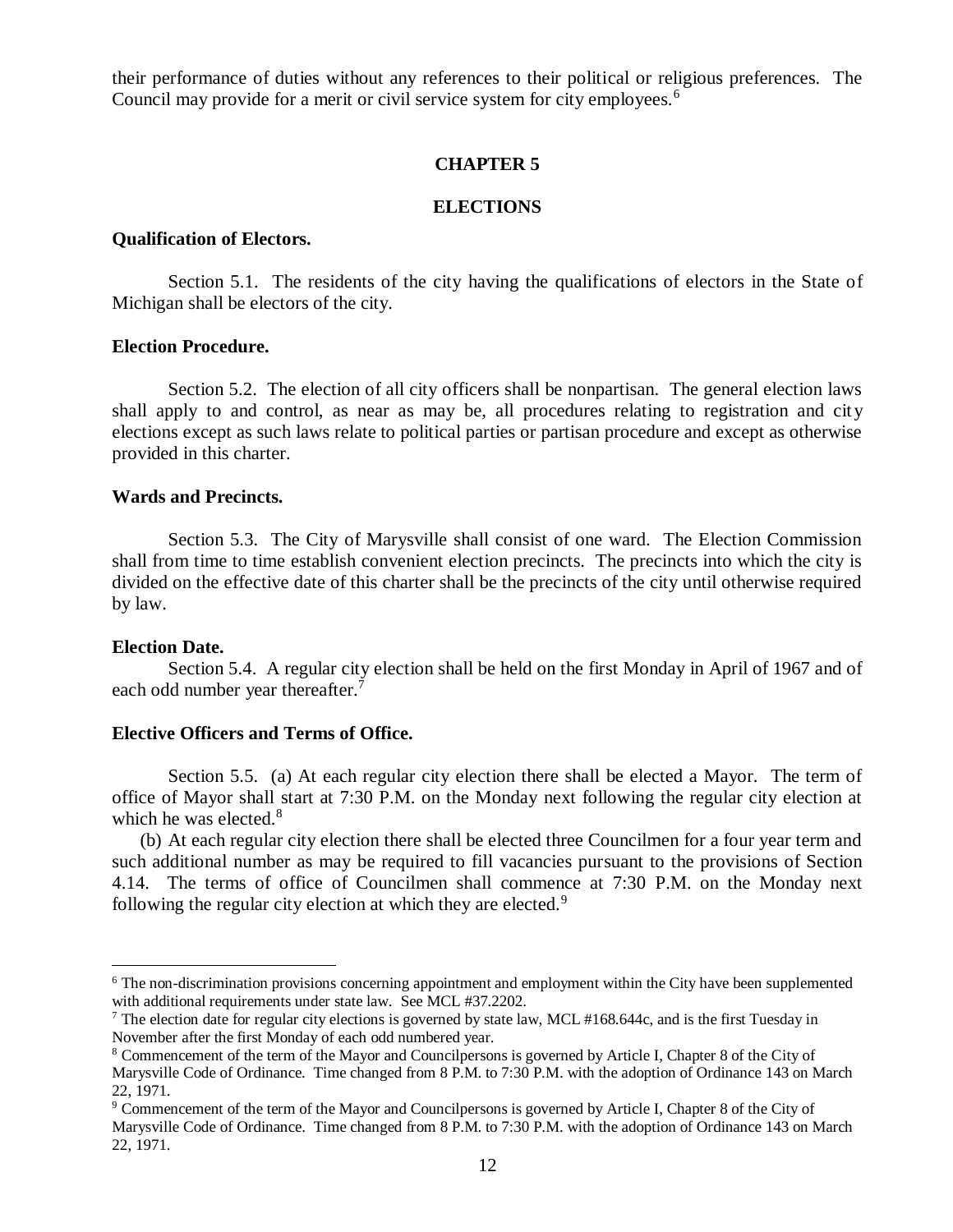their performance of duties without any references to their political or religious preferences. The Council may provide for a merit or civil service system for city employees.[6]

## CHAPTER 5

## ELECTIONS

**Qualification of Electors.**

Section 5.1. The residents of the city having the qualifications of electors in the State of Michigan shall be electors of the city.

**Election Procedure.**

Section 5.2. The election of all city officers shall be nonpartisan. The general election laws shall apply to and control, as near as may be, all procedures relating to registration and city elections except as such laws relate to political parties or partisan procedure and except as otherwise provided in this charter.

**Wards and Precincts.**

Section 5.3. The City of Marysville shall consist of one ward. The Election Commission shall from time to time establish convenient election precincts. The precincts into which the city is divided on the effective date of this charter shall be the precincts of the city until otherwise required by law.

**Election Date.**

Section 5.4. A regular city election shall be held on the first Monday in April of 1967 and of each odd number year thereafter.[7]

**Elective Officers and Terms of Office.**

Section 5.5. (a) At each regular city election there shall be elected a Mayor. The term of office of Mayor shall start at 7:30 P.M. on the Monday next following the regular city election at which he was elected.[8]

(b) At each regular city election there shall be elected three Councilmen for a four year term and such additional number as may be required to fill vacancies pursuant to the provisions of Section 4.14. The terms of office of Councilmen shall commence at 7:30 P.M. on the Monday next following the regular city election at which they are elected.[9]

---

[6] The non-discrimination provisions concerning appointment and employment within the City have been supplemented with additional requirements under state law. See MCL #37.2202.

[7] The election date for regular city elections is governed by state law, MCL #168.644c, and is the first Tuesday in November after the first Monday of each odd numbered year.

[8] Commencement of the term of the Mayor and Councilpersons is governed by Article I, Chapter 8 of the City of Marysville Code of Ordinance. Time changed from 8 P.M. to 7:30 P.M. with the adoption of Ordinance 143 on March 22, 1971.

[9] Commencement of the term of the Mayor and Councilpersons is governed by Article I, Chapter 8 of the City of Marysville Code of Ordinance. Time changed from 8 P.M. to 7:30 P.M. with the adoption of Ordinance 143 on March 22, 1971.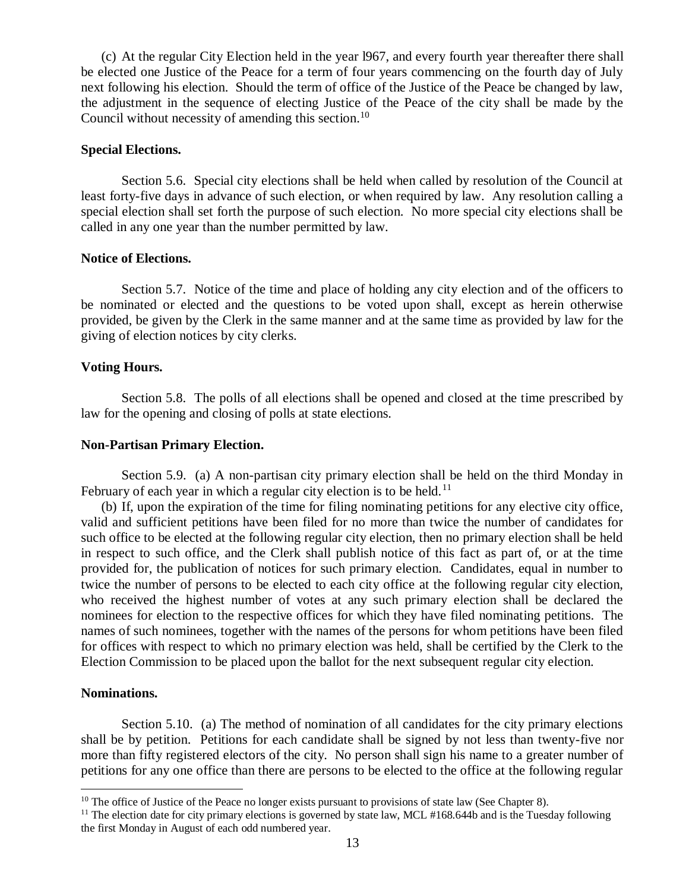(c) At the regular City Election held in the year l967, and every fourth year thereafter there shall be elected one Justice of the Peace for a term of four years commencing on the fourth day of July next following his election. Should the term of office of the Justice of the Peace be changed by law, the adjustment in the sequence of electing Justice of the Peace of the city shall be made by the Council without necessity of amending this section.[10]

**Special Elections.**

Section 5.6. Special city elections shall be held when called by resolution of the Council at least forty-five days in advance of such election, or when required by law. Any resolution calling a special election shall set forth the purpose of such election. No more special city elections shall be called in any one year than the number permitted by law.

**Notice of Elections.**

Section 5.7. Notice of the time and place of holding any city election and of the officers to be nominated or elected and the questions to be voted upon shall, except as herein otherwise provided, be given by the Clerk in the same manner and at the same time as provided by law for the giving of election notices by city clerks.

**Voting Hours.**

Section 5.8. The polls of all elections shall be opened and closed at the time prescribed by law for the opening and closing of polls at state elections.

**Non-Partisan Primary Election.**

Section 5.9. (a) A non-partisan city primary election shall be held on the third Monday in February of each year in which a regular city election is to be held.[11]

(b) If, upon the expiration of the time for filing nominating petitions for any elective city office, valid and sufficient petitions have been filed for no more than twice the number of candidates for such office to be elected at the following regular city election, then no primary election shall be held in respect to such office, and the Clerk shall publish notice of this fact as part of, or at the time provided for, the publication of notices for such primary election. Candidates, equal in number to twice the number of persons to be elected to each city office at the following regular city election, who received the highest number of votes at any such primary election shall be declared the nominees for election to the respective offices for which they have filed nominating petitions. The names of such nominees, together with the names of the persons for whom petitions have been filed for offices with respect to which no primary election was held, shall be certified by the Clerk to the Election Commission to be placed upon the ballot for the next subsequent regular city election.

**Nominations.**

Section 5.10. (a) The method of nomination of all candidates for the city primary elections shall be by petition. Petitions for each candidate shall be signed by not less than twenty-five nor more than fifty registered electors of the city. No person shall sign his name to a greater number of petitions for any one office than there are persons to be elected to the office at the following regular

---

[10] The office of Justice of the Peace no longer exists pursuant to provisions of state law (See Chapter 8).

[11] The election date for city primary elections is governed by state law, MCL #168.644b and is the Tuesday following the first Monday in August of each odd numbered year.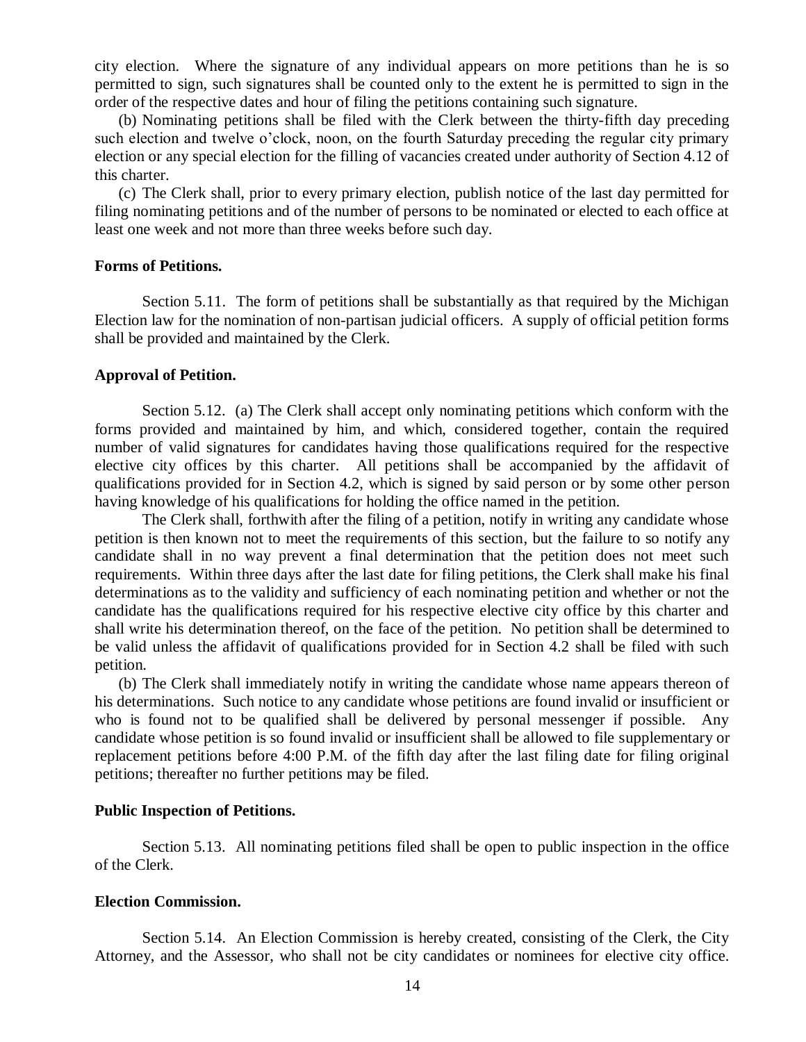city election. Where the signature of any individual appears on more petitions than he is so permitted to sign, such signatures shall be counted only to the extent he is permitted to sign in the order of the respective dates and hour of filing the petitions containing such signature.

(b) Nominating petitions shall be filed with the Clerk between the thirty-fifth day preceding such election and twelve o'clock, noon, on the fourth Saturday preceding the regular city primary election or any special election for the filling of vacancies created under authority of Section 4.12 of this charter.

(c) The Clerk shall, prior to every primary election, publish notice of the last day permitted for filing nominating petitions and of the number of persons to be nominated or elected to each office at least one week and not more than three weeks before such day.

**Forms of Petitions.**

Section 5.11. The form of petitions shall be substantially as that required by the Michigan Election law for the nomination of non-partisan judicial officers. A supply of official petition forms shall be provided and maintained by the Clerk.

**Approval of Petition.**

Section 5.12. (a) The Clerk shall accept only nominating petitions which conform with the forms provided and maintained by him, and which, considered together, contain the required number of valid signatures for candidates having those qualifications required for the respective elective city offices by this charter. All petitions shall be accompanied by the affidavit of qualifications provided for in Section 4.2, which is signed by said person or by some other person having knowledge of his qualifications for holding the office named in the petition.

The Clerk shall, forthwith after the filing of a petition, notify in writing any candidate whose petition is then known not to meet the requirements of this section, but the failure to so notify any candidate shall in no way prevent a final determination that the petition does not meet such requirements. Within three days after the last date for filing petitions, the Clerk shall make his final determinations as to the validity and sufficiency of each nominating petition and whether or not the candidate has the qualifications required for his respective elective city office by this charter and shall write his determination thereof, on the face of the petition. No petition shall be determined to be valid unless the affidavit of qualifications provided for in Section 4.2 shall be filed with such petition.

(b) The Clerk shall immediately notify in writing the candidate whose name appears thereon of his determinations. Such notice to any candidate whose petitions are found invalid or insufficient or who is found not to be qualified shall be delivered by personal messenger if possible. Any candidate whose petition is so found invalid or insufficient shall be allowed to file supplementary or replacement petitions before 4:00 P.M. of the fifth day after the last filing date for filing original petitions; thereafter no further petitions may be filed.

**Public Inspection of Petitions.**

Section 5.13. All nominating petitions filed shall be open to public inspection in the office of the Clerk.

**Election Commission.**

Section 5.14. An Election Commission is hereby created, consisting of the Clerk, the City Attorney, and the Assessor, who shall not be city candidates or nominees for elective city office.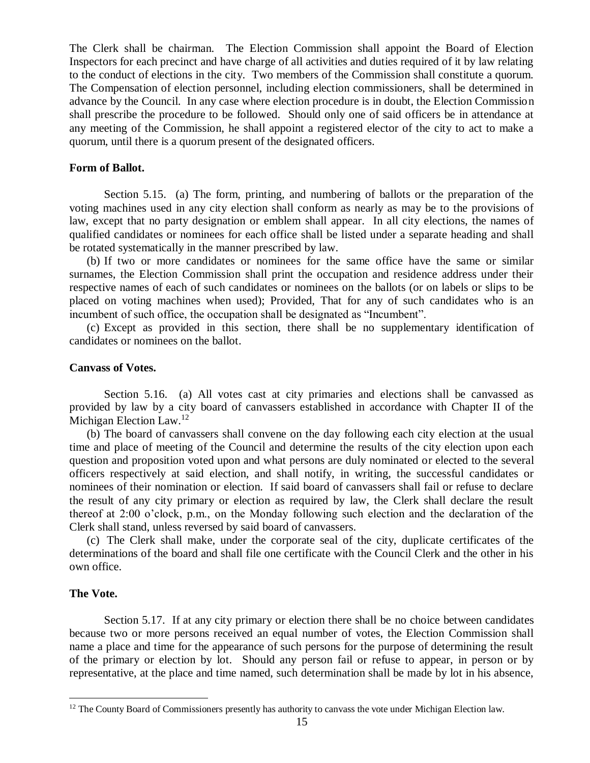The Clerk shall be chairman. The Election Commission shall appoint the Board of Election Inspectors for each precinct and have charge of all activities and duties required of it by law relating to the conduct of elections in the city. Two members of the Commission shall constitute a quorum. The Compensation of election personnel, including election commissioners, shall be determined in advance by the Council. In any case where election procedure is in doubt, the Election Commission shall prescribe the procedure to be followed. Should only one of said officers be in attendance at any meeting of the Commission, he shall appoint a registered elector of the city to act to make a quorum, until there is a quorum present of the designated officers.

**Form of Ballot.**

Section 5.15. (a) The form, printing, and numbering of ballots or the preparation of the voting machines used in any city election shall conform as nearly as may be to the provisions of law, except that no party designation or emblem shall appear. In all city elections, the names of qualified candidates or nominees for each office shall be listed under a separate heading and shall be rotated systematically in the manner prescribed by law.

(b) If two or more candidates or nominees for the same office have the same or similar surnames, the Election Commission shall print the occupation and residence address under their respective names of each of such candidates or nominees on the ballots (or on labels or slips to be placed on voting machines when used); Provided, That for any of such candidates who is an incumbent of such office, the occupation shall be designated as "Incumbent".

(c) Except as provided in this section, there shall be no supplementary identification of candidates or nominees on the ballot.

**Canvass of Votes.**

Section 5.16. (a) All votes cast at city primaries and elections shall be canvassed as provided by law by a city board of canvassers established in accordance with Chapter II of the Michigan Election Law.[12]

(b) The board of canvassers shall convene on the day following each city election at the usual time and place of meeting of the Council and determine the results of the city election upon each question and proposition voted upon and what persons are duly nominated or elected to the several officers respectively at said election, and shall notify, in writing, the successful candidates or nominees of their nomination or election. If said board of canvassers shall fail or refuse to declare the result of any city primary or election as required by law, the Clerk shall declare the result thereof at 2:00 o'clock, p.m., on the Monday following such election and the declaration of the Clerk shall stand, unless reversed by said board of canvassers.

(c) The Clerk shall make, under the corporate seal of the city, duplicate certificates of the determinations of the board and shall file one certificate with the Council Clerk and the other in his own office.

**The Vote.**

Section 5.17. If at any city primary or election there shall be no choice between candidates because two or more persons received an equal number of votes, the Election Commission shall name a place and time for the appearance of such persons for the purpose of determining the result of the primary or election by lot. Should any person fail or refuse to appear, in person or by representative, at the place and time named, such determination shall be made by lot in his absence,

---

[12] The County Board of Commissioners presently has authority to canvass the vote under Michigan Election law.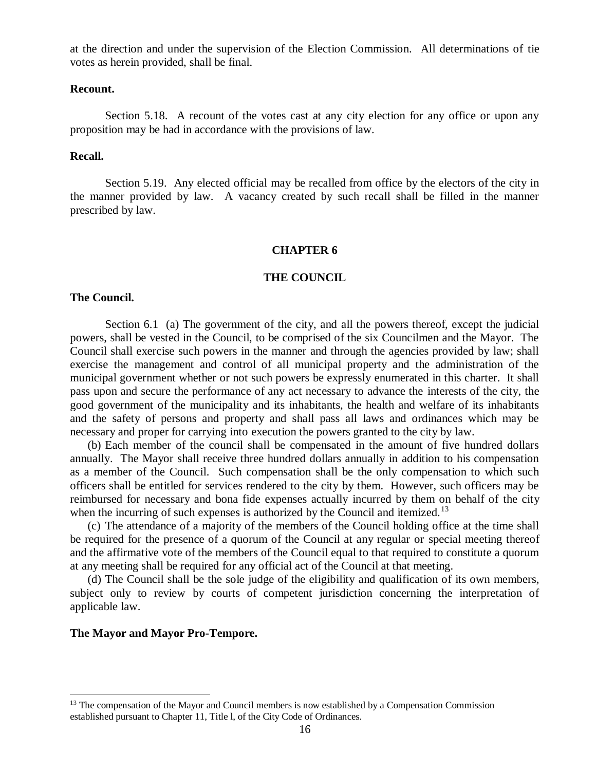at the direction and under the supervision of the Election Commission. All determinations of tie votes as herein provided, shall be final.

**Recount.**

Section 5.18. A recount of the votes cast at any city election for any office or upon any proposition may be had in accordance with the provisions of law.

**Recall.**

Section 5.19. Any elected official may be recalled from office by the electors of the city in the manner provided by law. A vacancy created by such recall shall be filled in the manner prescribed by law.

## CHAPTER 6

## THE COUNCIL

**The Council.**

Section 6.1 (a) The government of the city, and all the powers thereof, except the judicial powers, shall be vested in the Council, to be comprised of the six Councilmen and the Mayor. The Council shall exercise such powers in the manner and through the agencies provided by law; shall exercise the management and control of all municipal property and the administration of the municipal government whether or not such powers be expressly enumerated in this charter. It shall pass upon and secure the performance of any act necessary to advance the interests of the city, the good government of the municipality and its inhabitants, the health and welfare of its inhabitants and the safety of persons and property and shall pass all laws and ordinances which may be necessary and proper for carrying into execution the powers granted to the city by law.

(b) Each member of the council shall be compensated in the amount of five hundred dollars annually. The Mayor shall receive three hundred dollars annually in addition to his compensation as a member of the Council. Such compensation shall be the only compensation to which such officers shall be entitled for services rendered to the city by them. However, such officers may be reimbursed for necessary and bona fide expenses actually incurred by them on behalf of the city when the incurring of such expenses is authorized by the Council and itemized.[13]

(c) The attendance of a majority of the members of the Council holding office at the time shall be required for the presence of a quorum of the Council at any regular or special meeting thereof and the affirmative vote of the members of the Council equal to that required to constitute a quorum at any meeting shall be required for any official act of the Council at that meeting.

(d) The Council shall be the sole judge of the eligibility and qualification of its own members, subject only to review by courts of competent jurisdiction concerning the interpretation of applicable law.

**The Mayor and Mayor Pro-Tempore.**

---

[13] The compensation of the Mayor and Council members is now established by a Compensation Commission established pursuant to Chapter 11, Title l, of the City Code of Ordinances.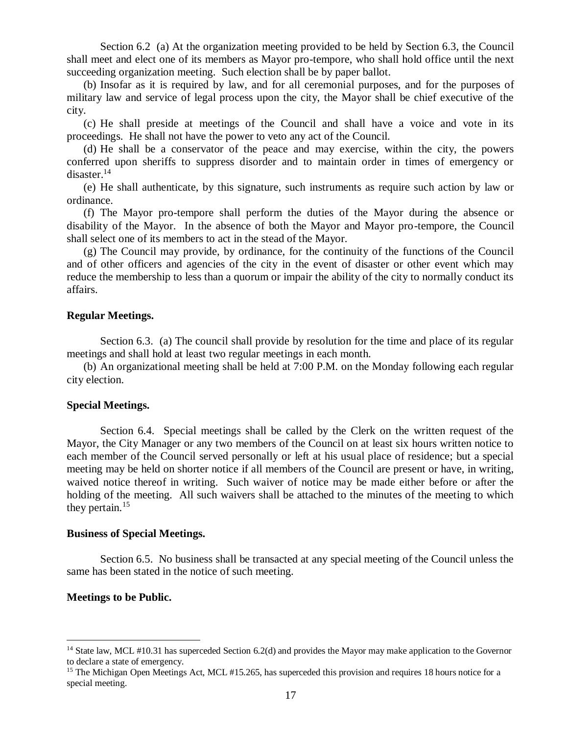Section 6.2 (a) At the organization meeting provided to be held by Section 6.3, the Council shall meet and elect one of its members as Mayor pro-tempore, who shall hold office until the next succeeding organization meeting. Such election shall be by paper ballot.

(b) Insofar as it is required by law, and for all ceremonial purposes, and for the purposes of military law and service of legal process upon the city, the Mayor shall be chief executive of the city.

(c) He shall preside at meetings of the Council and shall have a voice and vote in its proceedings. He shall not have the power to veto any act of the Council.

(d) He shall be a conservator of the peace and may exercise, within the city, the powers conferred upon sheriffs to suppress disorder and to maintain order in times of emergency or disaster.[14]

(e) He shall authenticate, by this signature, such instruments as require such action by law or ordinance.

(f) The Mayor pro-tempore shall perform the duties of the Mayor during the absence or disability of the Mayor. In the absence of both the Mayor and Mayor pro-tempore, the Council shall select one of its members to act in the stead of the Mayor.

(g) The Council may provide, by ordinance, for the continuity of the functions of the Council and of other officers and agencies of the city in the event of disaster or other event which may reduce the membership to less than a quorum or impair the ability of the city to normally conduct its affairs.

**Regular Meetings.**

Section 6.3. (a) The council shall provide by resolution for the time and place of its regular meetings and shall hold at least two regular meetings in each month.

(b) An organizational meeting shall be held at 7:00 P.M. on the Monday following each regular city election.

**Special Meetings.**

Section 6.4. Special meetings shall be called by the Clerk on the written request of the Mayor, the City Manager or any two members of the Council on at least six hours written notice to each member of the Council served personally or left at his usual place of residence; but a special meeting may be held on shorter notice if all members of the Council are present or have, in writing, waived notice thereof in writing. Such waiver of notice may be made either before or after the holding of the meeting. All such waivers shall be attached to the minutes of the meeting to which they pertain.[15]

**Business of Special Meetings.**

Section 6.5. No business shall be transacted at any special meeting of the Council unless the same has been stated in the notice of such meeting.

**Meetings to be Public.**

---

[14] State law, MCL #10.31 has superceded Section 6.2(d) and provides the Mayor may make application to the Governor to declare a state of emergency.

[15] The Michigan Open Meetings Act, MCL #15.265, has superceded this provision and requires 18 hours notice for a special meeting.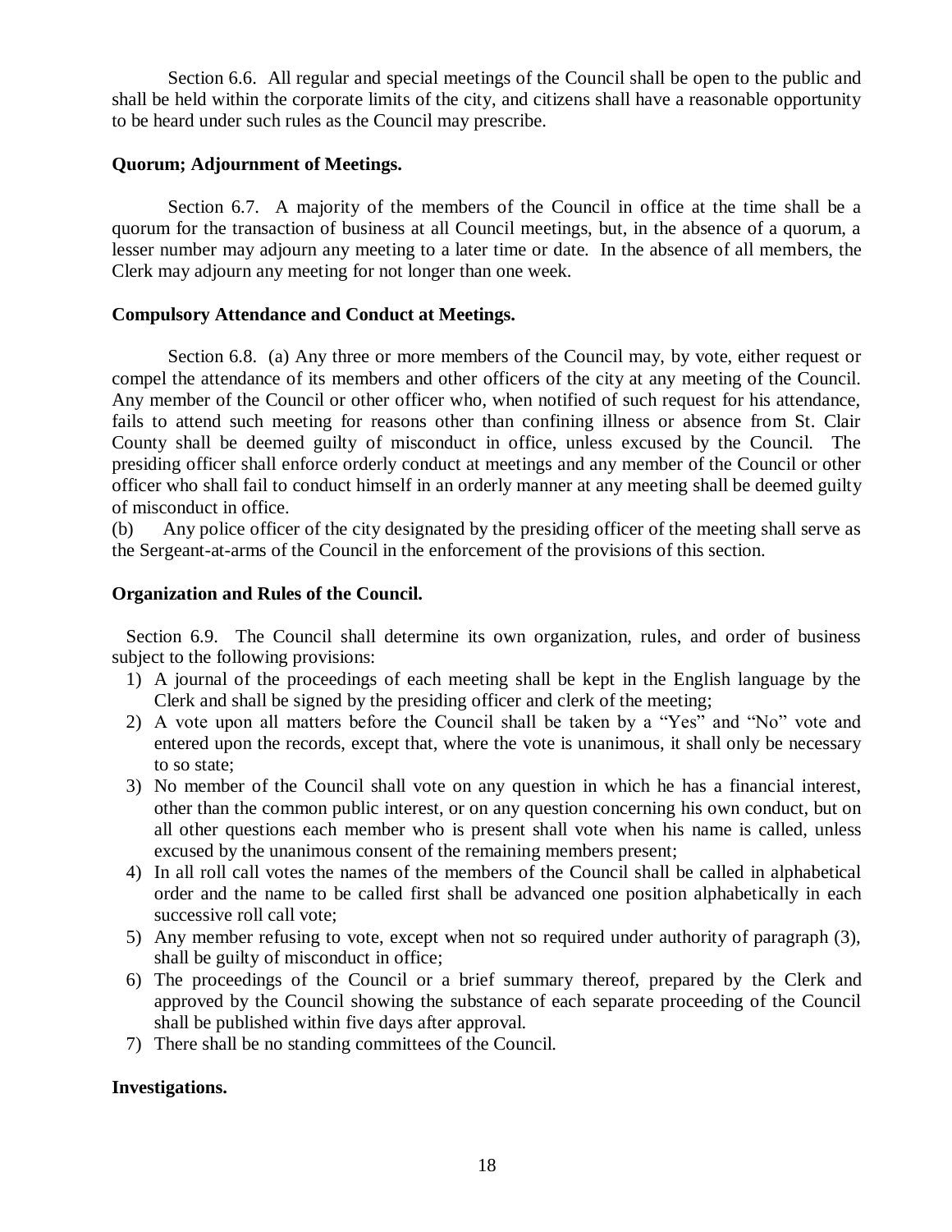Section 6.6. All regular and special meetings of the Council shall be open to the public and shall be held within the corporate limits of the city, and citizens shall have a reasonable opportunity to be heard under such rules as the Council may prescribe.

**Quorum; Adjournment of Meetings.**

Section 6.7. A majority of the members of the Council in office at the time shall be a quorum for the transaction of business at all Council meetings, but, in the absence of a quorum, a lesser number may adjourn any meeting to a later time or date. In the absence of all members, the Clerk may adjourn any meeting for not longer than one week.

**Compulsory Attendance and Conduct at Meetings.**

Section 6.8. (a) Any three or more members of the Council may, by vote, either request or compel the attendance of its members and other officers of the city at any meeting of the Council. Any member of the Council or other officer who, when notified of such request for his attendance, fails to attend such meeting for reasons other than confining illness or absence from St. Clair County shall be deemed guilty of misconduct in office, unless excused by the Council. The presiding officer shall enforce orderly conduct at meetings and any member of the Council or other officer who shall fail to conduct himself in an orderly manner at any meeting shall be deemed guilty of misconduct in office.

(b) Any police officer of the city designated by the presiding officer of the meeting shall serve as the Sergeant-at-arms of the Council in the enforcement of the provisions of this section.

**Organization and Rules of the Council.**

Section 6.9. The Council shall determine its own organization, rules, and order of business subject to the following provisions:

1) A journal of the proceedings of each meeting shall be kept in the English language by the Clerk and shall be signed by the presiding officer and clerk of the meeting;
2) A vote upon all matters before the Council shall be taken by a "Yes" and "No" vote and entered upon the records, except that, where the vote is unanimous, it shall only be necessary to so state;
3) No member of the Council shall vote on any question in which he has a financial interest, other than the common public interest, or on any question concerning his own conduct, but on all other questions each member who is present shall vote when his name is called, unless excused by the unanimous consent of the remaining members present;
4) In all roll call votes the names of the members of the Council shall be called in alphabetical order and the name to be called first shall be advanced one position alphabetically in each successive roll call vote;
5) Any member refusing to vote, except when not so required under authority of paragraph (3), shall be guilty of misconduct in office;
6) The proceedings of the Council or a brief summary thereof, prepared by the Clerk and approved by the Council showing the substance of each separate proceeding of the Council shall be published within five days after approval.
7) There shall be no standing committees of the Council.

**Investigations.**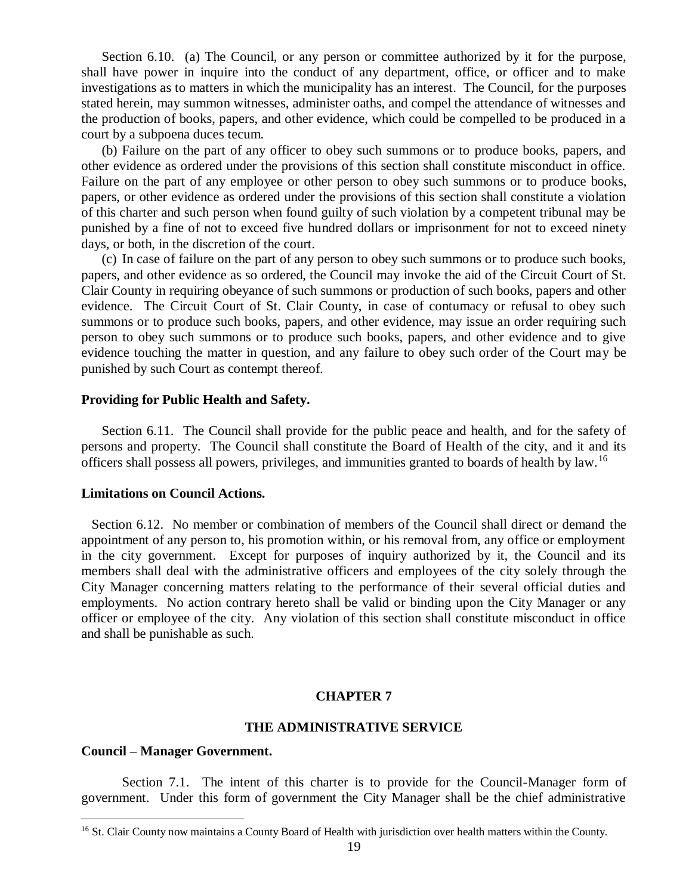Section 6.10. (a) The Council, or any person or committee authorized by it for the purpose, shall have power in inquire into the conduct of any department, office, or officer and to make investigations as to matters in which the municipality has an interest. The Council, for the purposes stated herein, may summon witnesses, administer oaths, and compel the attendance of witnesses and the production of books, papers, and other evidence, which could be compelled to be produced in a court by a subpoena duces tecum.

(b) Failure on the part of any officer to obey such summons or to produce books, papers, and other evidence as ordered under the provisions of this section shall constitute misconduct in office. Failure on the part of any employee or other person to obey such summons or to produce books, papers, or other evidence as ordered under the provisions of this section shall constitute a violation of this charter and such person when found guilty of such violation by a competent tribunal may be punished by a fine of not to exceed five hundred dollars or imprisonment for not to exceed ninety days, or both, in the discretion of the court.

(c) In case of failure on the part of any person to obey such summons or to produce such books, papers, and other evidence as so ordered, the Council may invoke the aid of the Circuit Court of St. Clair County in requiring obeyance of such summons or production of such books, papers and other evidence. The Circuit Court of St. Clair County, in case of contumacy or refusal to obey such summons or to produce such books, papers, and other evidence, may issue an order requiring such person to obey such summons or to produce such books, papers, and other evidence and to give evidence touching the matter in question, and any failure to obey such order of the Court may be punished by such Court as contempt thereof.

**Providing for Public Health and Safety.**

Section 6.11. The Council shall provide for the public peace and health, and for the safety of persons and property. The Council shall constitute the Board of Health of the city, and it and its officers shall possess all powers, privileges, and immunities granted to boards of health by law.[16]

**Limitations on Council Actions.**

Section 6.12. No member or combination of members of the Council shall direct or demand the appointment of any person to, his promotion within, or his removal from, any office or employment in the city government. Except for purposes of inquiry authorized by it, the Council and its members shall deal with the administrative officers and employees of the city solely through the City Manager concerning matters relating to the performance of their several official duties and employments. No action contrary hereto shall be valid or binding upon the City Manager or any officer or employee of the city. Any violation of this section shall constitute misconduct in office and shall be punishable as such.

## CHAPTER 7

## THE ADMINISTRATIVE SERVICE

**Council – Manager Government.**

Section 7.1. The intent of this charter is to provide for the Council-Manager form of government. Under this form of government the City Manager shall be the chief administrative

[16] St. Clair County now maintains a County Board of Health with jurisdiction over health matters within the County.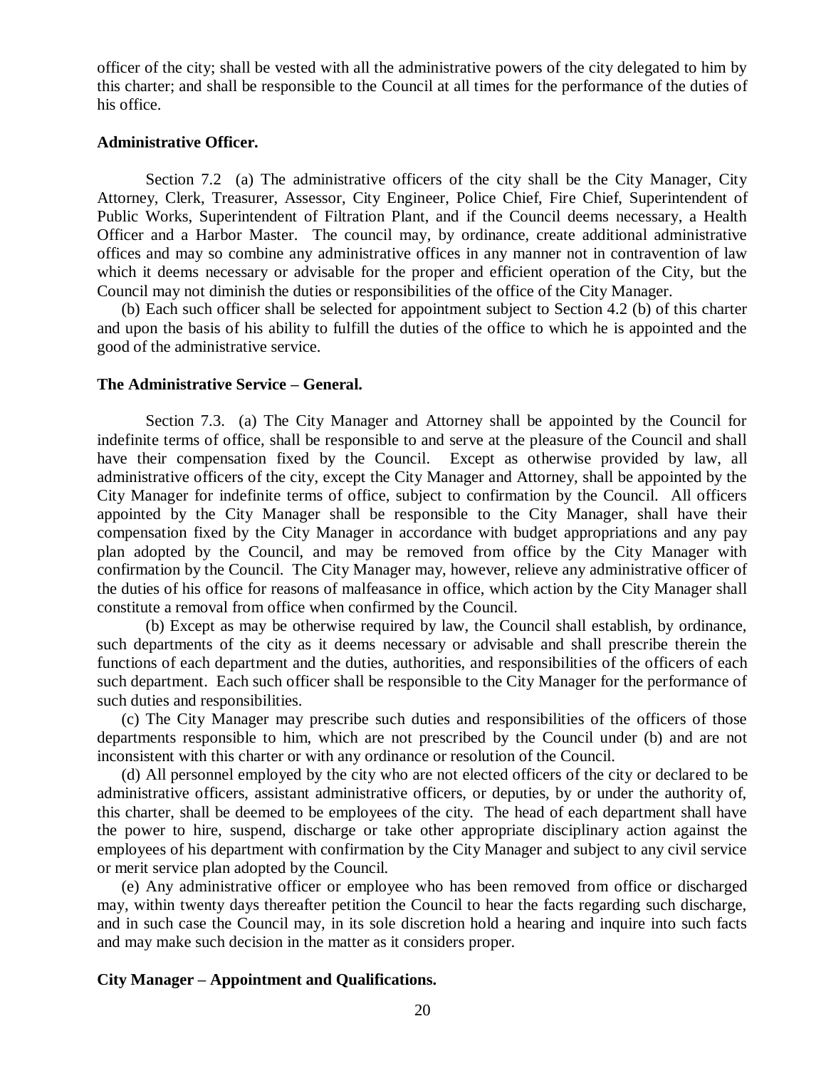officer of the city; shall be vested with all the administrative powers of the city delegated to him by this charter; and shall be responsible to the Council at all times for the performance of the duties of his office.

**Administrative Officer.**

Section 7.2 (a) The administrative officers of the city shall be the City Manager, City Attorney, Clerk, Treasurer, Assessor, City Engineer, Police Chief, Fire Chief, Superintendent of Public Works, Superintendent of Filtration Plant, and if the Council deems necessary, a Health Officer and a Harbor Master. The council may, by ordinance, create additional administrative offices and may so combine any administrative offices in any manner not in contravention of law which it deems necessary or advisable for the proper and efficient operation of the City, but the Council may not diminish the duties or responsibilities of the office of the City Manager.

(b) Each such officer shall be selected for appointment subject to Section 4.2 (b) of this charter and upon the basis of his ability to fulfill the duties of the office to which he is appointed and the good of the administrative service.

**The Administrative Service – General.**

Section 7.3. (a) The City Manager and Attorney shall be appointed by the Council for indefinite terms of office, shall be responsible to and serve at the pleasure of the Council and shall have their compensation fixed by the Council. Except as otherwise provided by law, all administrative officers of the city, except the City Manager and Attorney, shall be appointed by the City Manager for indefinite terms of office, subject to confirmation by the Council. All officers appointed by the City Manager shall be responsible to the City Manager, shall have their compensation fixed by the City Manager in accordance with budget appropriations and any pay plan adopted by the Council, and may be removed from office by the City Manager with confirmation by the Council. The City Manager may, however, relieve any administrative officer of the duties of his office for reasons of malfeasance in office, which action by the City Manager shall constitute a removal from office when confirmed by the Council.

(b) Except as may be otherwise required by law, the Council shall establish, by ordinance, such departments of the city as it deems necessary or advisable and shall prescribe therein the functions of each department and the duties, authorities, and responsibilities of the officers of each such department. Each such officer shall be responsible to the City Manager for the performance of such duties and responsibilities.

(c) The City Manager may prescribe such duties and responsibilities of the officers of those departments responsible to him, which are not prescribed by the Council under (b) and are not inconsistent with this charter or with any ordinance or resolution of the Council.

(d) All personnel employed by the city who are not elected officers of the city or declared to be administrative officers, assistant administrative officers, or deputies, by or under the authority of, this charter, shall be deemed to be employees of the city. The head of each department shall have the power to hire, suspend, discharge or take other appropriate disciplinary action against the employees of his department with confirmation by the City Manager and subject to any civil service or merit service plan adopted by the Council.

(e) Any administrative officer or employee who has been removed from office or discharged may, within twenty days thereafter petition the Council to hear the facts regarding such discharge, and in such case the Council may, in its sole discretion hold a hearing and inquire into such facts and may make such decision in the matter as it considers proper.

**City Manager – Appointment and Qualifications.**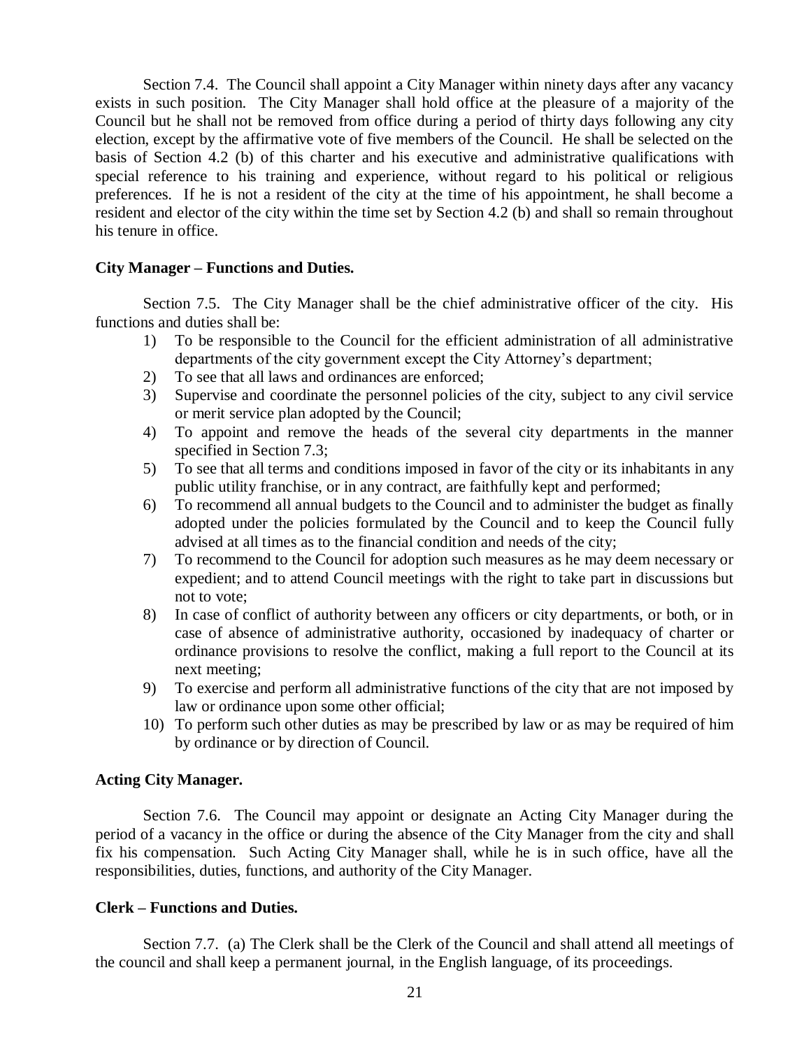Section 7.4. The Council shall appoint a City Manager within ninety days after any vacancy exists in such position. The City Manager shall hold office at the pleasure of a majority of the Council but he shall not be removed from office during a period of thirty days following any city election, except by the affirmative vote of five members of the Council. He shall be selected on the basis of Section 4.2 (b) of this charter and his executive and administrative qualifications with special reference to his training and experience, without regard to his political or religious preferences. If he is not a resident of the city at the time of his appointment, he shall become a resident and elector of the city within the time set by Section 4.2 (b) and shall so remain throughout his tenure in office.

**City Manager – Functions and Duties.**

Section 7.5. The City Manager shall be the chief administrative officer of the city. His functions and duties shall be:

1) To be responsible to the Council for the efficient administration of all administrative departments of the city government except the City Attorney's department;
2) To see that all laws and ordinances are enforced;
3) Supervise and coordinate the personnel policies of the city, subject to any civil service or merit service plan adopted by the Council;
4) To appoint and remove the heads of the several city departments in the manner specified in Section 7.3;
5) To see that all terms and conditions imposed in favor of the city or its inhabitants in any public utility franchise, or in any contract, are faithfully kept and performed;
6) To recommend all annual budgets to the Council and to administer the budget as finally adopted under the policies formulated by the Council and to keep the Council fully advised at all times as to the financial condition and needs of the city;
7) To recommend to the Council for adoption such measures as he may deem necessary or expedient; and to attend Council meetings with the right to take part in discussions but not to vote;
8) In case of conflict of authority between any officers or city departments, or both, or in case of absence of administrative authority, occasioned by inadequacy of charter or ordinance provisions to resolve the conflict, making a full report to the Council at its next meeting;
9) To exercise and perform all administrative functions of the city that are not imposed by law or ordinance upon some other official;
10) To perform such other duties as may be prescribed by law or as may be required of him by ordinance or by direction of Council.

**Acting City Manager.**

Section 7.6. The Council may appoint or designate an Acting City Manager during the period of a vacancy in the office or during the absence of the City Manager from the city and shall fix his compensation. Such Acting City Manager shall, while he is in such office, have all the responsibilities, duties, functions, and authority of the City Manager.

**Clerk – Functions and Duties.**

Section 7.7. (a) The Clerk shall be the Clerk of the Council and shall attend all meetings of the council and shall keep a permanent journal, in the English language, of its proceedings.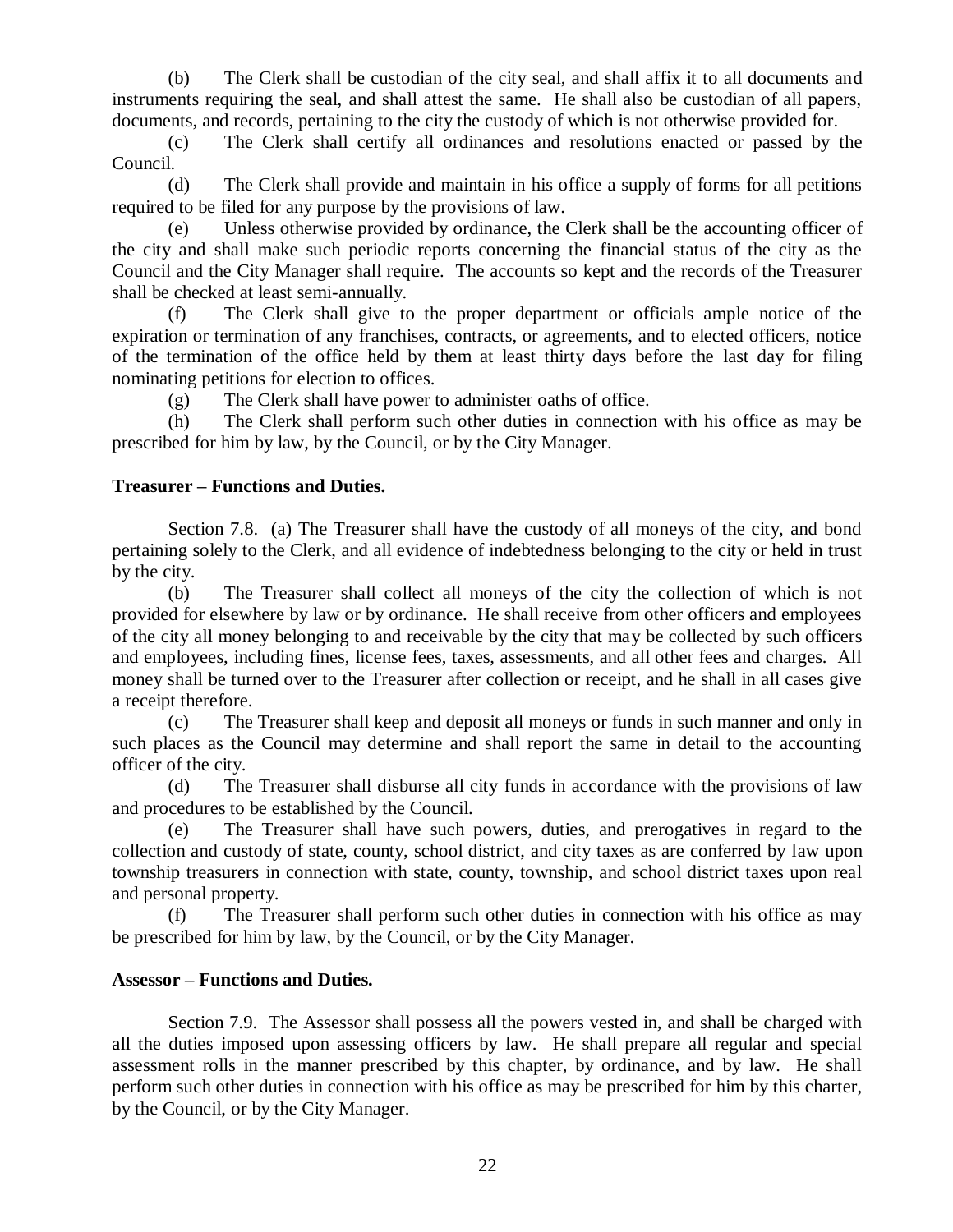(b) The Clerk shall be custodian of the city seal, and shall affix it to all documents and instruments requiring the seal, and shall attest the same. He shall also be custodian of all papers, documents, and records, pertaining to the city the custody of which is not otherwise provided for.

(c) The Clerk shall certify all ordinances and resolutions enacted or passed by the Council.

(d) The Clerk shall provide and maintain in his office a supply of forms for all petitions required to be filed for any purpose by the provisions of law.

(e) Unless otherwise provided by ordinance, the Clerk shall be the accounting officer of the city and shall make such periodic reports concerning the financial status of the city as the Council and the City Manager shall require. The accounts so kept and the records of the Treasurer shall be checked at least semi-annually.

(f) The Clerk shall give to the proper department or officials ample notice of the expiration or termination of any franchises, contracts, or agreements, and to elected officers, notice of the termination of the office held by them at least thirty days before the last day for filing nominating petitions for election to offices.

(g) The Clerk shall have power to administer oaths of office.

(h) The Clerk shall perform such other duties in connection with his office as may be prescribed for him by law, by the Council, or by the City Manager.

**Treasurer – Functions and Duties.**

Section 7.8. (a) The Treasurer shall have the custody of all moneys of the city, and bond pertaining solely to the Clerk, and all evidence of indebtedness belonging to the city or held in trust by the city.

(b) The Treasurer shall collect all moneys of the city the collection of which is not provided for elsewhere by law or by ordinance. He shall receive from other officers and employees of the city all money belonging to and receivable by the city that may be collected by such officers and employees, including fines, license fees, taxes, assessments, and all other fees and charges. All money shall be turned over to the Treasurer after collection or receipt, and he shall in all cases give a receipt therefore.

(c) The Treasurer shall keep and deposit all moneys or funds in such manner and only in such places as the Council may determine and shall report the same in detail to the accounting officer of the city.

(d) The Treasurer shall disburse all city funds in accordance with the provisions of law and procedures to be established by the Council.

(e) The Treasurer shall have such powers, duties, and prerogatives in regard to the collection and custody of state, county, school district, and city taxes as are conferred by law upon township treasurers in connection with state, county, township, and school district taxes upon real and personal property.

(f) The Treasurer shall perform such other duties in connection with his office as may be prescribed for him by law, by the Council, or by the City Manager.

**Assessor – Functions and Duties.**

Section 7.9. The Assessor shall possess all the powers vested in, and shall be charged with all the duties imposed upon assessing officers by law. He shall prepare all regular and special assessment rolls in the manner prescribed by this chapter, by ordinance, and by law. He shall perform such other duties in connection with his office as may be prescribed for him by this charter, by the Council, or by the City Manager.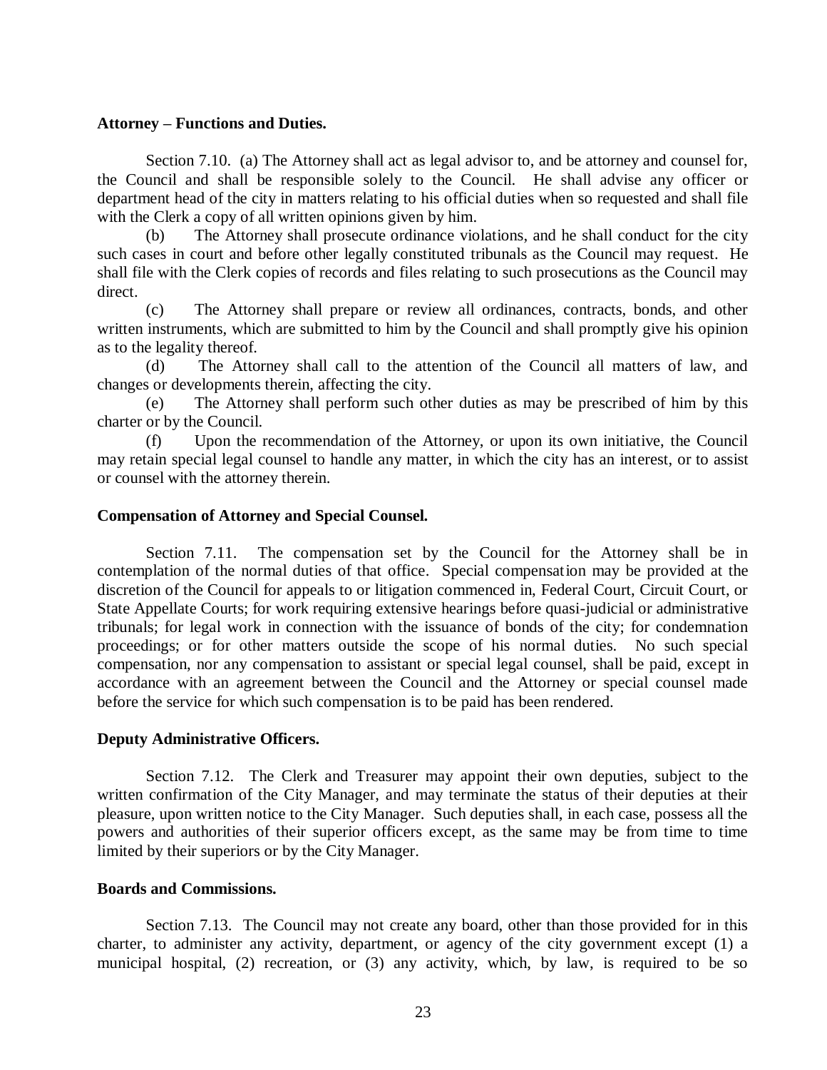**Attorney – Functions and Duties.**

Section 7.10. (a) The Attorney shall act as legal advisor to, and be attorney and counsel for, the Council and shall be responsible solely to the Council. He shall advise any officer or department head of the city in matters relating to his official duties when so requested and shall file with the Clerk a copy of all written opinions given by him.

(b) The Attorney shall prosecute ordinance violations, and he shall conduct for the city such cases in court and before other legally constituted tribunals as the Council may request. He shall file with the Clerk copies of records and files relating to such prosecutions as the Council may direct.

(c) The Attorney shall prepare or review all ordinances, contracts, bonds, and other written instruments, which are submitted to him by the Council and shall promptly give his opinion as to the legality thereof.

(d) The Attorney shall call to the attention of the Council all matters of law, and changes or developments therein, affecting the city.

(e) The Attorney shall perform such other duties as may be prescribed of him by this charter or by the Council.

(f) Upon the recommendation of the Attorney, or upon its own initiative, the Council may retain special legal counsel to handle any matter, in which the city has an interest, or to assist or counsel with the attorney therein.

**Compensation of Attorney and Special Counsel.**

Section 7.11. The compensation set by the Council for the Attorney shall be in contemplation of the normal duties of that office. Special compensation may be provided at the discretion of the Council for appeals to or litigation commenced in, Federal Court, Circuit Court, or State Appellate Courts; for work requiring extensive hearings before quasi-judicial or administrative tribunals; for legal work in connection with the issuance of bonds of the city; for condemnation proceedings; or for other matters outside the scope of his normal duties. No such special compensation, nor any compensation to assistant or special legal counsel, shall be paid, except in accordance with an agreement between the Council and the Attorney or special counsel made before the service for which such compensation is to be paid has been rendered.

**Deputy Administrative Officers.**

Section 7.12. The Clerk and Treasurer may appoint their own deputies, subject to the written confirmation of the City Manager, and may terminate the status of their deputies at their pleasure, upon written notice to the City Manager. Such deputies shall, in each case, possess all the powers and authorities of their superior officers except, as the same may be from time to time limited by their superiors or by the City Manager.

**Boards and Commissions.**

Section 7.13. The Council may not create any board, other than those provided for in this charter, to administer any activity, department, or agency of the city government except (1) a municipal hospital, (2) recreation, or (3) any activity, which, by law, is required to be so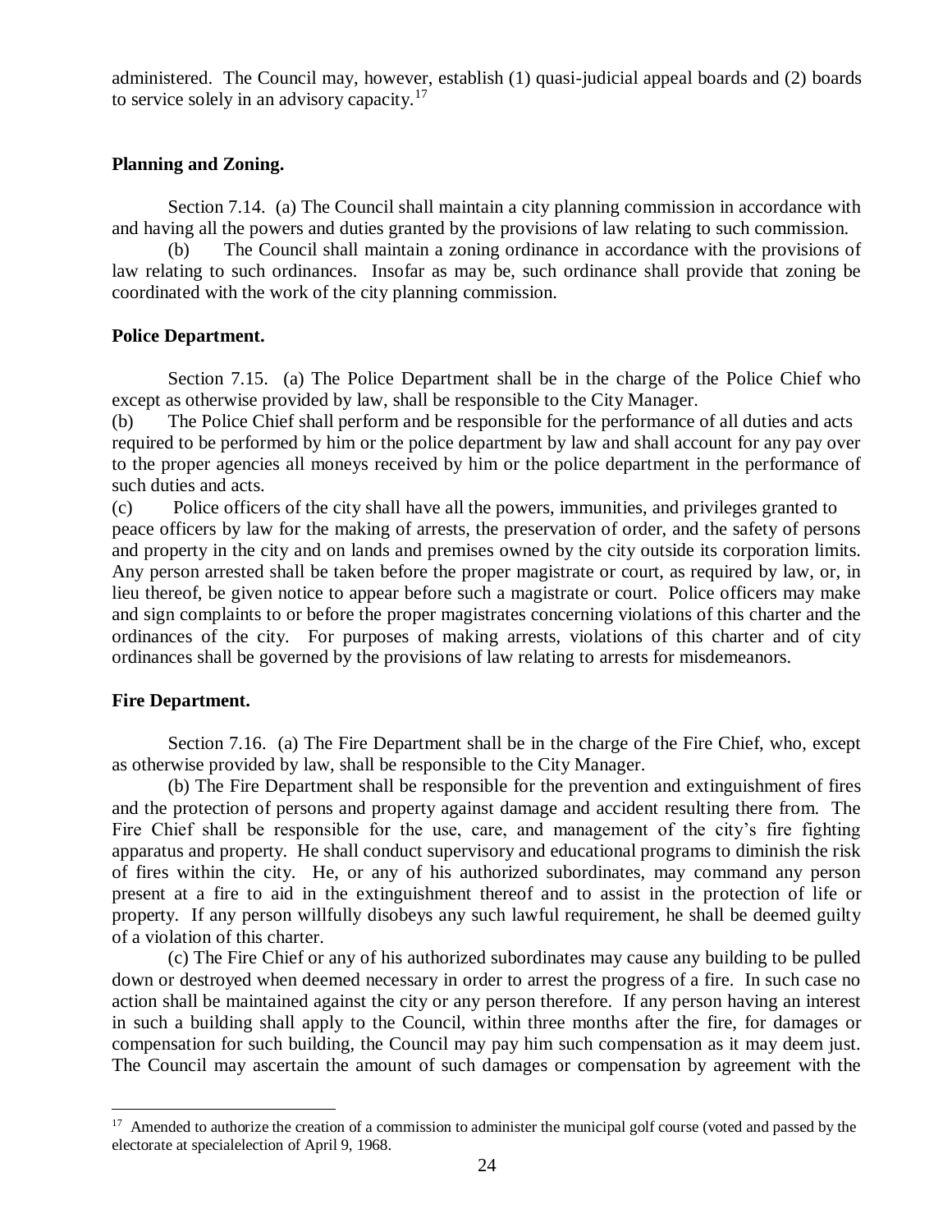administered. The Council may, however, establish (1) quasi-judicial appeal boards and (2) boards to service solely in an advisory capacity.[17]

**Planning and Zoning.**

Section 7.14. (a) The Council shall maintain a city planning commission in accordance with and having all the powers and duties granted by the provisions of law relating to such commission.

(b) The Council shall maintain a zoning ordinance in accordance with the provisions of law relating to such ordinances. Insofar as may be, such ordinance shall provide that zoning be coordinated with the work of the city planning commission.

**Police Department.**

Section 7.15. (a) The Police Department shall be in the charge of the Police Chief who except as otherwise provided by law, shall be responsible to the City Manager.

(b) The Police Chief shall perform and be responsible for the performance of all duties and acts required to be performed by him or the police department by law and shall account for any pay over to the proper agencies all moneys received by him or the police department in the performance of such duties and acts.

(c) Police officers of the city shall have all the powers, immunities, and privileges granted to peace officers by law for the making of arrests, the preservation of order, and the safety of persons and property in the city and on lands and premises owned by the city outside its corporation limits. Any person arrested shall be taken before the proper magistrate or court, as required by law, or, in lieu thereof, be given notice to appear before such a magistrate or court. Police officers may make and sign complaints to or before the proper magistrates concerning violations of this charter and the ordinances of the city. For purposes of making arrests, violations of this charter and of city ordinances shall be governed by the provisions of law relating to arrests for misdemeanors.

**Fire Department.**

Section 7.16. (a) The Fire Department shall be in the charge of the Fire Chief, who, except as otherwise provided by law, shall be responsible to the City Manager.

(b) The Fire Department shall be responsible for the prevention and extinguishment of fires and the protection of persons and property against damage and accident resulting there from. The Fire Chief shall be responsible for the use, care, and management of the city's fire fighting apparatus and property. He shall conduct supervisory and educational programs to diminish the risk of fires within the city. He, or any of his authorized subordinates, may command any person present at a fire to aid in the extinguishment thereof and to assist in the protection of life or property. If any person willfully disobeys any such lawful requirement, he shall be deemed guilty of a violation of this charter.

(c) The Fire Chief or any of his authorized subordinates may cause any building to be pulled down or destroyed when deemed necessary in order to arrest the progress of a fire. In such case no action shall be maintained against the city or any person therefore. If any person having an interest in such a building shall apply to the Council, within three months after the fire, for damages or compensation for such building, the Council may pay him such compensation as it may deem just. The Council may ascertain the amount of such damages or compensation by agreement with the

---

[17] Amended to authorize the creation of a commission to administer the municipal golf course (voted and passed by the electorate at specialelection of April 9, 1968.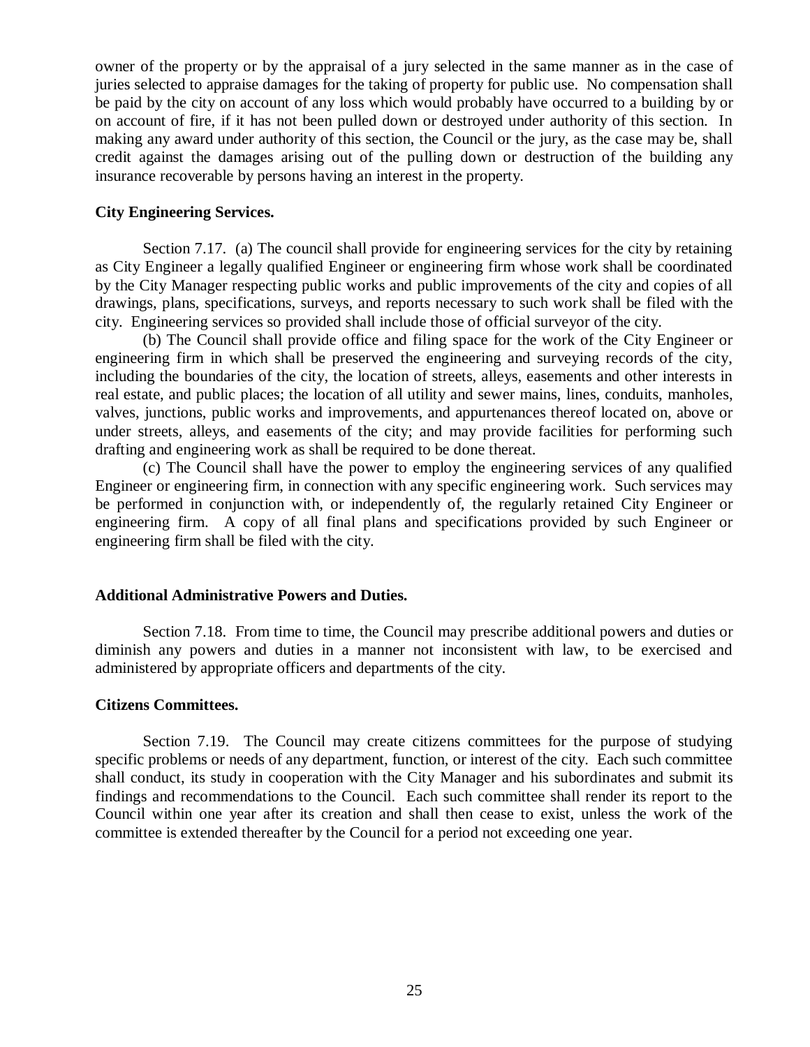owner of the property or by the appraisal of a jury selected in the same manner as in the case of juries selected to appraise damages for the taking of property for public use. No compensation shall be paid by the city on account of any loss which would probably have occurred to a building by or on account of fire, if it has not been pulled down or destroyed under authority of this section. In making any award under authority of this section, the Council or the jury, as the case may be, shall credit against the damages arising out of the pulling down or destruction of the building any insurance recoverable by persons having an interest in the property.

**City Engineering Services.**

Section 7.17. (a) The council shall provide for engineering services for the city by retaining as City Engineer a legally qualified Engineer or engineering firm whose work shall be coordinated by the City Manager respecting public works and public improvements of the city and copies of all drawings, plans, specifications, surveys, and reports necessary to such work shall be filed with the city. Engineering services so provided shall include those of official surveyor of the city.

(b) The Council shall provide office and filing space for the work of the City Engineer or engineering firm in which shall be preserved the engineering and surveying records of the city, including the boundaries of the city, the location of streets, alleys, easements and other interests in real estate, and public places; the location of all utility and sewer mains, lines, conduits, manholes, valves, junctions, public works and improvements, and appurtenances thereof located on, above or under streets, alleys, and easements of the city; and may provide facilities for performing such drafting and engineering work as shall be required to be done thereat.

(c) The Council shall have the power to employ the engineering services of any qualified Engineer or engineering firm, in connection with any specific engineering work. Such services may be performed in conjunction with, or independently of, the regularly retained City Engineer or engineering firm. A copy of all final plans and specifications provided by such Engineer or engineering firm shall be filed with the city.

**Additional Administrative Powers and Duties.**

Section 7.18. From time to time, the Council may prescribe additional powers and duties or diminish any powers and duties in a manner not inconsistent with law, to be exercised and administered by appropriate officers and departments of the city.

**Citizens Committees.**

Section 7.19. The Council may create citizens committees for the purpose of studying specific problems or needs of any department, function, or interest of the city. Each such committee shall conduct, its study in cooperation with the City Manager and his subordinates and submit its findings and recommendations to the Council. Each such committee shall render its report to the Council within one year after its creation and shall then cease to exist, unless the work of the committee is extended thereafter by the Council for a period not exceeding one year.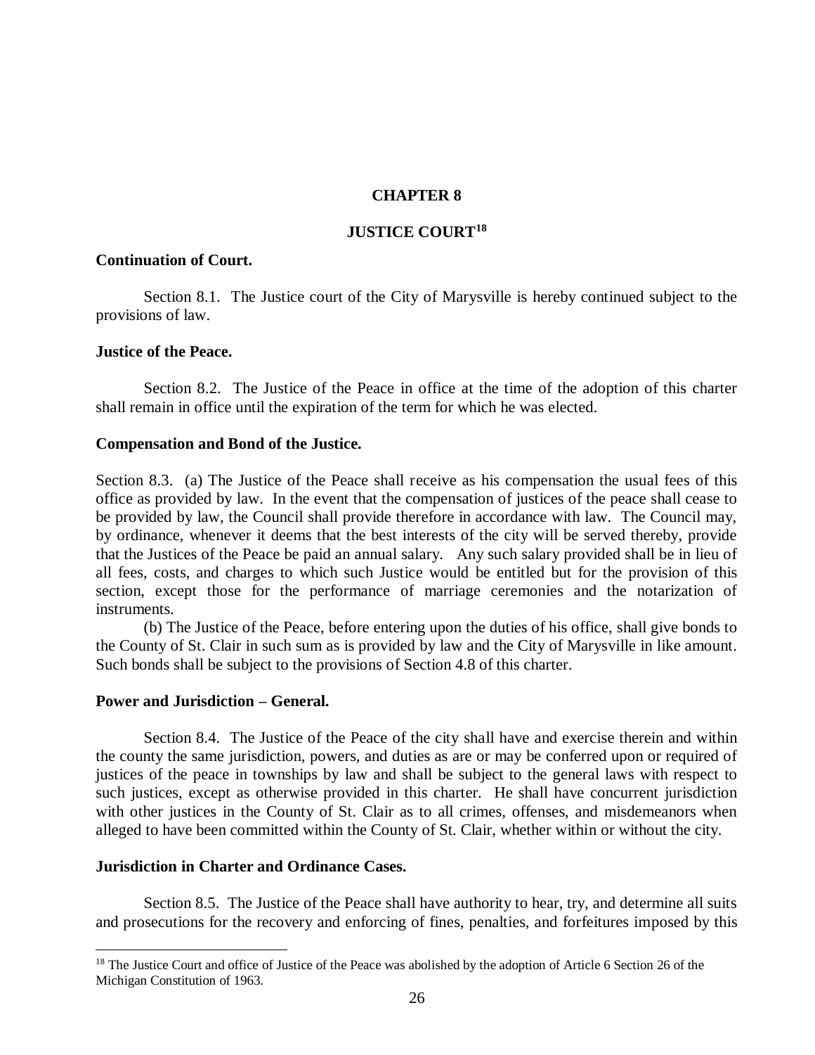# CHAPTER 8

## JUSTICE COURT[18]

**Continuation of Court.**

Section 8.1. The Justice court of the City of Marysville is hereby continued subject to the provisions of law.

**Justice of the Peace.**

Section 8.2. The Justice of the Peace in office at the time of the adoption of this charter shall remain in office until the expiration of the term for which he was elected.

**Compensation and Bond of the Justice.**

Section 8.3. (a) The Justice of the Peace shall receive as his compensation the usual fees of this office as provided by law. In the event that the compensation of justices of the peace shall cease to be provided by law, the Council shall provide therefore in accordance with law. The Council may, by ordinance, whenever it deems that the best interests of the city will be served thereby, provide that the Justices of the Peace be paid an annual salary. Any such salary provided shall be in lieu of all fees, costs, and charges to which such Justice would be entitled but for the provision of this section, except those for the performance of marriage ceremonies and the notarization of instruments.

(b) The Justice of the Peace, before entering upon the duties of his office, shall give bonds to the County of St. Clair in such sum as is provided by law and the City of Marysville in like amount. Such bonds shall be subject to the provisions of Section 4.8 of this charter.

**Power and Jurisdiction – General.**

Section 8.4. The Justice of the Peace of the city shall have and exercise therein and within the county the same jurisdiction, powers, and duties as are or may be conferred upon or required of justices of the peace in townships by law and shall be subject to the general laws with respect to such justices, except as otherwise provided in this charter. He shall have concurrent jurisdiction with other justices in the County of St. Clair as to all crimes, offenses, and misdemeanors when alleged to have been committed within the County of St. Clair, whether within or without the city.

**Jurisdiction in Charter and Ordinance Cases.**

Section 8.5. The Justice of the Peace shall have authority to hear, try, and determine all suits and prosecutions for the recovery and enforcing of fines, penalties, and forfeitures imposed by this

[18] The Justice Court and office of Justice of the Peace was abolished by the adoption of Article 6 Section 26 of the Michigan Constitution of 1963.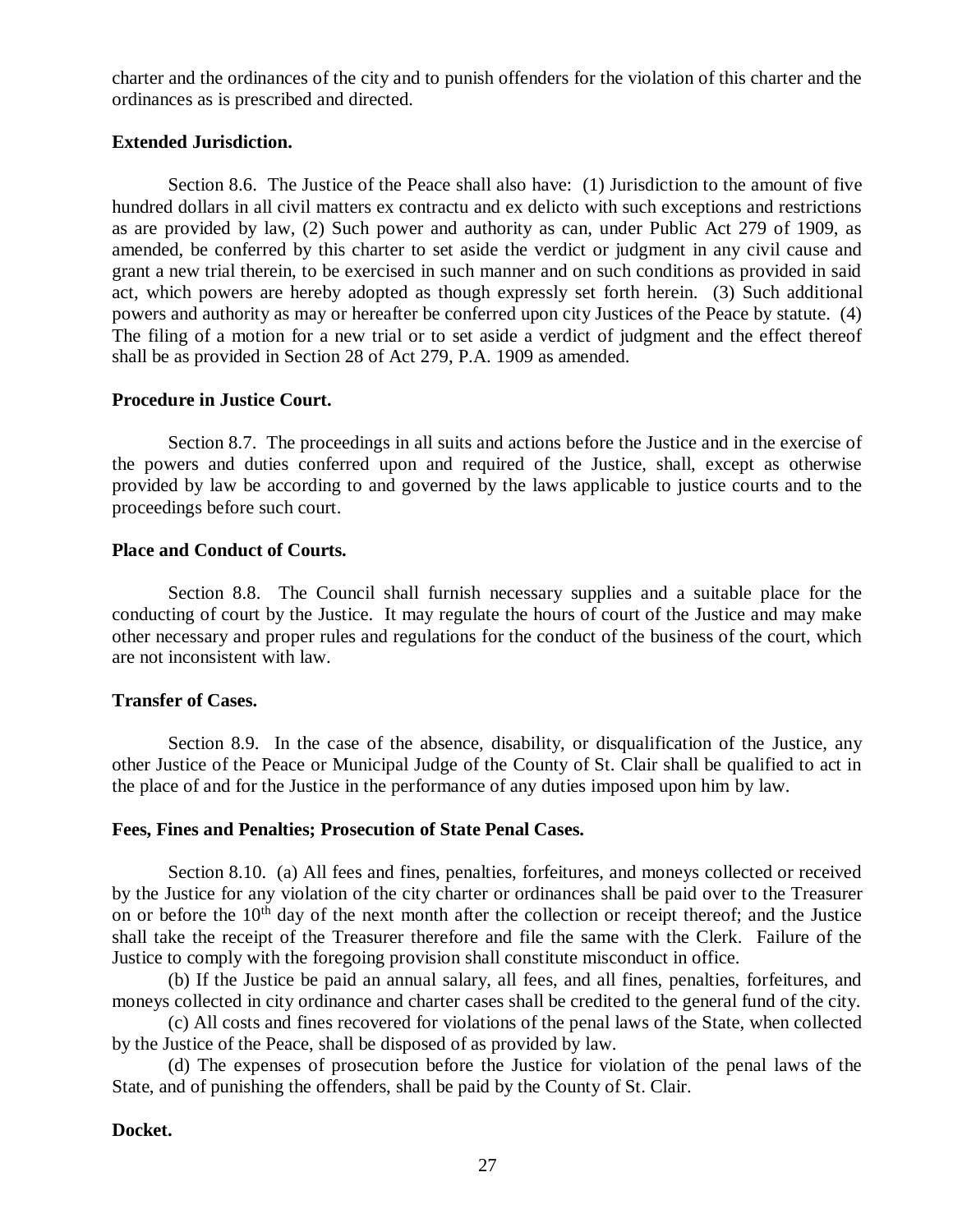charter and the ordinances of the city and to punish offenders for the violation of this charter and the ordinances as is prescribed and directed.

**Extended Jurisdiction.**

Section 8.6. The Justice of the Peace shall also have: (1) Jurisdiction to the amount of five hundred dollars in all civil matters ex contractu and ex delicto with such exceptions and restrictions as are provided by law, (2) Such power and authority as can, under Public Act 279 of 1909, as amended, be conferred by this charter to set aside the verdict or judgment in any civil cause and grant a new trial therein, to be exercised in such manner and on such conditions as provided in said act, which powers are hereby adopted as though expressly set forth herein. (3) Such additional powers and authority as may or hereafter be conferred upon city Justices of the Peace by statute. (4) The filing of a motion for a new trial or to set aside a verdict of judgment and the effect thereof shall be as provided in Section 28 of Act 279, P.A. 1909 as amended.

**Procedure in Justice Court.**

Section 8.7. The proceedings in all suits and actions before the Justice and in the exercise of the powers and duties conferred upon and required of the Justice, shall, except as otherwise provided by law be according to and governed by the laws applicable to justice courts and to the proceedings before such court.

**Place and Conduct of Courts.**

Section 8.8. The Council shall furnish necessary supplies and a suitable place for the conducting of court by the Justice. It may regulate the hours of court of the Justice and may make other necessary and proper rules and regulations for the conduct of the business of the court, which are not inconsistent with law.

**Transfer of Cases.**

Section 8.9. In the case of the absence, disability, or disqualification of the Justice, any other Justice of the Peace or Municipal Judge of the County of St. Clair shall be qualified to act in the place of and for the Justice in the performance of any duties imposed upon him by law.

**Fees, Fines and Penalties; Prosecution of State Penal Cases.**

Section 8.10. (a) All fees and fines, penalties, forfeitures, and moneys collected or received by the Justice for any violation of the city charter or ordinances shall be paid over to the Treasurer on or before the 10th day of the next month after the collection or receipt thereof; and the Justice shall take the receipt of the Treasurer therefore and file the same with the Clerk. Failure of the Justice to comply with the foregoing provision shall constitute misconduct in office.

(b) If the Justice be paid an annual salary, all fees, and all fines, penalties, forfeitures, and moneys collected in city ordinance and charter cases shall be credited to the general fund of the city.

(c) All costs and fines recovered for violations of the penal laws of the State, when collected by the Justice of the Peace, shall be disposed of as provided by law.

(d) The expenses of prosecution before the Justice for violation of the penal laws of the State, and of punishing the offenders, shall be paid by the County of St. Clair.

**Docket.**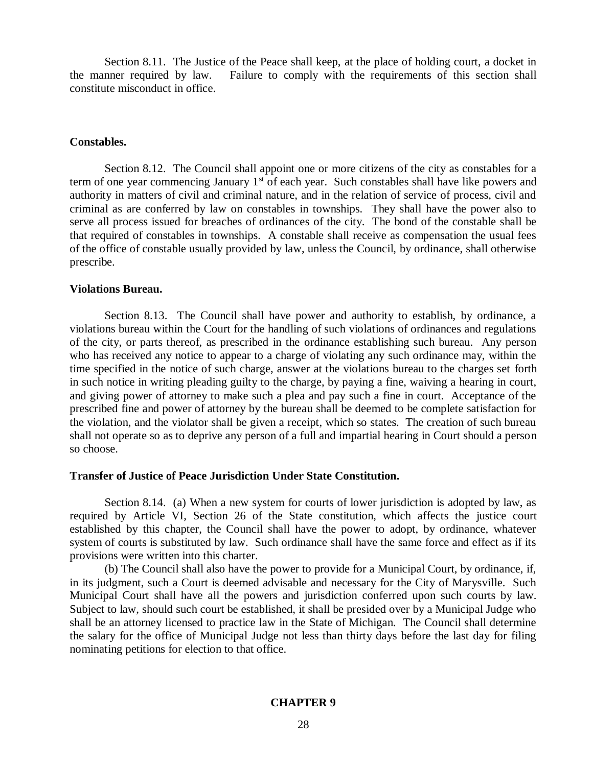Section 8.11. The Justice of the Peace shall keep, at the place of holding court, a docket in the manner required by law. Failure to comply with the requirements of this section shall constitute misconduct in office.

**Constables.**

Section 8.12. The Council shall appoint one or more citizens of the city as constables for a term of one year commencing January 1st of each year. Such constables shall have like powers and authority in matters of civil and criminal nature, and in the relation of service of process, civil and criminal as are conferred by law on constables in townships. They shall have the power also to serve all process issued for breaches of ordinances of the city. The bond of the constable shall be that required of constables in townships. A constable shall receive as compensation the usual fees of the office of constable usually provided by law, unless the Council, by ordinance, shall otherwise prescribe.

**Violations Bureau.**

Section 8.13. The Council shall have power and authority to establish, by ordinance, a violations bureau within the Court for the handling of such violations of ordinances and regulations of the city, or parts thereof, as prescribed in the ordinance establishing such bureau. Any person who has received any notice to appear to a charge of violating any such ordinance may, within the time specified in the notice of such charge, answer at the violations bureau to the charges set forth in such notice in writing pleading guilty to the charge, by paying a fine, waiving a hearing in court, and giving power of attorney to make such a plea and pay such a fine in court. Acceptance of the prescribed fine and power of attorney by the bureau shall be deemed to be complete satisfaction for the violation, and the violator shall be given a receipt, which so states. The creation of such bureau shall not operate so as to deprive any person of a full and impartial hearing in Court should a person so choose.

**Transfer of Justice of Peace Jurisdiction Under State Constitution.**

Section 8.14. (a) When a new system for courts of lower jurisdiction is adopted by law, as required by Article VI, Section 26 of the State constitution, which affects the justice court established by this chapter, the Council shall have the power to adopt, by ordinance, whatever system of courts is substituted by law. Such ordinance shall have the same force and effect as if its provisions were written into this charter.

(b) The Council shall also have the power to provide for a Municipal Court, by ordinance, if, in its judgment, such a Court is deemed advisable and necessary for the City of Marysville. Such Municipal Court shall have all the powers and jurisdiction conferred upon such courts by law. Subject to law, should such court be established, it shall be presided over by a Municipal Judge who shall be an attorney licensed to practice law in the State of Michigan. The Council shall determine the salary for the office of Municipal Judge not less than thirty days before the last day for filing nominating petitions for election to that office.

## CHAPTER 9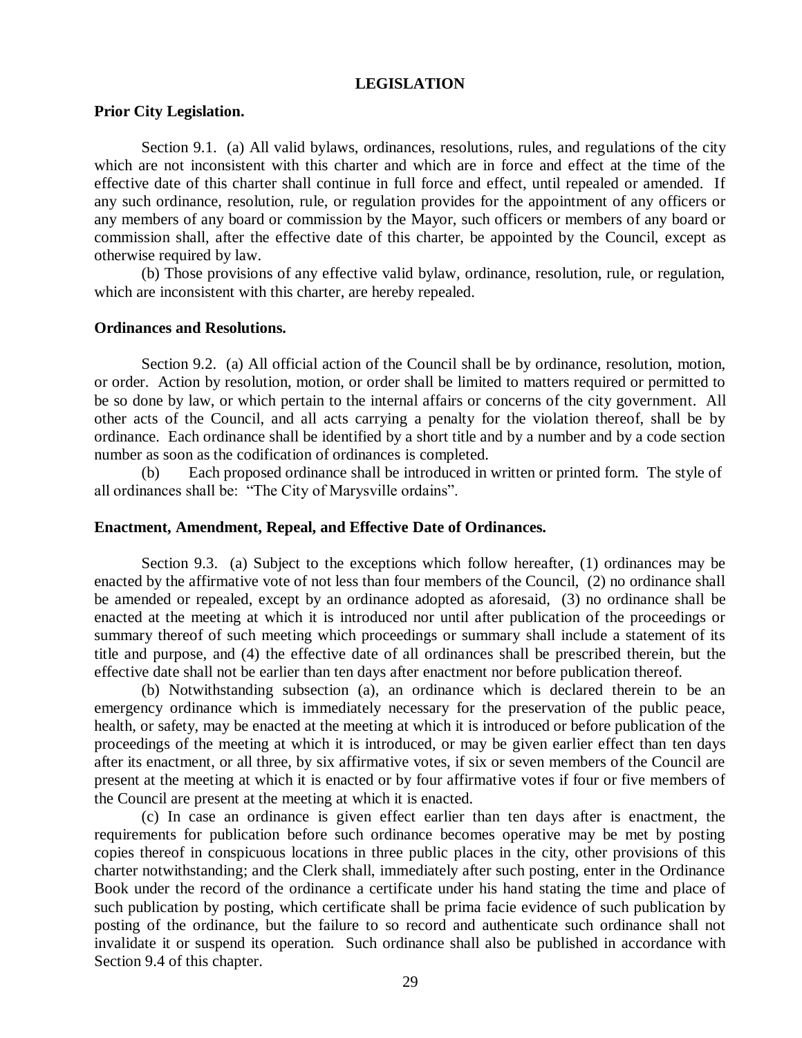## LEGISLATION

### Prior City Legislation.

Section 9.1. (a) All valid bylaws, ordinances, resolutions, rules, and regulations of the city which are not inconsistent with this charter and which are in force and effect at the time of the effective date of this charter shall continue in full force and effect, until repealed or amended. If any such ordinance, resolution, rule, or regulation provides for the appointment of any officers or any members of any board or commission by the Mayor, such officers or members of any board or commission shall, after the effective date of this charter, be appointed by the Council, except as otherwise required by law.

(b) Those provisions of any effective valid bylaw, ordinance, resolution, rule, or regulation, which are inconsistent with this charter, are hereby repealed.

### Ordinances and Resolutions.

Section 9.2. (a) All official action of the Council shall be by ordinance, resolution, motion, or order. Action by resolution, motion, or order shall be limited to matters required or permitted to be so done by law, or which pertain to the internal affairs or concerns of the city government. All other acts of the Council, and all acts carrying a penalty for the violation thereof, shall be by ordinance. Each ordinance shall be identified by a short title and by a number and by a code section number as soon as the codification of ordinances is completed.

(b) Each proposed ordinance shall be introduced in written or printed form. The style of all ordinances shall be: "The City of Marysville ordains".

### Enactment, Amendment, Repeal, and Effective Date of Ordinances.

Section 9.3. (a) Subject to the exceptions which follow hereafter, (1) ordinances may be enacted by the affirmative vote of not less than four members of the Council, (2) no ordinance shall be amended or repealed, except by an ordinance adopted as aforesaid, (3) no ordinance shall be enacted at the meeting at which it is introduced nor until after publication of the proceedings or summary thereof of such meeting which proceedings or summary shall include a statement of its title and purpose, and (4) the effective date of all ordinances shall be prescribed therein, but the effective date shall not be earlier than ten days after enactment nor before publication thereof.

(b) Notwithstanding subsection (a), an ordinance which is declared therein to be an emergency ordinance which is immediately necessary for the preservation of the public peace, health, or safety, may be enacted at the meeting at which it is introduced or before publication of the proceedings of the meeting at which it is introduced, or may be given earlier effect than ten days after its enactment, or all three, by six affirmative votes, if six or seven members of the Council are present at the meeting at which it is enacted or by four affirmative votes if four or five members of the Council are present at the meeting at which it is enacted.

(c) In case an ordinance is given effect earlier than ten days after is enactment, the requirements for publication before such ordinance becomes operative may be met by posting copies thereof in conspicuous locations in three public places in the city, other provisions of this charter notwithstanding; and the Clerk shall, immediately after such posting, enter in the Ordinance Book under the record of the ordinance a certificate under his hand stating the time and place of such publication by posting, which certificate shall be prima facie evidence of such publication by posting of the ordinance, but the failure to so record and authenticate such ordinance shall not invalidate it or suspend its operation. Such ordinance shall also be published in accordance with Section 9.4 of this chapter.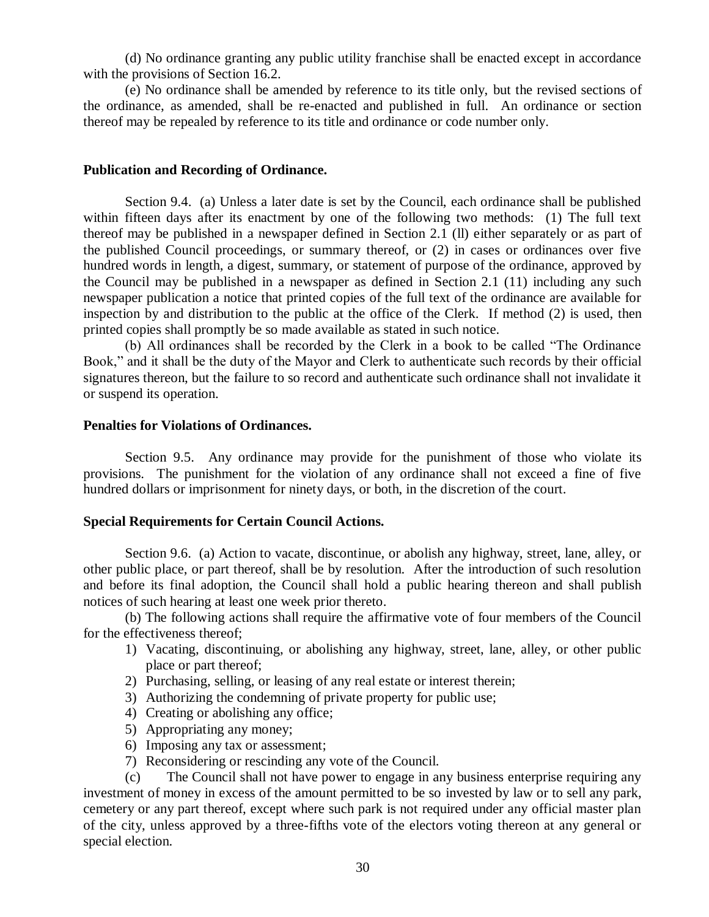(d) No ordinance granting any public utility franchise shall be enacted except in accordance with the provisions of Section 16.2.

(e) No ordinance shall be amended by reference to its title only, but the revised sections of the ordinance, as amended, shall be re-enacted and published in full. An ordinance or section thereof may be repealed by reference to its title and ordinance or code number only.

**Publication and Recording of Ordinance.**

Section 9.4. (a) Unless a later date is set by the Council, each ordinance shall be published within fifteen days after its enactment by one of the following two methods: (1) The full text thereof may be published in a newspaper defined in Section 2.1 (ll) either separately or as part of the published Council proceedings, or summary thereof, or (2) in cases or ordinances over five hundred words in length, a digest, summary, or statement of purpose of the ordinance, approved by the Council may be published in a newspaper as defined in Section 2.1 (11) including any such newspaper publication a notice that printed copies of the full text of the ordinance are available for inspection by and distribution to the public at the office of the Clerk. If method (2) is used, then printed copies shall promptly be so made available as stated in such notice.

(b) All ordinances shall be recorded by the Clerk in a book to be called "The Ordinance Book," and it shall be the duty of the Mayor and Clerk to authenticate such records by their official signatures thereon, but the failure to so record and authenticate such ordinance shall not invalidate it or suspend its operation.

**Penalties for Violations of Ordinances.**

Section 9.5. Any ordinance may provide for the punishment of those who violate its provisions. The punishment for the violation of any ordinance shall not exceed a fine of five hundred dollars or imprisonment for ninety days, or both, in the discretion of the court.

**Special Requirements for Certain Council Actions.**

Section 9.6. (a) Action to vacate, discontinue, or abolish any highway, street, lane, alley, or other public place, or part thereof, shall be by resolution. After the introduction of such resolution and before its final adoption, the Council shall hold a public hearing thereon and shall publish notices of such hearing at least one week prior thereto.

(b) The following actions shall require the affirmative vote of four members of the Council for the effectiveness thereof;

1) Vacating, discontinuing, or abolishing any highway, street, lane, alley, or other public place or part thereof;
2) Purchasing, selling, or leasing of any real estate or interest therein;
3) Authorizing the condemning of private property for public use;
4) Creating or abolishing any office;
5) Appropriating any money;
6) Imposing any tax or assessment;
7) Reconsidering or rescinding any vote of the Council.

(c) The Council shall not have power to engage in any business enterprise requiring any investment of money in excess of the amount permitted to be so invested by law or to sell any park, cemetery or any part thereof, except where such park is not required under any official master plan of the city, unless approved by a three-fifths vote of the electors voting thereon at any general or special election.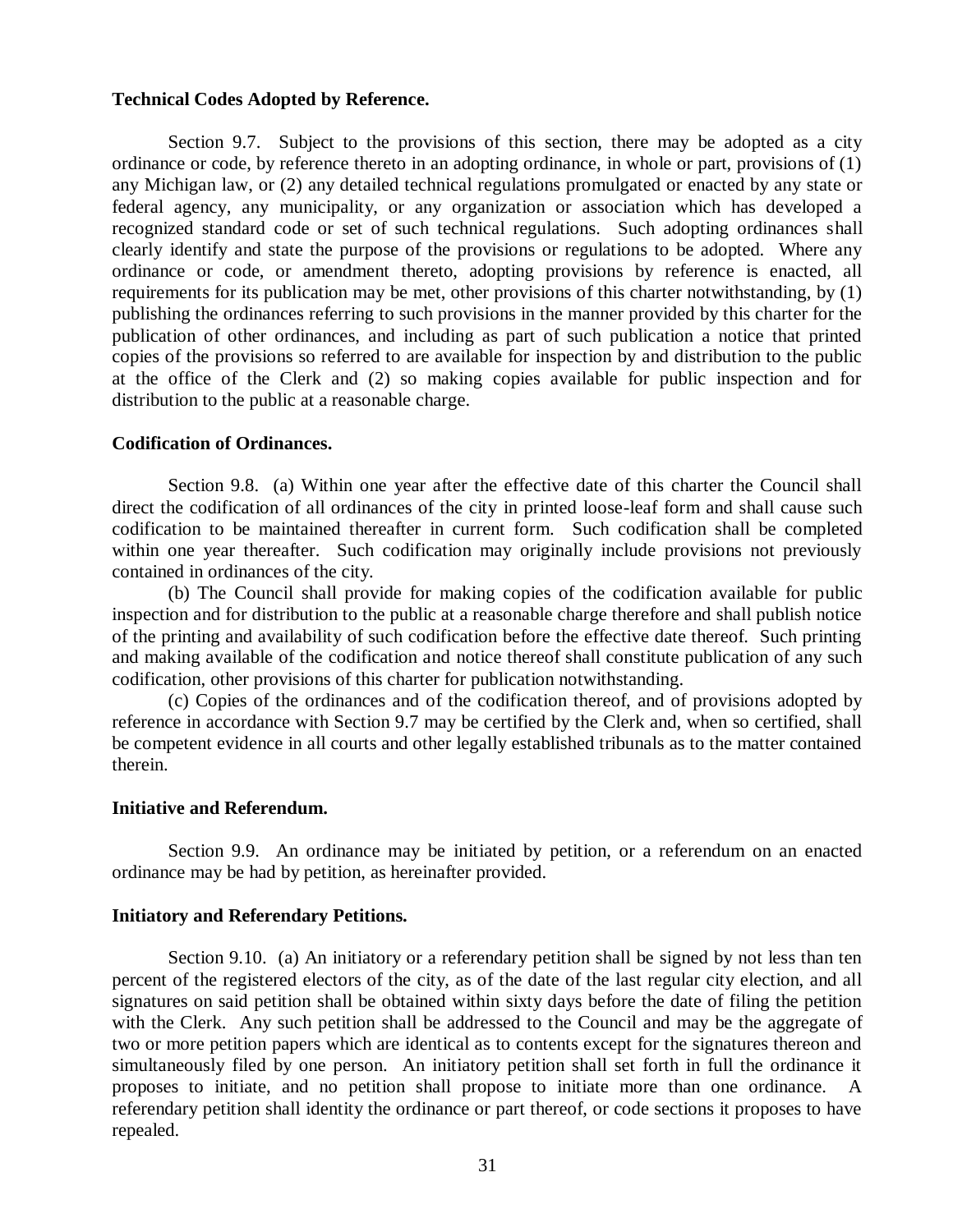**Technical Codes Adopted by Reference.**

Section 9.7. Subject to the provisions of this section, there may be adopted as a city ordinance or code, by reference thereto in an adopting ordinance, in whole or part, provisions of (1) any Michigan law, or (2) any detailed technical regulations promulgated or enacted by any state or federal agency, any municipality, or any organization or association which has developed a recognized standard code or set of such technical regulations. Such adopting ordinances shall clearly identify and state the purpose of the provisions or regulations to be adopted. Where any ordinance or code, or amendment thereto, adopting provisions by reference is enacted, all requirements for its publication may be met, other provisions of this charter notwithstanding, by (1) publishing the ordinances referring to such provisions in the manner provided by this charter for the publication of other ordinances, and including as part of such publication a notice that printed copies of the provisions so referred to are available for inspection by and distribution to the public at the office of the Clerk and (2) so making copies available for public inspection and for distribution to the public at a reasonable charge.

**Codification of Ordinances.**

Section 9.8. (a) Within one year after the effective date of this charter the Council shall direct the codification of all ordinances of the city in printed loose-leaf form and shall cause such codification to be maintained thereafter in current form. Such codification shall be completed within one year thereafter. Such codification may originally include provisions not previously contained in ordinances of the city.

(b) The Council shall provide for making copies of the codification available for public inspection and for distribution to the public at a reasonable charge therefore and shall publish notice of the printing and availability of such codification before the effective date thereof. Such printing and making available of the codification and notice thereof shall constitute publication of any such codification, other provisions of this charter for publication notwithstanding.

(c) Copies of the ordinances and of the codification thereof, and of provisions adopted by reference in accordance with Section 9.7 may be certified by the Clerk and, when so certified, shall be competent evidence in all courts and other legally established tribunals as to the matter contained therein.

**Initiative and Referendum.**

Section 9.9. An ordinance may be initiated by petition, or a referendum on an enacted ordinance may be had by petition, as hereinafter provided.

**Initiatory and Referendary Petitions.**

Section 9.10. (a) An initiatory or a referendary petition shall be signed by not less than ten percent of the registered electors of the city, as of the date of the last regular city election, and all signatures on said petition shall be obtained within sixty days before the date of filing the petition with the Clerk. Any such petition shall be addressed to the Council and may be the aggregate of two or more petition papers which are identical as to contents except for the signatures thereon and simultaneously filed by one person. An initiatory petition shall set forth in full the ordinance it proposes to initiate, and no petition shall propose to initiate more than one ordinance. A referendary petition shall identity the ordinance or part thereof, or code sections it proposes to have repealed.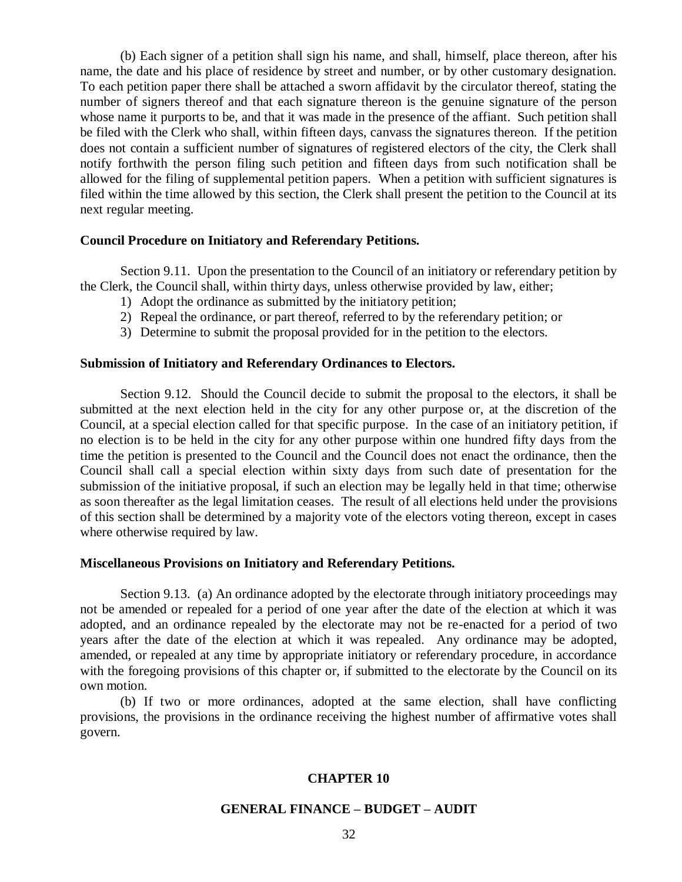(b) Each signer of a petition shall sign his name, and shall, himself, place thereon, after his name, the date and his place of residence by street and number, or by other customary designation. To each petition paper there shall be attached a sworn affidavit by the circulator thereof, stating the number of signers thereof and that each signature thereon is the genuine signature of the person whose name it purports to be, and that it was made in the presence of the affiant. Such petition shall be filed with the Clerk who shall, within fifteen days, canvass the signatures thereon. If the petition does not contain a sufficient number of signatures of registered electors of the city, the Clerk shall notify forthwith the person filing such petition and fifteen days from such notification shall be allowed for the filing of supplemental petition papers. When a petition with sufficient signatures is filed within the time allowed by this section, the Clerk shall present the petition to the Council at its next regular meeting.

**Council Procedure on Initiatory and Referendary Petitions.**

Section 9.11. Upon the presentation to the Council of an initiatory or referendary petition by the Clerk, the Council shall, within thirty days, unless otherwise provided by law, either;

1) Adopt the ordinance as submitted by the initiatory petition;
2) Repeal the ordinance, or part thereof, referred to by the referendary petition; or
3) Determine to submit the proposal provided for in the petition to the electors.

**Submission of Initiatory and Referendary Ordinances to Electors.**

Section 9.12. Should the Council decide to submit the proposal to the electors, it shall be submitted at the next election held in the city for any other purpose or, at the discretion of the Council, at a special election called for that specific purpose. In the case of an initiatory petition, if no election is to be held in the city for any other purpose within one hundred fifty days from the time the petition is presented to the Council and the Council does not enact the ordinance, then the Council shall call a special election within sixty days from such date of presentation for the submission of the initiative proposal, if such an election may be legally held in that time; otherwise as soon thereafter as the legal limitation ceases. The result of all elections held under the provisions of this section shall be determined by a majority vote of the electors voting thereon, except in cases where otherwise required by law.

**Miscellaneous Provisions on Initiatory and Referendary Petitions.**

Section 9.13. (a) An ordinance adopted by the electorate through initiatory proceedings may not be amended or repealed for a period of one year after the date of the election at which it was adopted, and an ordinance repealed by the electorate may not be re-enacted for a period of two years after the date of the election at which it was repealed. Any ordinance may be adopted, amended, or repealed at any time by appropriate initiatory or referendary procedure, in accordance with the foregoing provisions of this chapter or, if submitted to the electorate by the Council on its own motion.

(b) If two or more ordinances, adopted at the same election, shall have conflicting provisions, the provisions in the ordinance receiving the highest number of affirmative votes shall govern.

## CHAPTER 10

## GENERAL FINANCE – BUDGET – AUDIT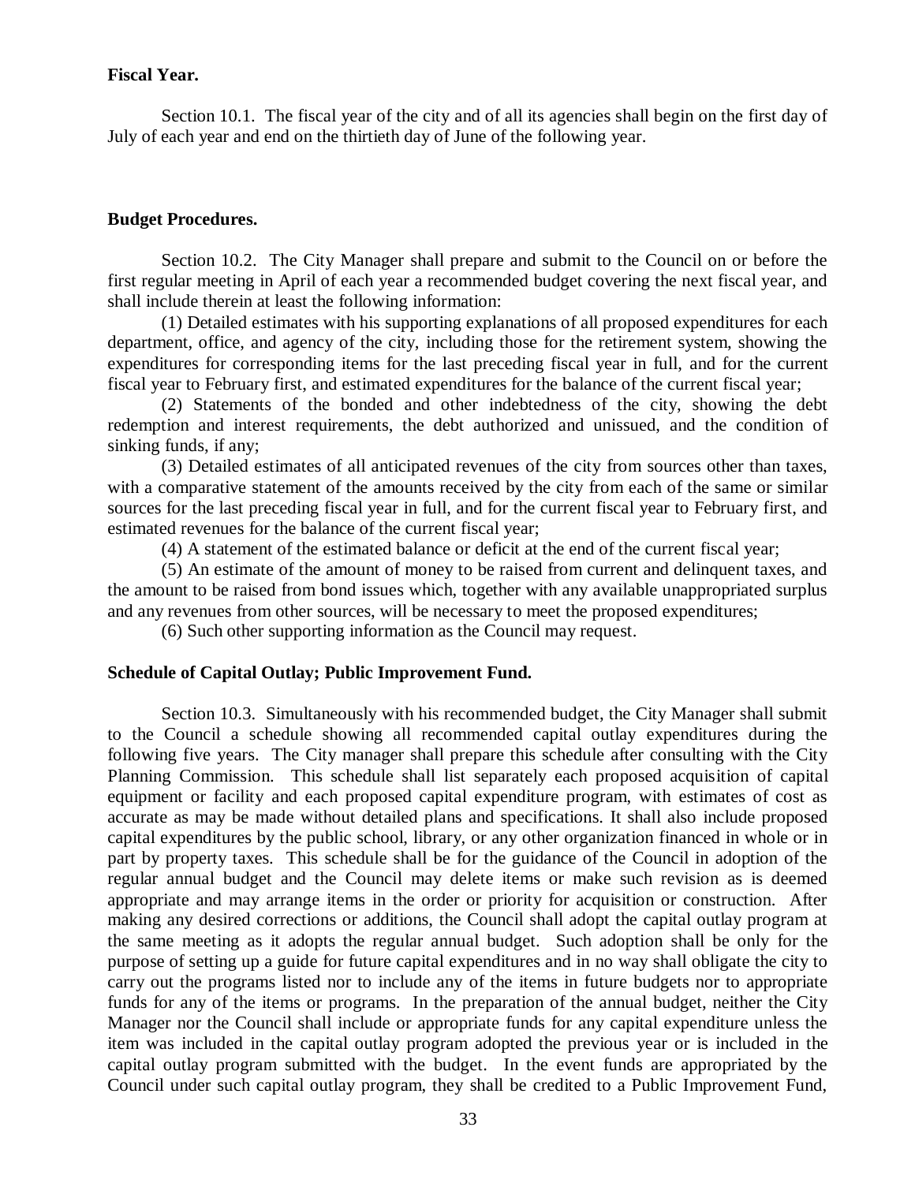**Fiscal Year.**

Section 10.1. The fiscal year of the city and of all its agencies shall begin on the first day of July of each year and end on the thirtieth day of June of the following year.

**Budget Procedures.**

Section 10.2. The City Manager shall prepare and submit to the Council on or before the first regular meeting in April of each year a recommended budget covering the next fiscal year, and shall include therein at least the following information:

(1) Detailed estimates with his supporting explanations of all proposed expenditures for each department, office, and agency of the city, including those for the retirement system, showing the expenditures for corresponding items for the last preceding fiscal year in full, and for the current fiscal year to February first, and estimated expenditures for the balance of the current fiscal year;

(2) Statements of the bonded and other indebtedness of the city, showing the debt redemption and interest requirements, the debt authorized and unissued, and the condition of sinking funds, if any;

(3) Detailed estimates of all anticipated revenues of the city from sources other than taxes, with a comparative statement of the amounts received by the city from each of the same or similar sources for the last preceding fiscal year in full, and for the current fiscal year to February first, and estimated revenues for the balance of the current fiscal year;

(4) A statement of the estimated balance or deficit at the end of the current fiscal year;

(5) An estimate of the amount of money to be raised from current and delinquent taxes, and the amount to be raised from bond issues which, together with any available unappropriated surplus and any revenues from other sources, will be necessary to meet the proposed expenditures;

(6) Such other supporting information as the Council may request.

**Schedule of Capital Outlay; Public Improvement Fund.**

Section 10.3. Simultaneously with his recommended budget, the City Manager shall submit to the Council a schedule showing all recommended capital outlay expenditures during the following five years. The City manager shall prepare this schedule after consulting with the City Planning Commission. This schedule shall list separately each proposed acquisition of capital equipment or facility and each proposed capital expenditure program, with estimates of cost as accurate as may be made without detailed plans and specifications. It shall also include proposed capital expenditures by the public school, library, or any other organization financed in whole or in part by property taxes. This schedule shall be for the guidance of the Council in adoption of the regular annual budget and the Council may delete items or make such revision as is deemed appropriate and may arrange items in the order or priority for acquisition or construction. After making any desired corrections or additions, the Council shall adopt the capital outlay program at the same meeting as it adopts the regular annual budget. Such adoption shall be only for the purpose of setting up a guide for future capital expenditures and in no way shall obligate the city to carry out the programs listed nor to include any of the items in future budgets nor to appropriate funds for any of the items or programs. In the preparation of the annual budget, neither the City Manager nor the Council shall include or appropriate funds for any capital expenditure unless the item was included in the capital outlay program adopted the previous year or is included in the capital outlay program submitted with the budget. In the event funds are appropriated by the Council under such capital outlay program, they shall be credited to a Public Improvement Fund,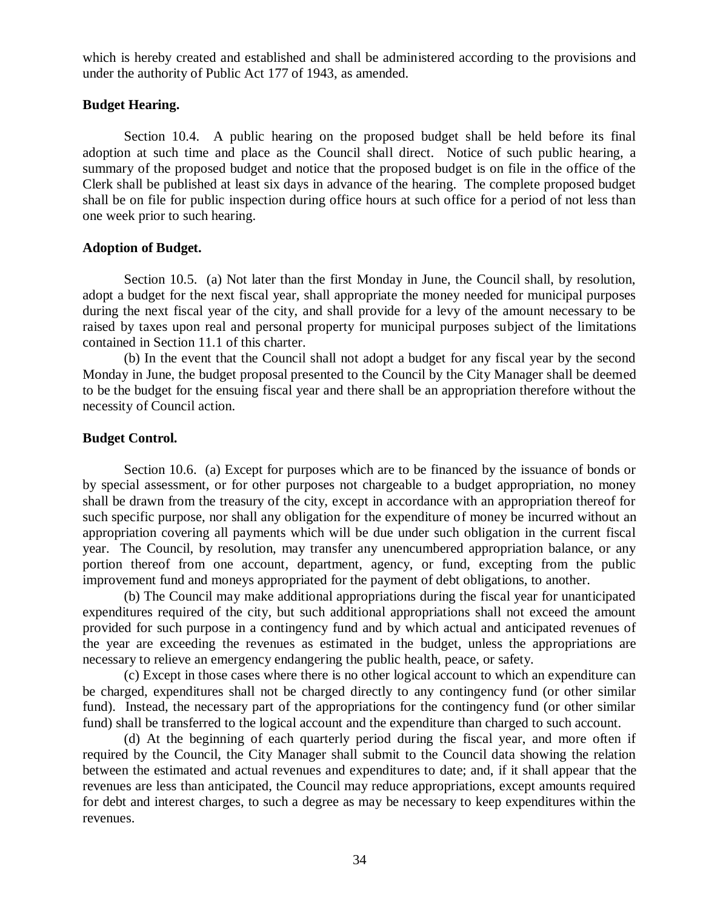which is hereby created and established and shall be administered according to the provisions and under the authority of Public Act 177 of 1943, as amended.

**Budget Hearing.**

Section 10.4. A public hearing on the proposed budget shall be held before its final adoption at such time and place as the Council shall direct. Notice of such public hearing, a summary of the proposed budget and notice that the proposed budget is on file in the office of the Clerk shall be published at least six days in advance of the hearing. The complete proposed budget shall be on file for public inspection during office hours at such office for a period of not less than one week prior to such hearing.

**Adoption of Budget.**

Section 10.5. (a) Not later than the first Monday in June, the Council shall, by resolution, adopt a budget for the next fiscal year, shall appropriate the money needed for municipal purposes during the next fiscal year of the city, and shall provide for a levy of the amount necessary to be raised by taxes upon real and personal property for municipal purposes subject of the limitations contained in Section 11.1 of this charter.

(b) In the event that the Council shall not adopt a budget for any fiscal year by the second Monday in June, the budget proposal presented to the Council by the City Manager shall be deemed to be the budget for the ensuing fiscal year and there shall be an appropriation therefore without the necessity of Council action.

**Budget Control.**

Section 10.6. (a) Except for purposes which are to be financed by the issuance of bonds or by special assessment, or for other purposes not chargeable to a budget appropriation, no money shall be drawn from the treasury of the city, except in accordance with an appropriation thereof for such specific purpose, nor shall any obligation for the expenditure of money be incurred without an appropriation covering all payments which will be due under such obligation in the current fiscal year. The Council, by resolution, may transfer any unencumbered appropriation balance, or any portion thereof from one account, department, agency, or fund, excepting from the public improvement fund and moneys appropriated for the payment of debt obligations, to another.

(b) The Council may make additional appropriations during the fiscal year for unanticipated expenditures required of the city, but such additional appropriations shall not exceed the amount provided for such purpose in a contingency fund and by which actual and anticipated revenues of the year are exceeding the revenues as estimated in the budget, unless the appropriations are necessary to relieve an emergency endangering the public health, peace, or safety.

(c) Except in those cases where there is no other logical account to which an expenditure can be charged, expenditures shall not be charged directly to any contingency fund (or other similar fund). Instead, the necessary part of the appropriations for the contingency fund (or other similar fund) shall be transferred to the logical account and the expenditure than charged to such account.

(d) At the beginning of each quarterly period during the fiscal year, and more often if required by the Council, the City Manager shall submit to the Council data showing the relation between the estimated and actual revenues and expenditures to date; and, if it shall appear that the revenues are less than anticipated, the Council may reduce appropriations, except amounts required for debt and interest charges, to such a degree as may be necessary to keep expenditures within the revenues.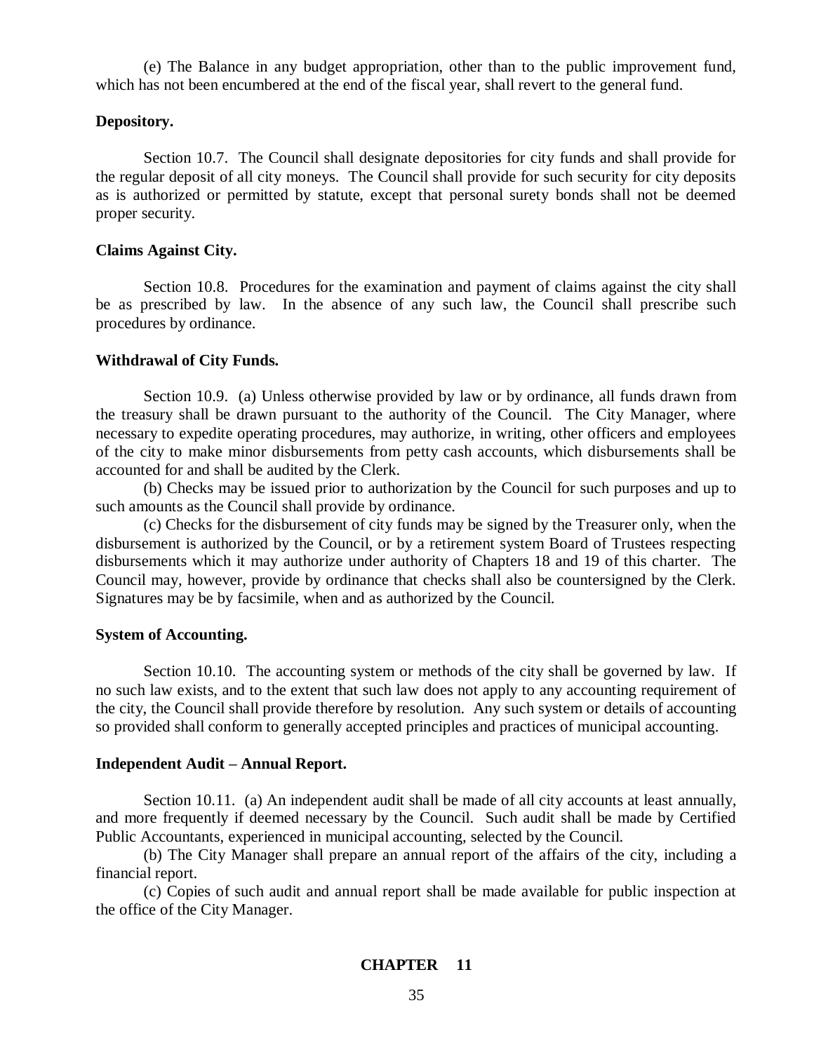(e) The Balance in any budget appropriation, other than to the public improvement fund, which has not been encumbered at the end of the fiscal year, shall revert to the general fund.

**Depository.**

Section 10.7. The Council shall designate depositories for city funds and shall provide for the regular deposit of all city moneys. The Council shall provide for such security for city deposits as is authorized or permitted by statute, except that personal surety bonds shall not be deemed proper security.

**Claims Against City.**

Section 10.8. Procedures for the examination and payment of claims against the city shall be as prescribed by law. In the absence of any such law, the Council shall prescribe such procedures by ordinance.

**Withdrawal of City Funds.**

Section 10.9. (a) Unless otherwise provided by law or by ordinance, all funds drawn from the treasury shall be drawn pursuant to the authority of the Council. The City Manager, where necessary to expedite operating procedures, may authorize, in writing, other officers and employees of the city to make minor disbursements from petty cash accounts, which disbursements shall be accounted for and shall be audited by the Clerk.

(b) Checks may be issued prior to authorization by the Council for such purposes and up to such amounts as the Council shall provide by ordinance.

(c) Checks for the disbursement of city funds may be signed by the Treasurer only, when the disbursement is authorized by the Council, or by a retirement system Board of Trustees respecting disbursements which it may authorize under authority of Chapters 18 and 19 of this charter. The Council may, however, provide by ordinance that checks shall also be countersigned by the Clerk. Signatures may be by facsimile, when and as authorized by the Council.

**System of Accounting.**

Section 10.10. The accounting system or methods of the city shall be governed by law. If no such law exists, and to the extent that such law does not apply to any accounting requirement of the city, the Council shall provide therefore by resolution. Any such system or details of accounting so provided shall conform to generally accepted principles and practices of municipal accounting.

**Independent Audit – Annual Report.**

Section 10.11. (a) An independent audit shall be made of all city accounts at least annually, and more frequently if deemed necessary by the Council. Such audit shall be made by Certified Public Accountants, experienced in municipal accounting, selected by the Council.

(b) The City Manager shall prepare an annual report of the affairs of the city, including a financial report.

(c) Copies of such audit and annual report shall be made available for public inspection at the office of the City Manager.

## CHAPTER 11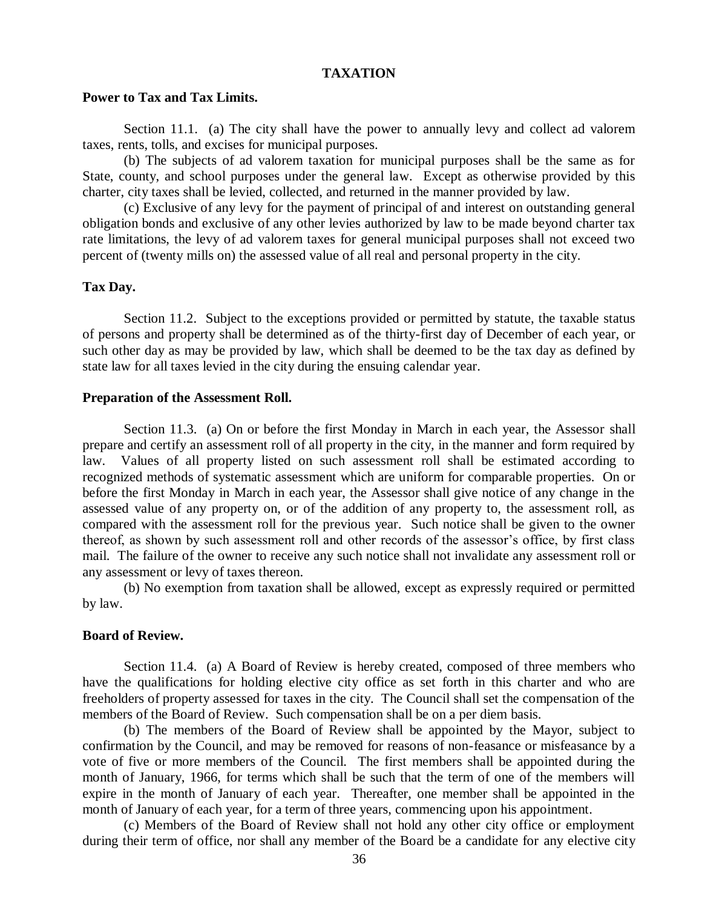## TAXATION

**Power to Tax and Tax Limits.**

Section 11.1. (a) The city shall have the power to annually levy and collect ad valorem taxes, rents, tolls, and excises for municipal purposes.

(b) The subjects of ad valorem taxation for municipal purposes shall be the same as for State, county, and school purposes under the general law. Except as otherwise provided by this charter, city taxes shall be levied, collected, and returned in the manner provided by law.

(c) Exclusive of any levy for the payment of principal of and interest on outstanding general obligation bonds and exclusive of any other levies authorized by law to be made beyond charter tax rate limitations, the levy of ad valorem taxes for general municipal purposes shall not exceed two percent of (twenty mills on) the assessed value of all real and personal property in the city.

**Tax Day.**

Section 11.2. Subject to the exceptions provided or permitted by statute, the taxable status of persons and property shall be determined as of the thirty-first day of December of each year, or such other day as may be provided by law, which shall be deemed to be the tax day as defined by state law for all taxes levied in the city during the ensuing calendar year.

**Preparation of the Assessment Roll.**

Section 11.3. (a) On or before the first Monday in March in each year, the Assessor shall prepare and certify an assessment roll of all property in the city, in the manner and form required by law. Values of all property listed on such assessment roll shall be estimated according to recognized methods of systematic assessment which are uniform for comparable properties. On or before the first Monday in March in each year, the Assessor shall give notice of any change in the assessed value of any property on, or of the addition of any property to, the assessment roll, as compared with the assessment roll for the previous year. Such notice shall be given to the owner thereof, as shown by such assessment roll and other records of the assessor's office, by first class mail. The failure of the owner to receive any such notice shall not invalidate any assessment roll or any assessment or levy of taxes thereon.

(b) No exemption from taxation shall be allowed, except as expressly required or permitted by law.

**Board of Review.**

Section 11.4. (a) A Board of Review is hereby created, composed of three members who have the qualifications for holding elective city office as set forth in this charter and who are freeholders of property assessed for taxes in the city. The Council shall set the compensation of the members of the Board of Review. Such compensation shall be on a per diem basis.

(b) The members of the Board of Review shall be appointed by the Mayor, subject to confirmation by the Council, and may be removed for reasons of non-feasance or misfeasance by a vote of five or more members of the Council. The first members shall be appointed during the month of January, 1966, for terms which shall be such that the term of one of the members will expire in the month of January of each year. Thereafter, one member shall be appointed in the month of January of each year, for a term of three years, commencing upon his appointment.

(c) Members of the Board of Review shall not hold any other city office or employment during their term of office, nor shall any member of the Board be a candidate for any elective city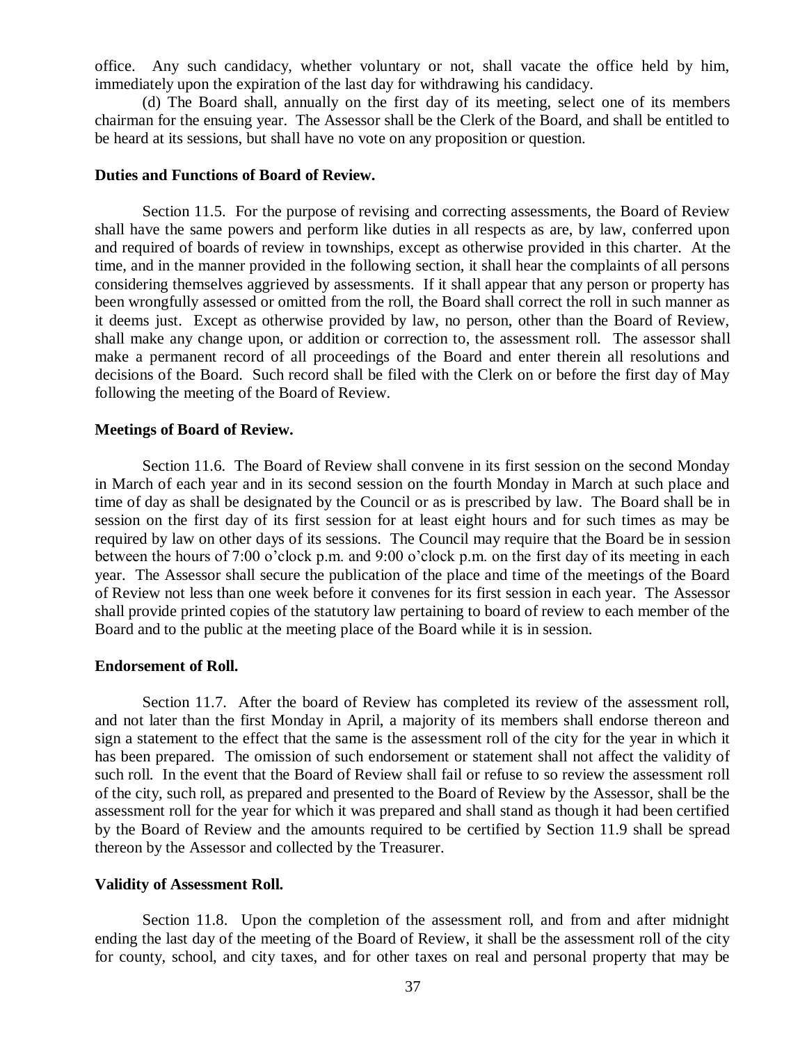office. Any such candidacy, whether voluntary or not, shall vacate the office held by him, immediately upon the expiration of the last day for withdrawing his candidacy.

(d) The Board shall, annually on the first day of its meeting, select one of its members chairman for the ensuing year. The Assessor shall be the Clerk of the Board, and shall be entitled to be heard at its sessions, but shall have no vote on any proposition or question.

**Duties and Functions of Board of Review.**

Section 11.5. For the purpose of revising and correcting assessments, the Board of Review shall have the same powers and perform like duties in all respects as are, by law, conferred upon and required of boards of review in townships, except as otherwise provided in this charter. At the time, and in the manner provided in the following section, it shall hear the complaints of all persons considering themselves aggrieved by assessments. If it shall appear that any person or property has been wrongfully assessed or omitted from the roll, the Board shall correct the roll in such manner as it deems just. Except as otherwise provided by law, no person, other than the Board of Review, shall make any change upon, or addition or correction to, the assessment roll. The assessor shall make a permanent record of all proceedings of the Board and enter therein all resolutions and decisions of the Board. Such record shall be filed with the Clerk on or before the first day of May following the meeting of the Board of Review.

**Meetings of Board of Review.**

Section 11.6. The Board of Review shall convene in its first session on the second Monday in March of each year and in its second session on the fourth Monday in March at such place and time of day as shall be designated by the Council or as is prescribed by law. The Board shall be in session on the first day of its first session for at least eight hours and for such times as may be required by law on other days of its sessions. The Council may require that the Board be in session between the hours of 7:00 o'clock p.m. and 9:00 o'clock p.m. on the first day of its meeting in each year. The Assessor shall secure the publication of the place and time of the meetings of the Board of Review not less than one week before it convenes for its first session in each year. The Assessor shall provide printed copies of the statutory law pertaining to board of review to each member of the Board and to the public at the meeting place of the Board while it is in session.

**Endorsement of Roll.**

Section 11.7. After the board of Review has completed its review of the assessment roll, and not later than the first Monday in April, a majority of its members shall endorse thereon and sign a statement to the effect that the same is the assessment roll of the city for the year in which it has been prepared. The omission of such endorsement or statement shall not affect the validity of such roll. In the event that the Board of Review shall fail or refuse to so review the assessment roll of the city, such roll, as prepared and presented to the Board of Review by the Assessor, shall be the assessment roll for the year for which it was prepared and shall stand as though it had been certified by the Board of Review and the amounts required to be certified by Section 11.9 shall be spread thereon by the Assessor and collected by the Treasurer.

**Validity of Assessment Roll.**

Section 11.8. Upon the completion of the assessment roll, and from and after midnight ending the last day of the meeting of the Board of Review, it shall be the assessment roll of the city for county, school, and city taxes, and for other taxes on real and personal property that may be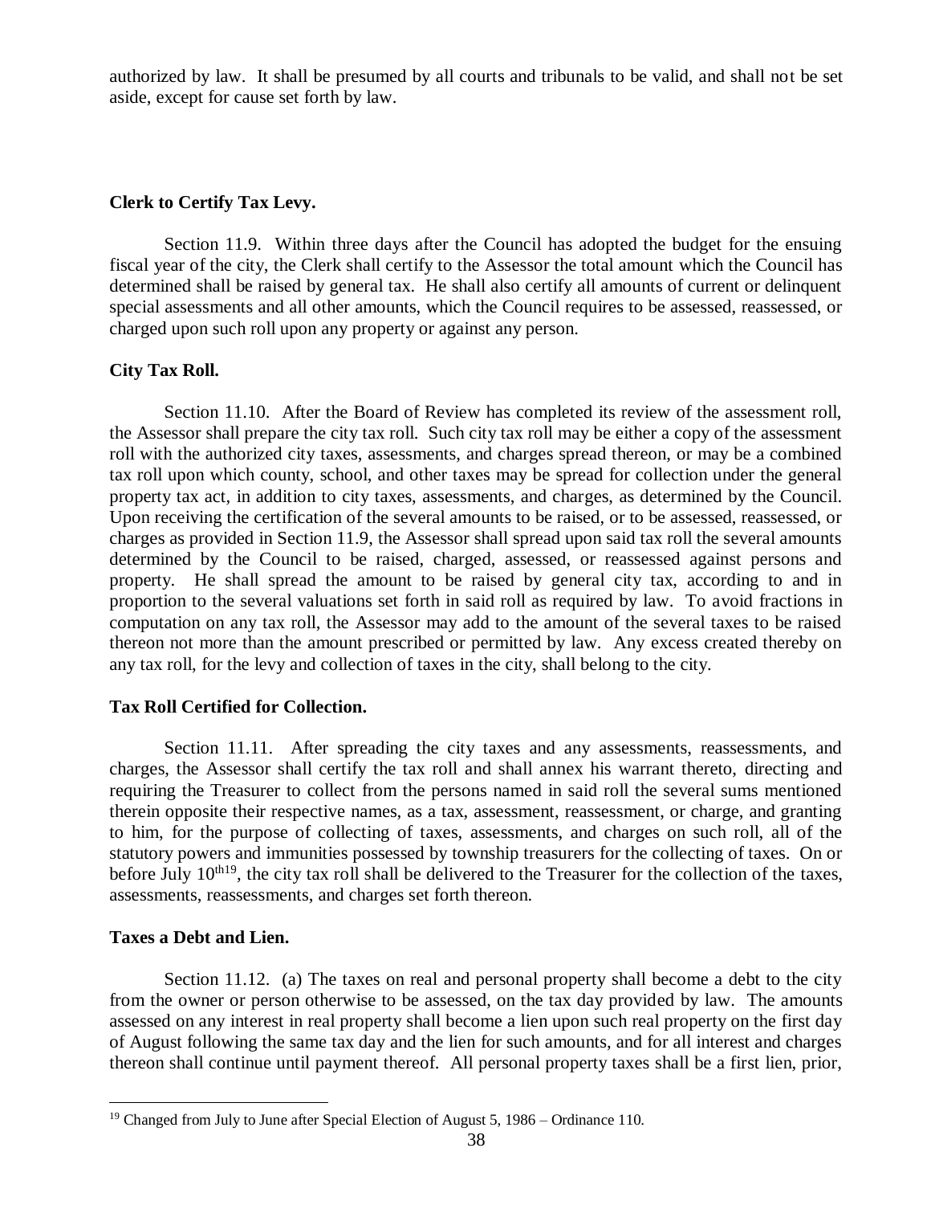authorized by law. It shall be presumed by all courts and tribunals to be valid, and shall not be set aside, except for cause set forth by law.

**Clerk to Certify Tax Levy.**

Section 11.9. Within three days after the Council has adopted the budget for the ensuing fiscal year of the city, the Clerk shall certify to the Assessor the total amount which the Council has determined shall be raised by general tax. He shall also certify all amounts of current or delinquent special assessments and all other amounts, which the Council requires to be assessed, reassessed, or charged upon such roll upon any property or against any person.

**City Tax Roll.**

Section 11.10. After the Board of Review has completed its review of the assessment roll, the Assessor shall prepare the city tax roll. Such city tax roll may be either a copy of the assessment roll with the authorized city taxes, assessments, and charges spread thereon, or may be a combined tax roll upon which county, school, and other taxes may be spread for collection under the general property tax act, in addition to city taxes, assessments, and charges, as determined by the Council. Upon receiving the certification of the several amounts to be raised, or to be assessed, reassessed, or charges as provided in Section 11.9, the Assessor shall spread upon said tax roll the several amounts determined by the Council to be raised, charged, assessed, or reassessed against persons and property. He shall spread the amount to be raised by general city tax, according to and in proportion to the several valuations set forth in said roll as required by law. To avoid fractions in computation on any tax roll, the Assessor may add to the amount of the several taxes to be raised thereon not more than the amount prescribed or permitted by law. Any excess created thereby on any tax roll, for the levy and collection of taxes in the city, shall belong to the city.

**Tax Roll Certified for Collection.**

Section 11.11. After spreading the city taxes and any assessments, reassessments, and charges, the Assessor shall certify the tax roll and shall annex his warrant thereto, directing and requiring the Treasurer to collect from the persons named in said roll the several sums mentioned therein opposite their respective names, as a tax, assessment, reassessment, or charge, and granting to him, for the purpose of collecting of taxes, assessments, and charges on such roll, all of the statutory powers and immunities possessed by township treasurers for the collecting of taxes. On or before July 10th[19], the city tax roll shall be delivered to the Treasurer for the collection of the taxes, assessments, reassessments, and charges set forth thereon.

**Taxes a Debt and Lien.**

Section 11.12. (a) The taxes on real and personal property shall become a debt to the city from the owner or person otherwise to be assessed, on the tax day provided by law. The amounts assessed on any interest in real property shall become a lien upon such real property on the first day of August following the same tax day and the lien for such amounts, and for all interest and charges thereon shall continue until payment thereof. All personal property taxes shall be a first lien, prior,

[19] Changed from July to June after Special Election of August 5, 1986 – Ordinance 110.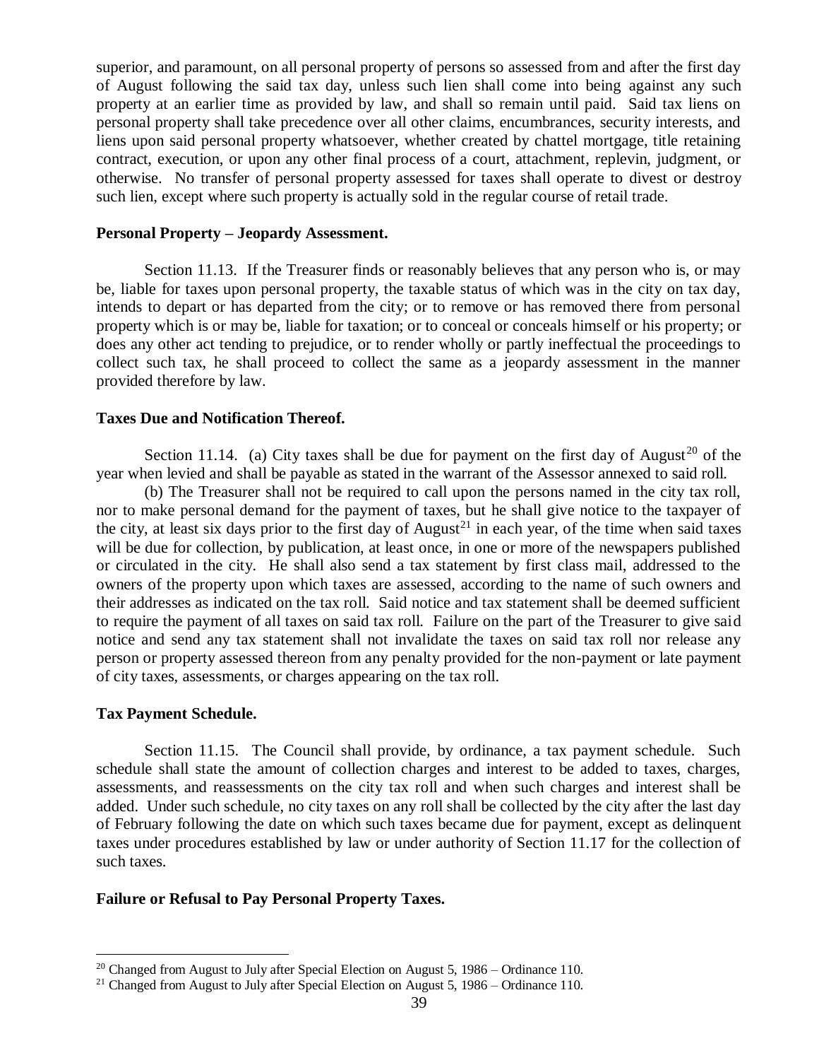superior, and paramount, on all personal property of persons so assessed from and after the first day of August following the said tax day, unless such lien shall come into being against any such property at an earlier time as provided by law, and shall so remain until paid. Said tax liens on personal property shall take precedence over all other claims, encumbrances, security interests, and liens upon said personal property whatsoever, whether created by chattel mortgage, title retaining contract, execution, or upon any other final process of a court, attachment, replevin, judgment, or otherwise. No transfer of personal property assessed for taxes shall operate to divest or destroy such lien, except where such property is actually sold in the regular course of retail trade.

**Personal Property – Jeopardy Assessment.**

Section 11.13. If the Treasurer finds or reasonably believes that any person who is, or may be, liable for taxes upon personal property, the taxable status of which was in the city on tax day, intends to depart or has departed from the city; or to remove or has removed there from personal property which is or may be, liable for taxation; or to conceal or conceals himself or his property; or does any other act tending to prejudice, or to render wholly or partly ineffectual the proceedings to collect such tax, he shall proceed to collect the same as a jeopardy assessment in the manner provided therefore by law.

**Taxes Due and Notification Thereof.**

Section 11.14. (a) City taxes shall be due for payment on the first day of August[20] of the year when levied and shall be payable as stated in the warrant of the Assessor annexed to said roll.

(b) The Treasurer shall not be required to call upon the persons named in the city tax roll, nor to make personal demand for the payment of taxes, but he shall give notice to the taxpayer of the city, at least six days prior to the first day of August[21] in each year, of the time when said taxes will be due for collection, by publication, at least once, in one or more of the newspapers published or circulated in the city. He shall also send a tax statement by first class mail, addressed to the owners of the property upon which taxes are assessed, according to the name of such owners and their addresses as indicated on the tax roll. Said notice and tax statement shall be deemed sufficient to require the payment of all taxes on said tax roll. Failure on the part of the Treasurer to give said notice and send any tax statement shall not invalidate the taxes on said tax roll nor release any person or property assessed thereon from any penalty provided for the non-payment or late payment of city taxes, assessments, or charges appearing on the tax roll.

**Tax Payment Schedule.**

Section 11.15. The Council shall provide, by ordinance, a tax payment schedule. Such schedule shall state the amount of collection charges and interest to be added to taxes, charges, assessments, and reassessments on the city tax roll and when such charges and interest shall be added. Under such schedule, no city taxes on any roll shall be collected by the city after the last day of February following the date on which such taxes became due for payment, except as delinquent taxes under procedures established by law or under authority of Section 11.17 for the collection of such taxes.

**Failure or Refusal to Pay Personal Property Taxes.**

[20] Changed from August to July after Special Election on August 5, 1986 – Ordinance 110.

[21] Changed from August to July after Special Election on August 5, 1986 – Ordinance 110.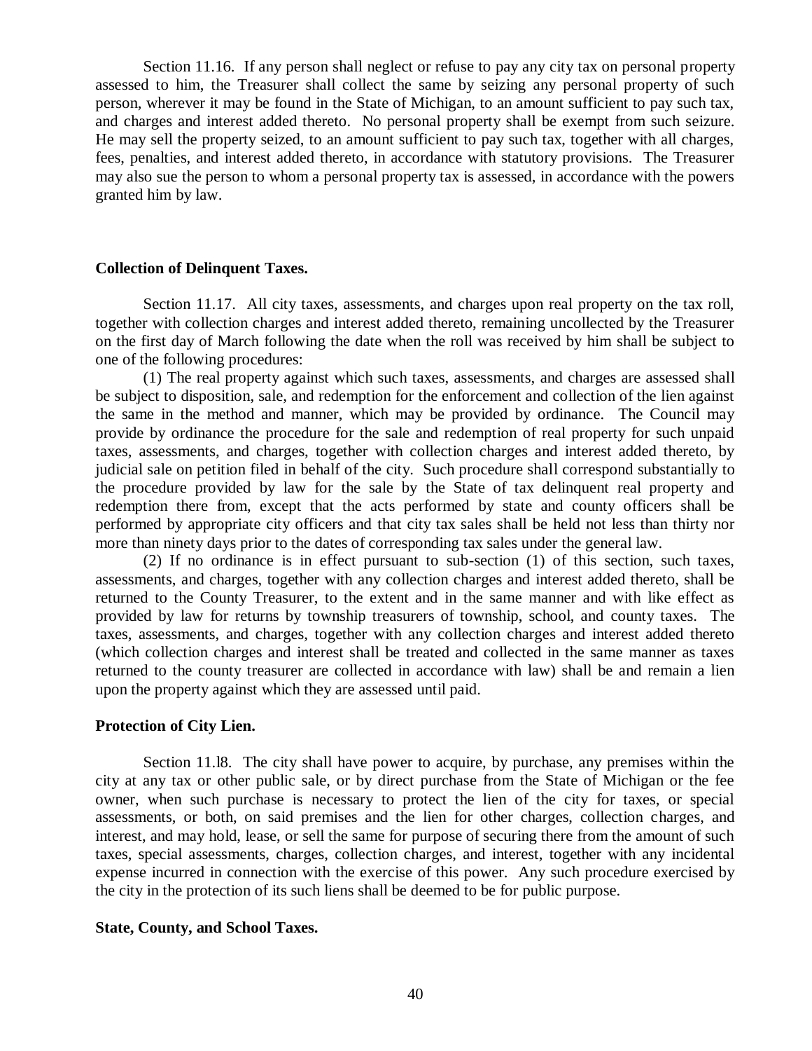Section 11.16. If any person shall neglect or refuse to pay any city tax on personal property assessed to him, the Treasurer shall collect the same by seizing any personal property of such person, wherever it may be found in the State of Michigan, to an amount sufficient to pay such tax, and charges and interest added thereto. No personal property shall be exempt from such seizure. He may sell the property seized, to an amount sufficient to pay such tax, together with all charges, fees, penalties, and interest added thereto, in accordance with statutory provisions. The Treasurer may also sue the person to whom a personal property tax is assessed, in accordance with the powers granted him by law.

**Collection of Delinquent Taxes.**

Section 11.17. All city taxes, assessments, and charges upon real property on the tax roll, together with collection charges and interest added thereto, remaining uncollected by the Treasurer on the first day of March following the date when the roll was received by him shall be subject to one of the following procedures:

(1) The real property against which such taxes, assessments, and charges are assessed shall be subject to disposition, sale, and redemption for the enforcement and collection of the lien against the same in the method and manner, which may be provided by ordinance. The Council may provide by ordinance the procedure for the sale and redemption of real property for such unpaid taxes, assessments, and charges, together with collection charges and interest added thereto, by judicial sale on petition filed in behalf of the city. Such procedure shall correspond substantially to the procedure provided by law for the sale by the State of tax delinquent real property and redemption there from, except that the acts performed by state and county officers shall be performed by appropriate city officers and that city tax sales shall be held not less than thirty nor more than ninety days prior to the dates of corresponding tax sales under the general law.

(2) If no ordinance is in effect pursuant to sub-section (1) of this section, such taxes, assessments, and charges, together with any collection charges and interest added thereto, shall be returned to the County Treasurer, to the extent and in the same manner and with like effect as provided by law for returns by township treasurers of township, school, and county taxes. The taxes, assessments, and charges, together with any collection charges and interest added thereto (which collection charges and interest shall be treated and collected in the same manner as taxes returned to the county treasurer are collected in accordance with law) shall be and remain a lien upon the property against which they are assessed until paid.

**Protection of City Lien.**

Section 11.l8. The city shall have power to acquire, by purchase, any premises within the city at any tax or other public sale, or by direct purchase from the State of Michigan or the fee owner, when such purchase is necessary to protect the lien of the city for taxes, or special assessments, or both, on said premises and the lien for other charges, collection charges, and interest, and may hold, lease, or sell the same for purpose of securing there from the amount of such taxes, special assessments, charges, collection charges, and interest, together with any incidental expense incurred in connection with the exercise of this power. Any such procedure exercised by the city in the protection of its such liens shall be deemed to be for public purpose.

**State, County, and School Taxes.**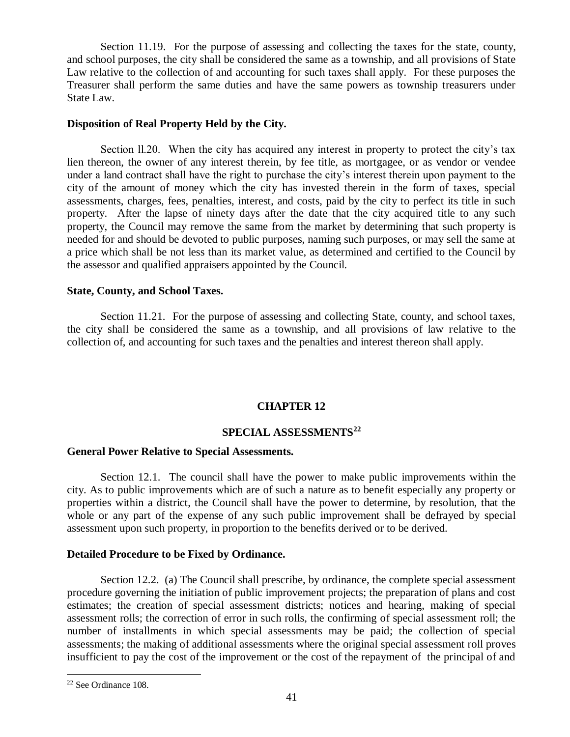Section 11.19. For the purpose of assessing and collecting the taxes for the state, county, and school purposes, the city shall be considered the same as a township, and all provisions of State Law relative to the collection of and accounting for such taxes shall apply. For these purposes the Treasurer shall perform the same duties and have the same powers as township treasurers under State Law.

**Disposition of Real Property Held by the City.**

Section ll.20. When the city has acquired any interest in property to protect the city's tax lien thereon, the owner of any interest therein, by fee title, as mortgagee, or as vendor or vendee under a land contract shall have the right to purchase the city's interest therein upon payment to the city of the amount of money which the city has invested therein in the form of taxes, special assessments, charges, fees, penalties, interest, and costs, paid by the city to perfect its title in such property. After the lapse of ninety days after the date that the city acquired title to any such property, the Council may remove the same from the market by determining that such property is needed for and should be devoted to public purposes, naming such purposes, or may sell the same at a price which shall be not less than its market value, as determined and certified to the Council by the assessor and qualified appraisers appointed by the Council.

**State, County, and School Taxes.**

Section 11.21. For the purpose of assessing and collecting State, county, and school taxes, the city shall be considered the same as a township, and all provisions of law relative to the collection of, and accounting for such taxes and the penalties and interest thereon shall apply.

## CHAPTER 12

## SPECIAL ASSESSMENTS[22]

**General Power Relative to Special Assessments.**

Section 12.1. The council shall have the power to make public improvements within the city. As to public improvements which are of such a nature as to benefit especially any property or properties within a district, the Council shall have the power to determine, by resolution, that the whole or any part of the expense of any such public improvement shall be defrayed by special assessment upon such property, in proportion to the benefits derived or to be derived.

**Detailed Procedure to be Fixed by Ordinance.**

Section 12.2. (a) The Council shall prescribe, by ordinance, the complete special assessment procedure governing the initiation of public improvement projects; the preparation of plans and cost estimates; the creation of special assessment districts; notices and hearing, making of special assessment rolls; the correction of error in such rolls, the confirming of special assessment roll; the number of installments in which special assessments may be paid; the collection of special assessments; the making of additional assessments where the original special assessment roll proves insufficient to pay the cost of the improvement or the cost of the repayment of the principal of and

[22] See Ordinance 108.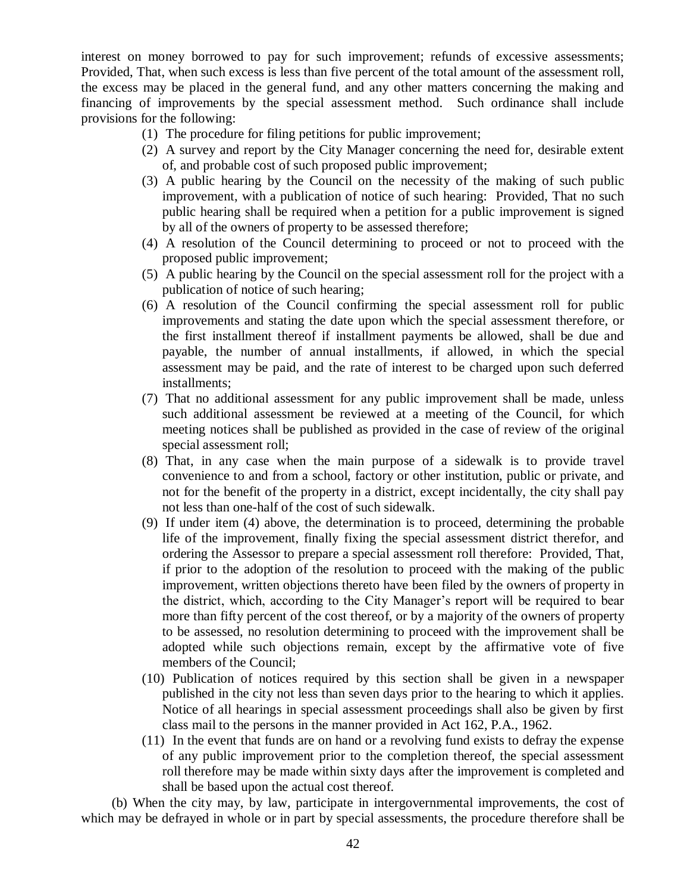interest on money borrowed to pay for such improvement; refunds of excessive assessments; Provided, That, when such excess is less than five percent of the total amount of the assessment roll, the excess may be placed in the general fund, and any other matters concerning the making and financing of improvements by the special assessment method. Such ordinance shall include provisions for the following:

(1) The procedure for filing petitions for public improvement;

(2) A survey and report by the City Manager concerning the need for, desirable extent of, and probable cost of such proposed public improvement;

(3) A public hearing by the Council on the necessity of the making of such public improvement, with a publication of notice of such hearing: Provided, That no such public hearing shall be required when a petition for a public improvement is signed by all of the owners of property to be assessed therefore;

(4) A resolution of the Council determining to proceed or not to proceed with the proposed public improvement;

(5) A public hearing by the Council on the special assessment roll for the project with a publication of notice of such hearing;

(6) A resolution of the Council confirming the special assessment roll for public improvements and stating the date upon which the special assessment therefore, or the first installment thereof if installment payments be allowed, shall be due and payable, the number of annual installments, if allowed, in which the special assessment may be paid, and the rate of interest to be charged upon such deferred installments;

(7) That no additional assessment for any public improvement shall be made, unless such additional assessment be reviewed at a meeting of the Council, for which meeting notices shall be published as provided in the case of review of the original special assessment roll;

(8) That, in any case when the main purpose of a sidewalk is to provide travel convenience to and from a school, factory or other institution, public or private, and not for the benefit of the property in a district, except incidentally, the city shall pay not less than one-half of the cost of such sidewalk.

(9) If under item (4) above, the determination is to proceed, determining the probable life of the improvement, finally fixing the special assessment district therefor, and ordering the Assessor to prepare a special assessment roll therefore: Provided, That, if prior to the adoption of the resolution to proceed with the making of the public improvement, written objections thereto have been filed by the owners of property in the district, which, according to the City Manager's report will be required to bear more than fifty percent of the cost thereof, or by a majority of the owners of property to be assessed, no resolution determining to proceed with the improvement shall be adopted while such objections remain, except by the affirmative vote of five members of the Council;

(10) Publication of notices required by this section shall be given in a newspaper published in the city not less than seven days prior to the hearing to which it applies. Notice of all hearings in special assessment proceedings shall also be given by first class mail to the persons in the manner provided in Act 162, P.A., 1962.

(11) In the event that funds are on hand or a revolving fund exists to defray the expense of any public improvement prior to the completion thereof, the special assessment roll therefore may be made within sixty days after the improvement is completed and shall be based upon the actual cost thereof.

(b) When the city may, by law, participate in intergovernmental improvements, the cost of which may be defrayed in whole or in part by special assessments, the procedure therefore shall be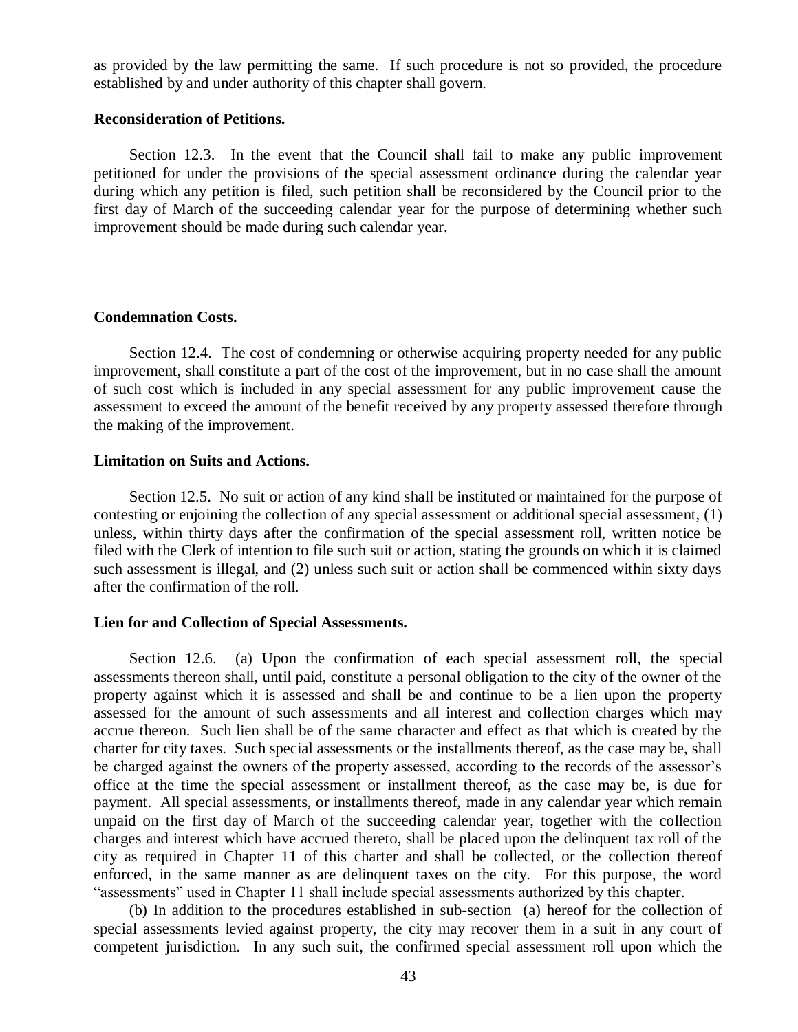as provided by the law permitting the same. If such procedure is not so provided, the procedure established by and under authority of this chapter shall govern.

**Reconsideration of Petitions.**

Section 12.3. In the event that the Council shall fail to make any public improvement petitioned for under the provisions of the special assessment ordinance during the calendar year during which any petition is filed, such petition shall be reconsidered by the Council prior to the first day of March of the succeeding calendar year for the purpose of determining whether such improvement should be made during such calendar year.

**Condemnation Costs.**

Section 12.4. The cost of condemning or otherwise acquiring property needed for any public improvement, shall constitute a part of the cost of the improvement, but in no case shall the amount of such cost which is included in any special assessment for any public improvement cause the assessment to exceed the amount of the benefit received by any property assessed therefore through the making of the improvement.

**Limitation on Suits and Actions.**

Section 12.5. No suit or action of any kind shall be instituted or maintained for the purpose of contesting or enjoining the collection of any special assessment or additional special assessment, (1) unless, within thirty days after the confirmation of the special assessment roll, written notice be filed with the Clerk of intention to file such suit or action, stating the grounds on which it is claimed such assessment is illegal, and (2) unless such suit or action shall be commenced within sixty days after the confirmation of the roll.

**Lien for and Collection of Special Assessments.**

Section 12.6. (a) Upon the confirmation of each special assessment roll, the special assessments thereon shall, until paid, constitute a personal obligation to the city of the owner of the property against which it is assessed and shall be and continue to be a lien upon the property assessed for the amount of such assessments and all interest and collection charges which may accrue thereon. Such lien shall be of the same character and effect as that which is created by the charter for city taxes. Such special assessments or the installments thereof, as the case may be, shall be charged against the owners of the property assessed, according to the records of the assessor's office at the time the special assessment or installment thereof, as the case may be, is due for payment. All special assessments, or installments thereof, made in any calendar year which remain unpaid on the first day of March of the succeeding calendar year, together with the collection charges and interest which have accrued thereto, shall be placed upon the delinquent tax roll of the city as required in Chapter 11 of this charter and shall be collected, or the collection thereof enforced, in the same manner as are delinquent taxes on the city. For this purpose, the word "assessments" used in Chapter 11 shall include special assessments authorized by this chapter.

(b) In addition to the procedures established in sub-section (a) hereof for the collection of special assessments levied against property, the city may recover them in a suit in any court of competent jurisdiction. In any such suit, the confirmed special assessment roll upon which the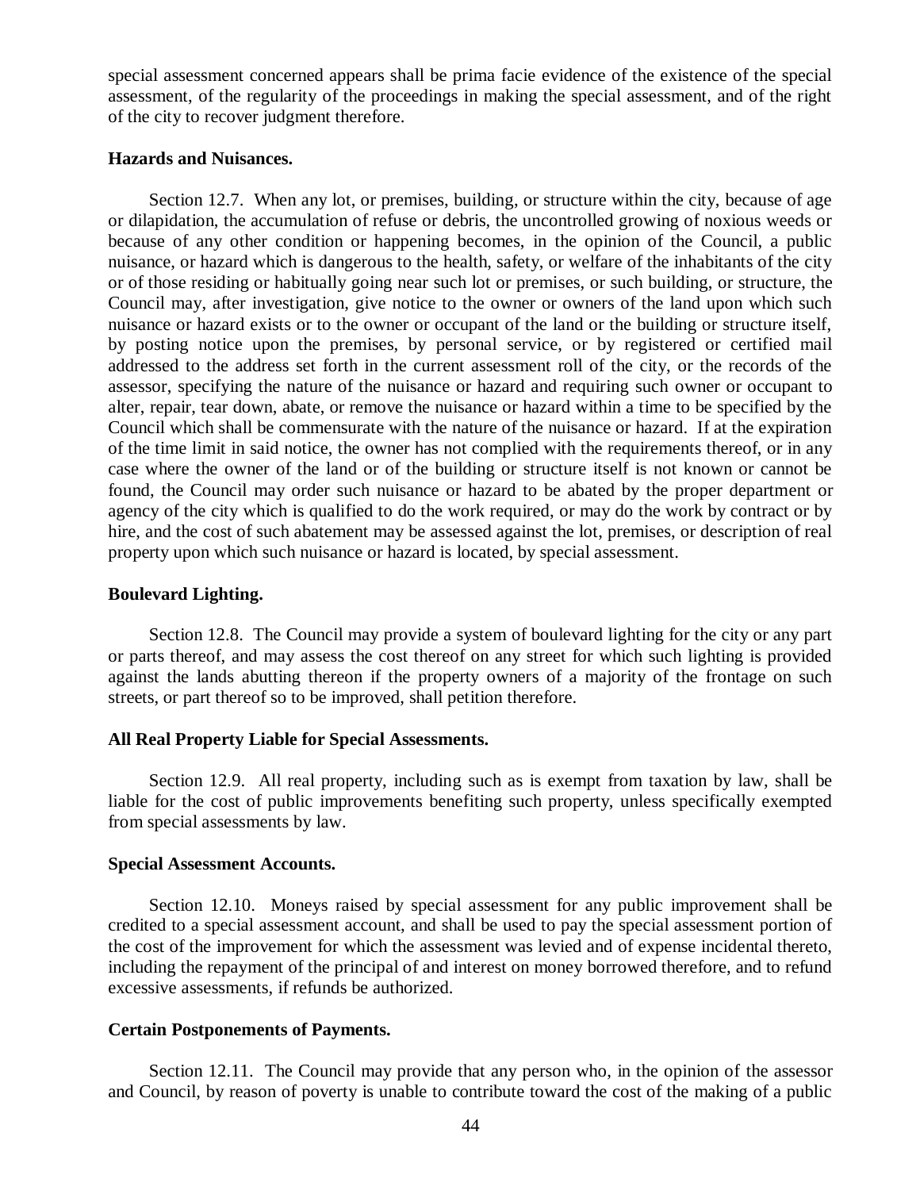special assessment concerned appears shall be prima facie evidence of the existence of the special assessment, of the regularity of the proceedings in making the special assessment, and of the right of the city to recover judgment therefore.

**Hazards and Nuisances.**

Section 12.7. When any lot, or premises, building, or structure within the city, because of age or dilapidation, the accumulation of refuse or debris, the uncontrolled growing of noxious weeds or because of any other condition or happening becomes, in the opinion of the Council, a public nuisance, or hazard which is dangerous to the health, safety, or welfare of the inhabitants of the city or of those residing or habitually going near such lot or premises, or such building, or structure, the Council may, after investigation, give notice to the owner or owners of the land upon which such nuisance or hazard exists or to the owner or occupant of the land or the building or structure itself, by posting notice upon the premises, by personal service, or by registered or certified mail addressed to the address set forth in the current assessment roll of the city, or the records of the assessor, specifying the nature of the nuisance or hazard and requiring such owner or occupant to alter, repair, tear down, abate, or remove the nuisance or hazard within a time to be specified by the Council which shall be commensurate with the nature of the nuisance or hazard. If at the expiration of the time limit in said notice, the owner has not complied with the requirements thereof, or in any case where the owner of the land or of the building or structure itself is not known or cannot be found, the Council may order such nuisance or hazard to be abated by the proper department or agency of the city which is qualified to do the work required, or may do the work by contract or by hire, and the cost of such abatement may be assessed against the lot, premises, or description of real property upon which such nuisance or hazard is located, by special assessment.

**Boulevard Lighting.**

Section 12.8. The Council may provide a system of boulevard lighting for the city or any part or parts thereof, and may assess the cost thereof on any street for which such lighting is provided against the lands abutting thereon if the property owners of a majority of the frontage on such streets, or part thereof so to be improved, shall petition therefore.

**All Real Property Liable for Special Assessments.**

Section 12.9. All real property, including such as is exempt from taxation by law, shall be liable for the cost of public improvements benefiting such property, unless specifically exempted from special assessments by law.

**Special Assessment Accounts.**

Section 12.10. Moneys raised by special assessment for any public improvement shall be credited to a special assessment account, and shall be used to pay the special assessment portion of the cost of the improvement for which the assessment was levied and of expense incidental thereto, including the repayment of the principal of and interest on money borrowed therefore, and to refund excessive assessments, if refunds be authorized.

**Certain Postponements of Payments.**

Section 12.11. The Council may provide that any person who, in the opinion of the assessor and Council, by reason of poverty is unable to contribute toward the cost of the making of a public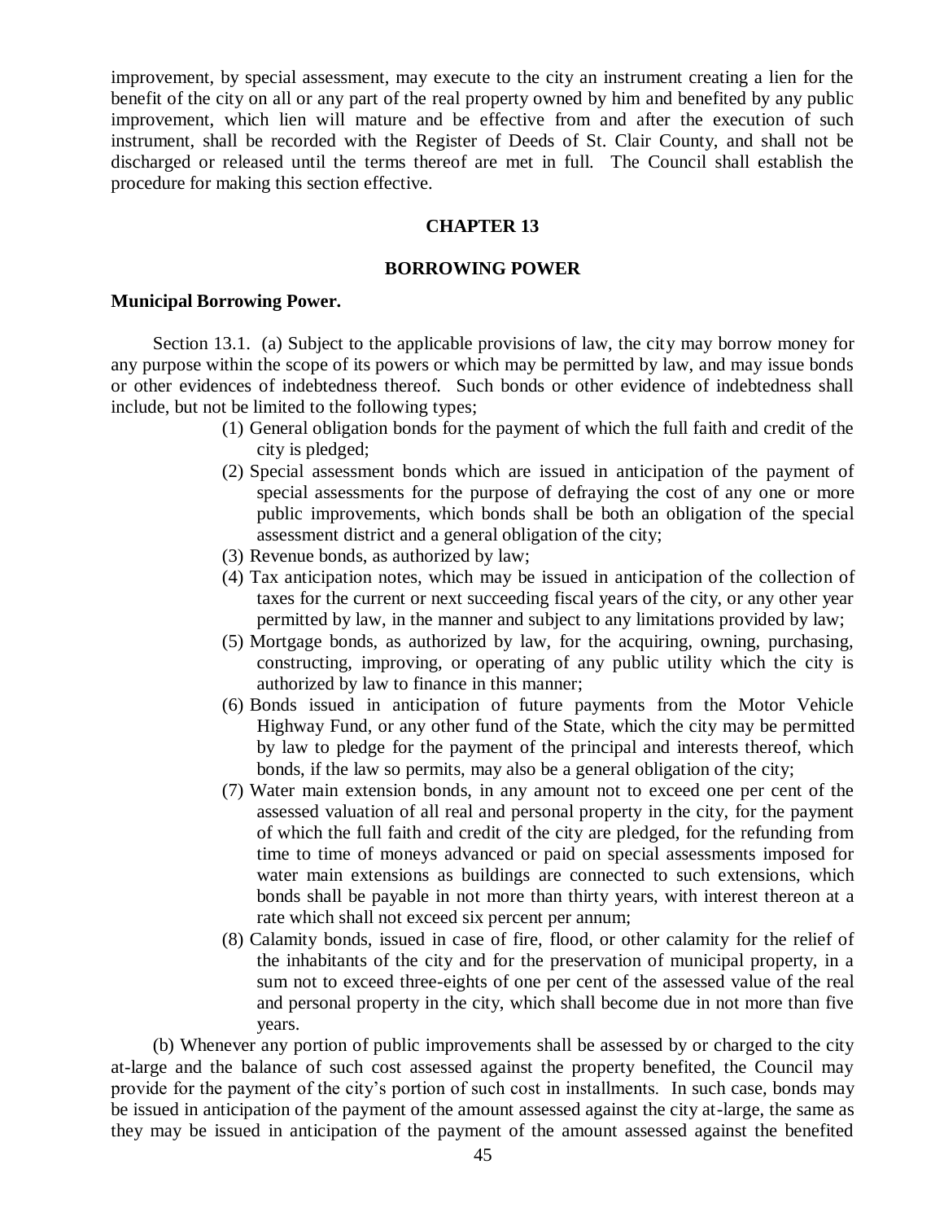improvement, by special assessment, may execute to the city an instrument creating a lien for the benefit of the city on all or any part of the real property owned by him and benefited by any public improvement, which lien will mature and be effective from and after the execution of such instrument, shall be recorded with the Register of Deeds of St. Clair County, and shall not be discharged or released until the terms thereof are met in full. The Council shall establish the procedure for making this section effective.

## CHAPTER 13

## BORROWING POWER

**Municipal Borrowing Power.**

Section 13.1. (a) Subject to the applicable provisions of law, the city may borrow money for any purpose within the scope of its powers or which may be permitted by law, and may issue bonds or other evidences of indebtedness thereof. Such bonds or other evidence of indebtedness shall include, but not be limited to the following types;

(1) General obligation bonds for the payment of which the full faith and credit of the city is pledged;

(2) Special assessment bonds which are issued in anticipation of the payment of special assessments for the purpose of defraying the cost of any one or more public improvements, which bonds shall be both an obligation of the special assessment district and a general obligation of the city;

(3) Revenue bonds, as authorized by law;

(4) Tax anticipation notes, which may be issued in anticipation of the collection of taxes for the current or next succeeding fiscal years of the city, or any other year permitted by law, in the manner and subject to any limitations provided by law;

(5) Mortgage bonds, as authorized by law, for the acquiring, owning, purchasing, constructing, improving, or operating of any public utility which the city is authorized by law to finance in this manner;

(6) Bonds issued in anticipation of future payments from the Motor Vehicle Highway Fund, or any other fund of the State, which the city may be permitted by law to pledge for the payment of the principal and interests thereof, which bonds, if the law so permits, may also be a general obligation of the city;

(7) Water main extension bonds, in any amount not to exceed one per cent of the assessed valuation of all real and personal property in the city, for the payment of which the full faith and credit of the city are pledged, for the refunding from time to time of moneys advanced or paid on special assessments imposed for water main extensions as buildings are connected to such extensions, which bonds shall be payable in not more than thirty years, with interest thereon at a rate which shall not exceed six percent per annum;

(8) Calamity bonds, issued in case of fire, flood, or other calamity for the relief of the inhabitants of the city and for the preservation of municipal property, in a sum not to exceed three-eights of one per cent of the assessed value of the real and personal property in the city, which shall become due in not more than five years.

(b) Whenever any portion of public improvements shall be assessed by or charged to the city at-large and the balance of such cost assessed against the property benefited, the Council may provide for the payment of the city's portion of such cost in installments. In such case, bonds may be issued in anticipation of the payment of the amount assessed against the city at-large, the same as they may be issued in anticipation of the payment of the amount assessed against the benefited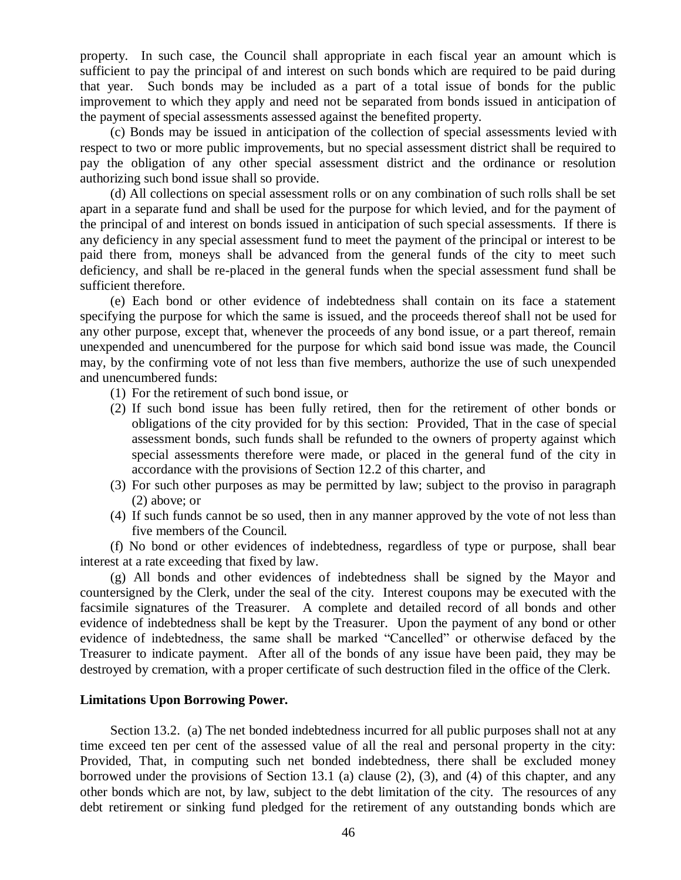property. In such case, the Council shall appropriate in each fiscal year an amount which is sufficient to pay the principal of and interest on such bonds which are required to be paid during that year. Such bonds may be included as a part of a total issue of bonds for the public improvement to which they apply and need not be separated from bonds issued in anticipation of the payment of special assessments assessed against the benefited property.

(c) Bonds may be issued in anticipation of the collection of special assessments levied with respect to two or more public improvements, but no special assessment district shall be required to pay the obligation of any other special assessment district and the ordinance or resolution authorizing such bond issue shall so provide.

(d) All collections on special assessment rolls or on any combination of such rolls shall be set apart in a separate fund and shall be used for the purpose for which levied, and for the payment of the principal of and interest on bonds issued in anticipation of such special assessments. If there is any deficiency in any special assessment fund to meet the payment of the principal or interest to be paid there from, moneys shall be advanced from the general funds of the city to meet such deficiency, and shall be re-placed in the general funds when the special assessment fund shall be sufficient therefore.

(e) Each bond or other evidence of indebtedness shall contain on its face a statement specifying the purpose for which the same is issued, and the proceeds thereof shall not be used for any other purpose, except that, whenever the proceeds of any bond issue, or a part thereof, remain unexpended and unencumbered for the purpose for which said bond issue was made, the Council may, by the confirming vote of not less than five members, authorize the use of such unexpended and unencumbered funds:

(1) For the retirement of such bond issue, or
(2) If such bond issue has been fully retired, then for the retirement of other bonds or obligations of the city provided for by this section: Provided, That in the case of special assessment bonds, such funds shall be refunded to the owners of property against which special assessments therefore were made, or placed in the general fund of the city in accordance with the provisions of Section 12.2 of this charter, and
(3) For such other purposes as may be permitted by law; subject to the proviso in paragraph (2) above; or
(4) If such funds cannot be so used, then in any manner approved by the vote of not less than five members of the Council.

(f) No bond or other evidences of indebtedness, regardless of type or purpose, shall bear interest at a rate exceeding that fixed by law.

(g) All bonds and other evidences of indebtedness shall be signed by the Mayor and countersigned by the Clerk, under the seal of the city. Interest coupons may be executed with the facsimile signatures of the Treasurer. A complete and detailed record of all bonds and other evidence of indebtedness shall be kept by the Treasurer. Upon the payment of any bond or other evidence of indebtedness, the same shall be marked "Cancelled" or otherwise defaced by the Treasurer to indicate payment. After all of the bonds of any issue have been paid, they may be destroyed by cremation, with a proper certificate of such destruction filed in the office of the Clerk.

**Limitations Upon Borrowing Power.**

Section 13.2. (a) The net bonded indebtedness incurred for all public purposes shall not at any time exceed ten per cent of the assessed value of all the real and personal property in the city: Provided, That, in computing such net bonded indebtedness, there shall be excluded money borrowed under the provisions of Section 13.1 (a) clause (2), (3), and (4) of this chapter, and any other bonds which are not, by law, subject to the debt limitation of the city. The resources of any debt retirement or sinking fund pledged for the retirement of any outstanding bonds which are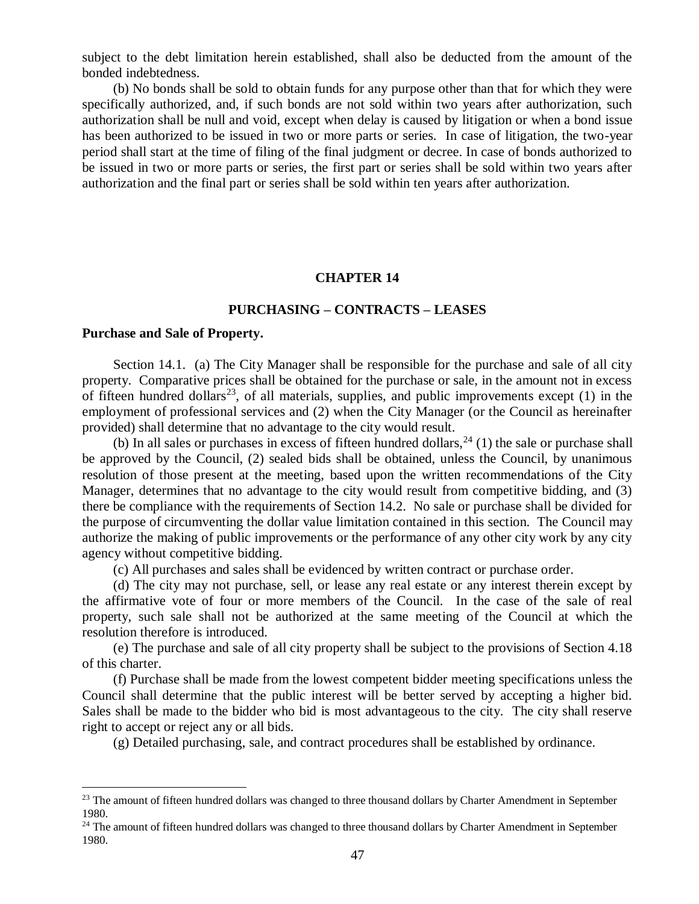subject to the debt limitation herein established, shall also be deducted from the amount of the bonded indebtedness.

(b) No bonds shall be sold to obtain funds for any purpose other than that for which they were specifically authorized, and, if such bonds are not sold within two years after authorization, such authorization shall be null and void, except when delay is caused by litigation or when a bond issue has been authorized to be issued in two or more parts or series. In case of litigation, the two-year period shall start at the time of filing of the final judgment or decree. In case of bonds authorized to be issued in two or more parts or series, the first part or series shall be sold within two years after authorization and the final part or series shall be sold within ten years after authorization.

## CHAPTER 14

## PURCHASING – CONTRACTS – LEASES

**Purchase and Sale of Property.**

Section 14.1. (a) The City Manager shall be responsible for the purchase and sale of all city property. Comparative prices shall be obtained for the purchase or sale, in the amount not in excess of fifteen hundred dollars[23], of all materials, supplies, and public improvements except (1) in the employment of professional services and (2) when the City Manager (or the Council as hereinafter provided) shall determine that no advantage to the city would result.

(b) In all sales or purchases in excess of fifteen hundred dollars,[24] (1) the sale or purchase shall be approved by the Council, (2) sealed bids shall be obtained, unless the Council, by unanimous resolution of those present at the meeting, based upon the written recommendations of the City Manager, determines that no advantage to the city would result from competitive bidding, and (3) there be compliance with the requirements of Section 14.2. No sale or purchase shall be divided for the purpose of circumventing the dollar value limitation contained in this section. The Council may authorize the making of public improvements or the performance of any other city work by any city agency without competitive bidding.

(c) All purchases and sales shall be evidenced by written contract or purchase order.

(d) The city may not purchase, sell, or lease any real estate or any interest therein except by the affirmative vote of four or more members of the Council. In the case of the sale of real property, such sale shall not be authorized at the same meeting of the Council at which the resolution therefore is introduced.

(e) The purchase and sale of all city property shall be subject to the provisions of Section 4.18 of this charter.

(f) Purchase shall be made from the lowest competent bidder meeting specifications unless the Council shall determine that the public interest will be better served by accepting a higher bid. Sales shall be made to the bidder who bid is most advantageous to the city. The city shall reserve right to accept or reject any or all bids.

(g) Detailed purchasing, sale, and contract procedures shall be established by ordinance.

---

[23] The amount of fifteen hundred dollars was changed to three thousand dollars by Charter Amendment in September 1980.

[24] The amount of fifteen hundred dollars was changed to three thousand dollars by Charter Amendment in September 1980.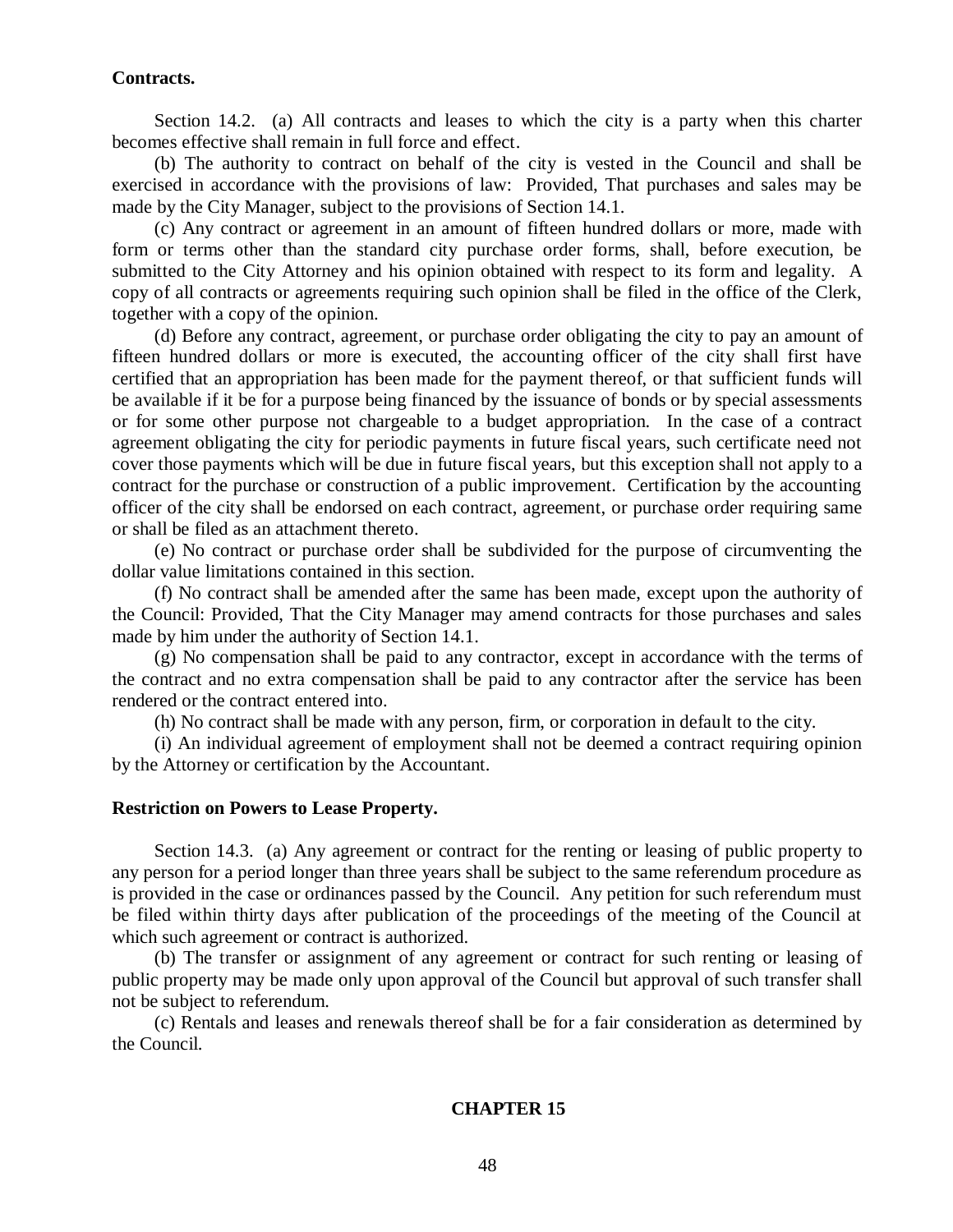**Contracts.**

Section 14.2. (a) All contracts and leases to which the city is a party when this charter becomes effective shall remain in full force and effect.

(b) The authority to contract on behalf of the city is vested in the Council and shall be exercised in accordance with the provisions of law: Provided, That purchases and sales may be made by the City Manager, subject to the provisions of Section 14.1.

(c) Any contract or agreement in an amount of fifteen hundred dollars or more, made with form or terms other than the standard city purchase order forms, shall, before execution, be submitted to the City Attorney and his opinion obtained with respect to its form and legality. A copy of all contracts or agreements requiring such opinion shall be filed in the office of the Clerk, together with a copy of the opinion.

(d) Before any contract, agreement, or purchase order obligating the city to pay an amount of fifteen hundred dollars or more is executed, the accounting officer of the city shall first have certified that an appropriation has been made for the payment thereof, or that sufficient funds will be available if it be for a purpose being financed by the issuance of bonds or by special assessments or for some other purpose not chargeable to a budget appropriation. In the case of a contract agreement obligating the city for periodic payments in future fiscal years, such certificate need not cover those payments which will be due in future fiscal years, but this exception shall not apply to a contract for the purchase or construction of a public improvement. Certification by the accounting officer of the city shall be endorsed on each contract, agreement, or purchase order requiring same or shall be filed as an attachment thereto.

(e) No contract or purchase order shall be subdivided for the purpose of circumventing the dollar value limitations contained in this section.

(f) No contract shall be amended after the same has been made, except upon the authority of the Council: Provided, That the City Manager may amend contracts for those purchases and sales made by him under the authority of Section 14.1.

(g) No compensation shall be paid to any contractor, except in accordance with the terms of the contract and no extra compensation shall be paid to any contractor after the service has been rendered or the contract entered into.

(h) No contract shall be made with any person, firm, or corporation in default to the city.

(i) An individual agreement of employment shall not be deemed a contract requiring opinion by the Attorney or certification by the Accountant.

**Restriction on Powers to Lease Property.**

Section 14.3. (a) Any agreement or contract for the renting or leasing of public property to any person for a period longer than three years shall be subject to the same referendum procedure as is provided in the case or ordinances passed by the Council. Any petition for such referendum must be filed within thirty days after publication of the proceedings of the meeting of the Council at which such agreement or contract is authorized.

(b) The transfer or assignment of any agreement or contract for such renting or leasing of public property may be made only upon approval of the Council but approval of such transfer shall not be subject to referendum.

(c) Rentals and leases and renewals thereof shall be for a fair consideration as determined by the Council.

## CHAPTER 15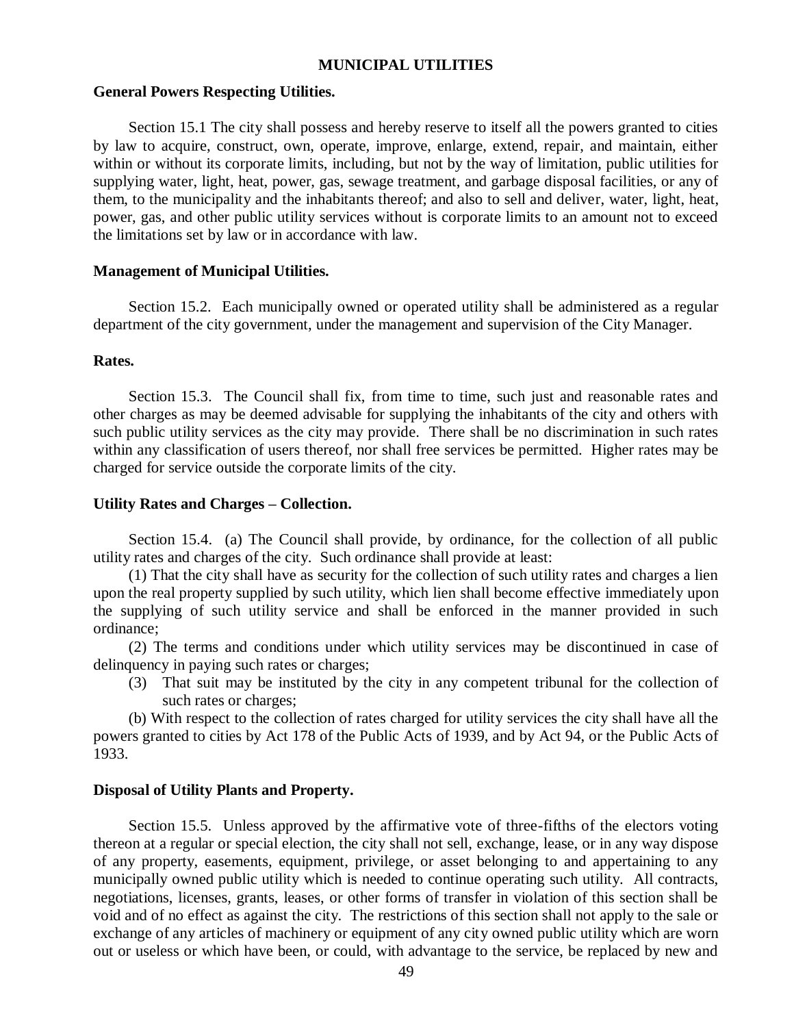# MUNICIPAL UTILITIES

**General Powers Respecting Utilities.**

Section 15.1 The city shall possess and hereby reserve to itself all the powers granted to cities by law to acquire, construct, own, operate, improve, enlarge, extend, repair, and maintain, either within or without its corporate limits, including, but not by the way of limitation, public utilities for supplying water, light, heat, power, gas, sewage treatment, and garbage disposal facilities, or any of them, to the municipality and the inhabitants thereof; and also to sell and deliver, water, light, heat, power, gas, and other public utility services without is corporate limits to an amount not to exceed the limitations set by law or in accordance with law.

**Management of Municipal Utilities.**

Section 15.2. Each municipally owned or operated utility shall be administered as a regular department of the city government, under the management and supervision of the City Manager.

**Rates.**

Section 15.3. The Council shall fix, from time to time, such just and reasonable rates and other charges as may be deemed advisable for supplying the inhabitants of the city and others with such public utility services as the city may provide. There shall be no discrimination in such rates within any classification of users thereof, nor shall free services be permitted. Higher rates may be charged for service outside the corporate limits of the city.

**Utility Rates and Charges – Collection.**

Section 15.4. (a) The Council shall provide, by ordinance, for the collection of all public utility rates and charges of the city. Such ordinance shall provide at least:

(1) That the city shall have as security for the collection of such utility rates and charges a lien upon the real property supplied by such utility, which lien shall become effective immediately upon the supplying of such utility service and shall be enforced in the manner provided in such ordinance;

(2) The terms and conditions under which utility services may be discontinued in case of delinquency in paying such rates or charges;

(3) That suit may be instituted by the city in any competent tribunal for the collection of such rates or charges;

(b) With respect to the collection of rates charged for utility services the city shall have all the powers granted to cities by Act 178 of the Public Acts of 1939, and by Act 94, or the Public Acts of 1933.

**Disposal of Utility Plants and Property.**

Section 15.5. Unless approved by the affirmative vote of three-fifths of the electors voting thereon at a regular or special election, the city shall not sell, exchange, lease, or in any way dispose of any property, easements, equipment, privilege, or asset belonging to and appertaining to any municipally owned public utility which is needed to continue operating such utility. All contracts, negotiations, licenses, grants, leases, or other forms of transfer in violation of this section shall be void and of no effect as against the city. The restrictions of this section shall not apply to the sale or exchange of any articles of machinery or equipment of any city owned public utility which are worn out or useless or which have been, or could, with advantage to the service, be replaced by new and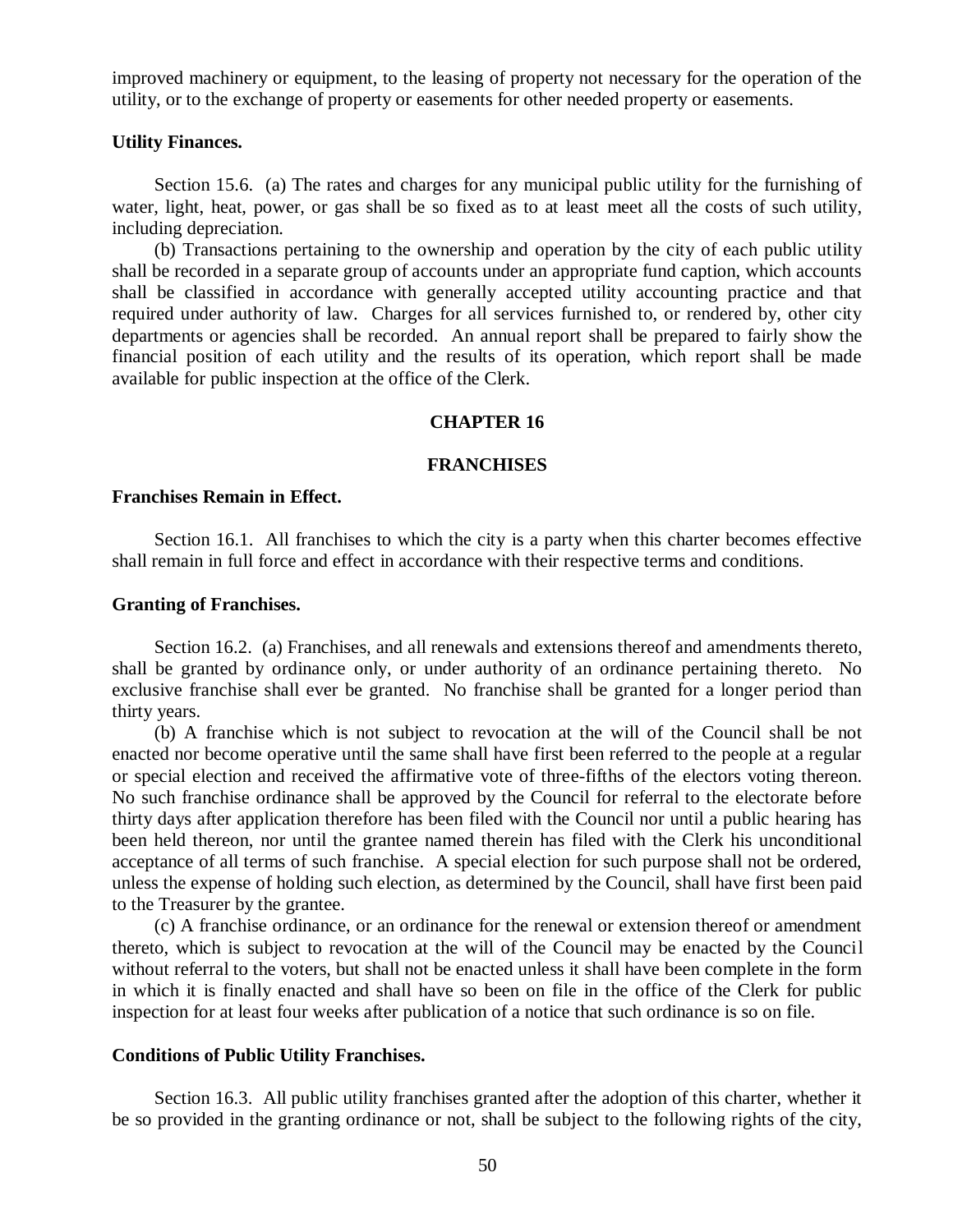improved machinery or equipment, to the leasing of property not necessary for the operation of the utility, or to the exchange of property or easements for other needed property or easements.

**Utility Finances.**

Section 15.6. (a) The rates and charges for any municipal public utility for the furnishing of water, light, heat, power, or gas shall be so fixed as to at least meet all the costs of such utility, including depreciation.

(b) Transactions pertaining to the ownership and operation by the city of each public utility shall be recorded in a separate group of accounts under an appropriate fund caption, which accounts shall be classified in accordance with generally accepted utility accounting practice and that required under authority of law. Charges for all services furnished to, or rendered by, other city departments or agencies shall be recorded. An annual report shall be prepared to fairly show the financial position of each utility and the results of its operation, which report shall be made available for public inspection at the office of the Clerk.

## CHAPTER 16

## FRANCHISES

**Franchises Remain in Effect.**

Section 16.1. All franchises to which the city is a party when this charter becomes effective shall remain in full force and effect in accordance with their respective terms and conditions.

**Granting of Franchises.**

Section 16.2. (a) Franchises, and all renewals and extensions thereof and amendments thereto, shall be granted by ordinance only, or under authority of an ordinance pertaining thereto. No exclusive franchise shall ever be granted. No franchise shall be granted for a longer period than thirty years.

(b) A franchise which is not subject to revocation at the will of the Council shall be not enacted nor become operative until the same shall have first been referred to the people at a regular or special election and received the affirmative vote of three-fifths of the electors voting thereon. No such franchise ordinance shall be approved by the Council for referral to the electorate before thirty days after application therefore has been filed with the Council nor until a public hearing has been held thereon, nor until the grantee named therein has filed with the Clerk his unconditional acceptance of all terms of such franchise. A special election for such purpose shall not be ordered, unless the expense of holding such election, as determined by the Council, shall have first been paid to the Treasurer by the grantee.

(c) A franchise ordinance, or an ordinance for the renewal or extension thereof or amendment thereto, which is subject to revocation at the will of the Council may be enacted by the Council without referral to the voters, but shall not be enacted unless it shall have been complete in the form in which it is finally enacted and shall have so been on file in the office of the Clerk for public inspection for at least four weeks after publication of a notice that such ordinance is so on file.

**Conditions of Public Utility Franchises.**

Section 16.3. All public utility franchises granted after the adoption of this charter, whether it be so provided in the granting ordinance or not, shall be subject to the following rights of the city,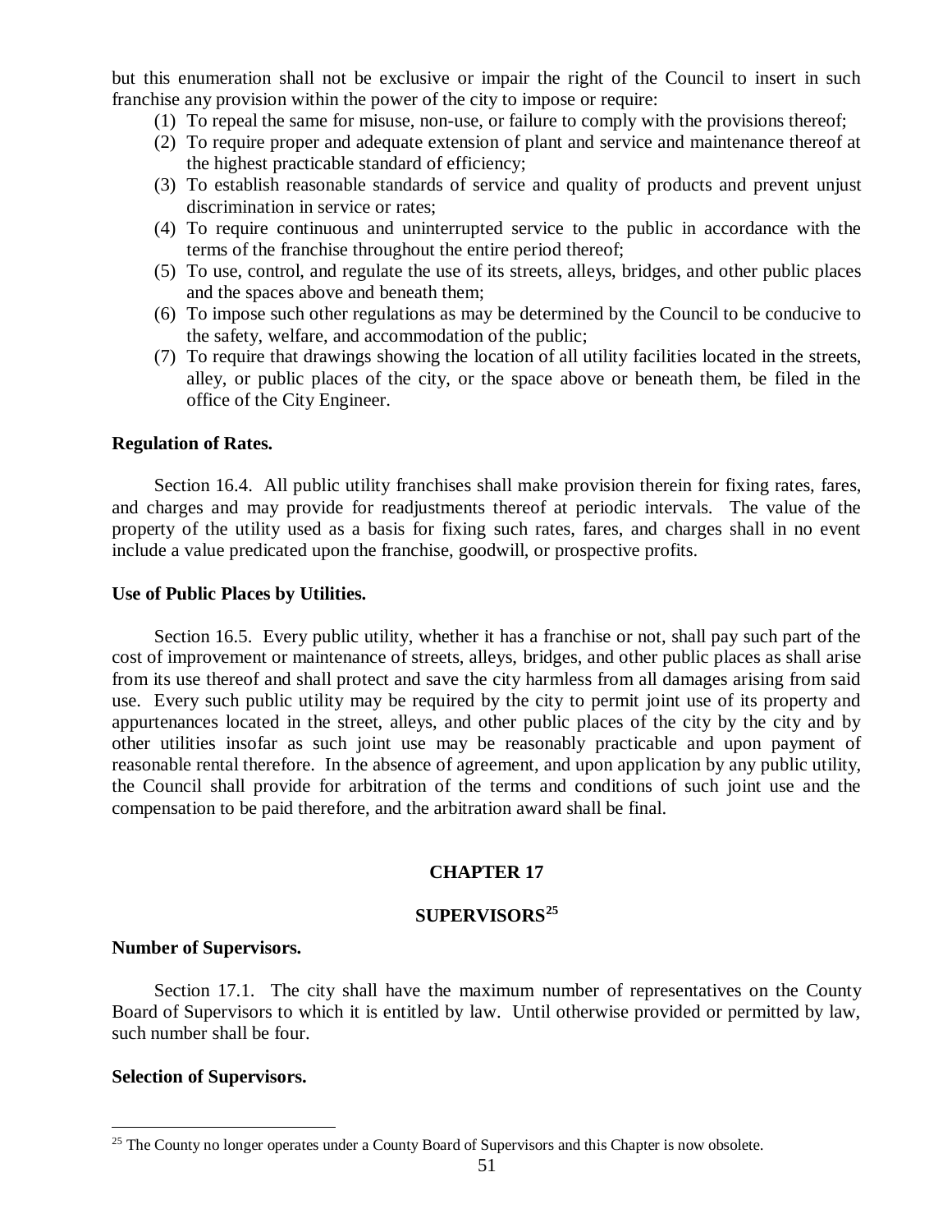but this enumeration shall not be exclusive or impair the right of the Council to insert in such franchise any provision within the power of the city to impose or require:

(1) To repeal the same for misuse, non-use, or failure to comply with the provisions thereof;
(2) To require proper and adequate extension of plant and service and maintenance thereof at the highest practicable standard of efficiency;
(3) To establish reasonable standards of service and quality of products and prevent unjust discrimination in service or rates;
(4) To require continuous and uninterrupted service to the public in accordance with the terms of the franchise throughout the entire period thereof;
(5) To use, control, and regulate the use of its streets, alleys, bridges, and other public places and the spaces above and beneath them;
(6) To impose such other regulations as may be determined by the Council to be conducive to the safety, welfare, and accommodation of the public;
(7) To require that drawings showing the location of all utility facilities located in the streets, alley, or public places of the city, or the space above or beneath them, be filed in the office of the City Engineer.

**Regulation of Rates.**

Section 16.4. All public utility franchises shall make provision therein for fixing rates, fares, and charges and may provide for readjustments thereof at periodic intervals. The value of the property of the utility used as a basis for fixing such rates, fares, and charges shall in no event include a value predicated upon the franchise, goodwill, or prospective profits.

**Use of Public Places by Utilities.**

Section 16.5. Every public utility, whether it has a franchise or not, shall pay such part of the cost of improvement or maintenance of streets, alleys, bridges, and other public places as shall arise from its use thereof and shall protect and save the city harmless from all damages arising from said use. Every such public utility may be required by the city to permit joint use of its property and appurtenances located in the street, alleys, and other public places of the city by the city and by other utilities insofar as such joint use may be reasonably practicable and upon payment of reasonable rental therefore. In the absence of agreement, and upon application by any public utility, the Council shall provide for arbitration of the terms and conditions of such joint use and the compensation to be paid therefore, and the arbitration award shall be final.

## CHAPTER 17

## SUPERVISORS[25]

**Number of Supervisors.**

Section 17.1. The city shall have the maximum number of representatives on the County Board of Supervisors to which it is entitled by law. Until otherwise provided or permitted by law, such number shall be four.

**Selection of Supervisors.**

[25] The County no longer operates under a County Board of Supervisors and this Chapter is now obsolete.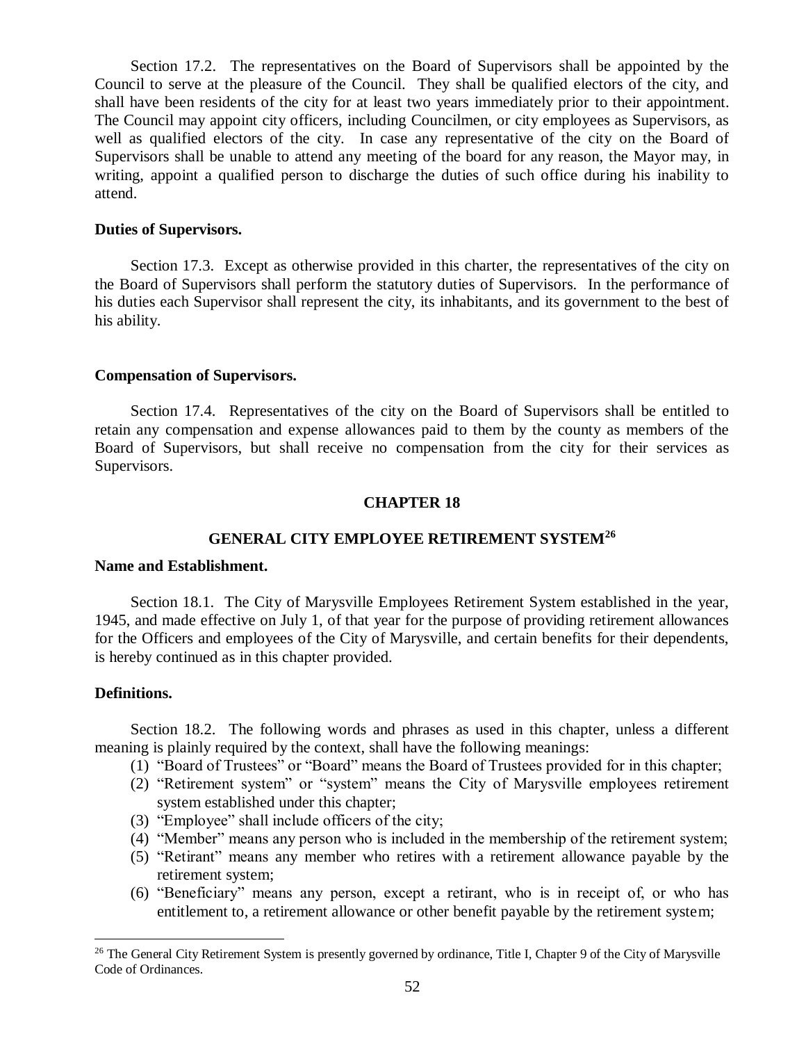Section 17.2. The representatives on the Board of Supervisors shall be appointed by the Council to serve at the pleasure of the Council. They shall be qualified electors of the city, and shall have been residents of the city for at least two years immediately prior to their appointment. The Council may appoint city officers, including Councilmen, or city employees as Supervisors, as well as qualified electors of the city. In case any representative of the city on the Board of Supervisors shall be unable to attend any meeting of the board for any reason, the Mayor may, in writing, appoint a qualified person to discharge the duties of such office during his inability to attend.

**Duties of Supervisors.**

Section 17.3. Except as otherwise provided in this charter, the representatives of the city on the Board of Supervisors shall perform the statutory duties of Supervisors. In the performance of his duties each Supervisor shall represent the city, its inhabitants, and its government to the best of his ability.

**Compensation of Supervisors.**

Section 17.4. Representatives of the city on the Board of Supervisors shall be entitled to retain any compensation and expense allowances paid to them by the county as members of the Board of Supervisors, but shall receive no compensation from the city for their services as Supervisors.

## CHAPTER 18

## GENERAL CITY EMPLOYEE RETIREMENT SYSTEM[26]

**Name and Establishment.**

Section 18.1. The City of Marysville Employees Retirement System established in the year, 1945, and made effective on July 1, of that year for the purpose of providing retirement allowances for the Officers and employees of the City of Marysville, and certain benefits for their dependents, is hereby continued as in this chapter provided.

**Definitions.**

Section 18.2. The following words and phrases as used in this chapter, unless a different meaning is plainly required by the context, shall have the following meanings:

(1) "Board of Trustees" or "Board" means the Board of Trustees provided for in this chapter;
(2) "Retirement system" or "system" means the City of Marysville employees retirement system established under this chapter;
(3) "Employee" shall include officers of the city;
(4) "Member" means any person who is included in the membership of the retirement system;
(5) "Retirant" means any member who retires with a retirement allowance payable by the retirement system;
(6) "Beneficiary" means any person, except a retirant, who is in receipt of, or who has entitlement to, a retirement allowance or other benefit payable by the retirement system;

---

[26] The General City Retirement System is presently governed by ordinance, Title I, Chapter 9 of the City of Marysville Code of Ordinances.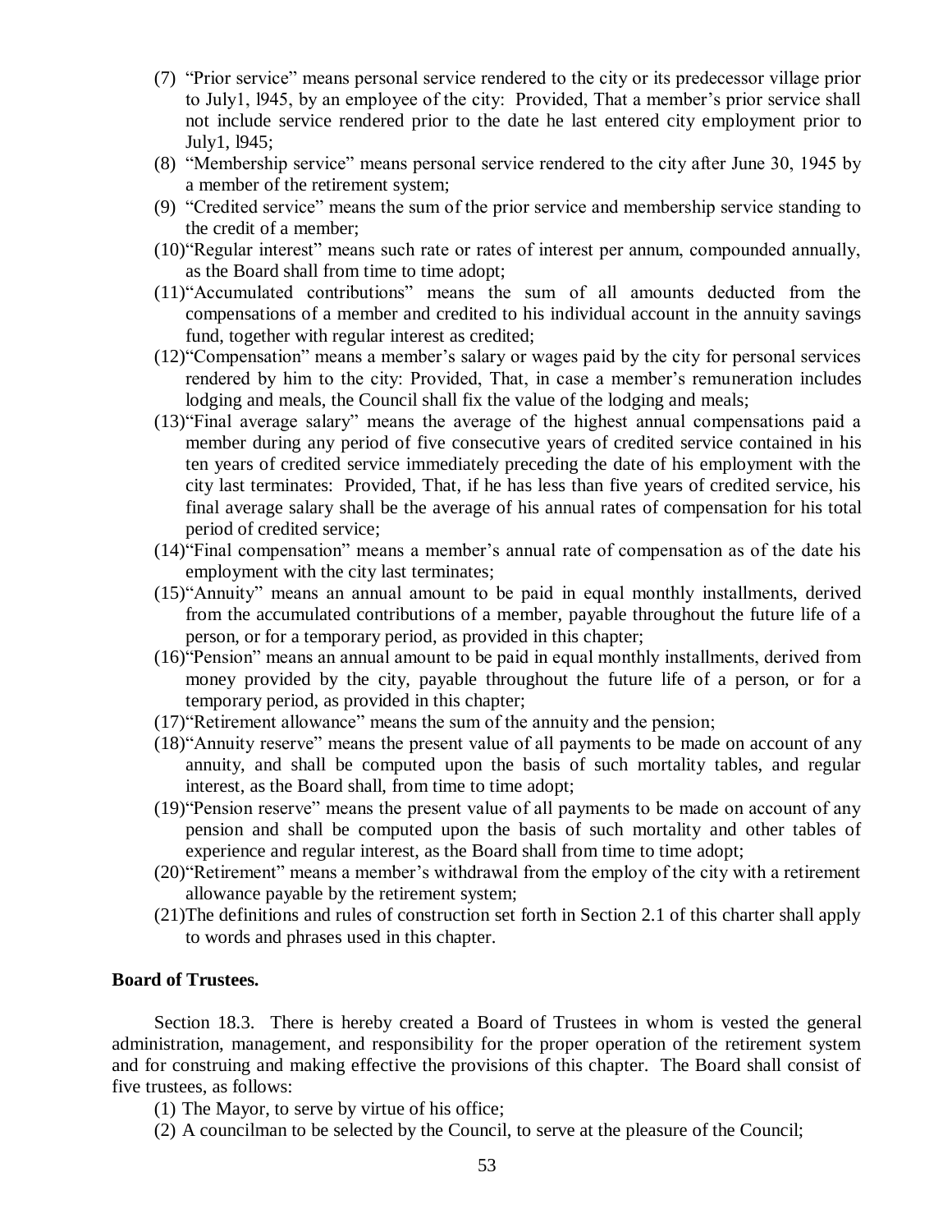(7) "Prior service" means personal service rendered to the city or its predecessor village prior to July1, l945, by an employee of the city: Provided, That a member's prior service shall not include service rendered prior to the date he last entered city employment prior to July1, l945;

(8) "Membership service" means personal service rendered to the city after June 30, 1945 by a member of the retirement system;

(9) "Credited service" means the sum of the prior service and membership service standing to the credit of a member;

(10)"Regular interest" means such rate or rates of interest per annum, compounded annually, as the Board shall from time to time adopt;

(11)"Accumulated contributions" means the sum of all amounts deducted from the compensations of a member and credited to his individual account in the annuity savings fund, together with regular interest as credited;

(12)"Compensation" means a member's salary or wages paid by the city for personal services rendered by him to the city: Provided, That, in case a member's remuneration includes lodging and meals, the Council shall fix the value of the lodging and meals;

(13)"Final average salary" means the average of the highest annual compensations paid a member during any period of five consecutive years of credited service contained in his ten years of credited service immediately preceding the date of his employment with the city last terminates: Provided, That, if he has less than five years of credited service, his final average salary shall be the average of his annual rates of compensation for his total period of credited service;

(14)"Final compensation" means a member's annual rate of compensation as of the date his employment with the city last terminates;

(15)"Annuity" means an annual amount to be paid in equal monthly installments, derived from the accumulated contributions of a member, payable throughout the future life of a person, or for a temporary period, as provided in this chapter;

(16)"Pension" means an annual amount to be paid in equal monthly installments, derived from money provided by the city, payable throughout the future life of a person, or for a temporary period, as provided in this chapter;

(17)"Retirement allowance" means the sum of the annuity and the pension;

(18)"Annuity reserve" means the present value of all payments to be made on account of any annuity, and shall be computed upon the basis of such mortality tables, and regular interest, as the Board shall, from time to time adopt;

(19)"Pension reserve" means the present value of all payments to be made on account of any pension and shall be computed upon the basis of such mortality and other tables of experience and regular interest, as the Board shall from time to time adopt;

(20)"Retirement" means a member's withdrawal from the employ of the city with a retirement allowance payable by the retirement system;

(21)The definitions and rules of construction set forth in Section 2.1 of this charter shall apply to words and phrases used in this chapter.

**Board of Trustees.**

Section 18.3. There is hereby created a Board of Trustees in whom is vested the general administration, management, and responsibility for the proper operation of the retirement system and for construing and making effective the provisions of this chapter. The Board shall consist of five trustees, as follows:

(1) The Mayor, to serve by virtue of his office;

(2) A councilman to be selected by the Council, to serve at the pleasure of the Council;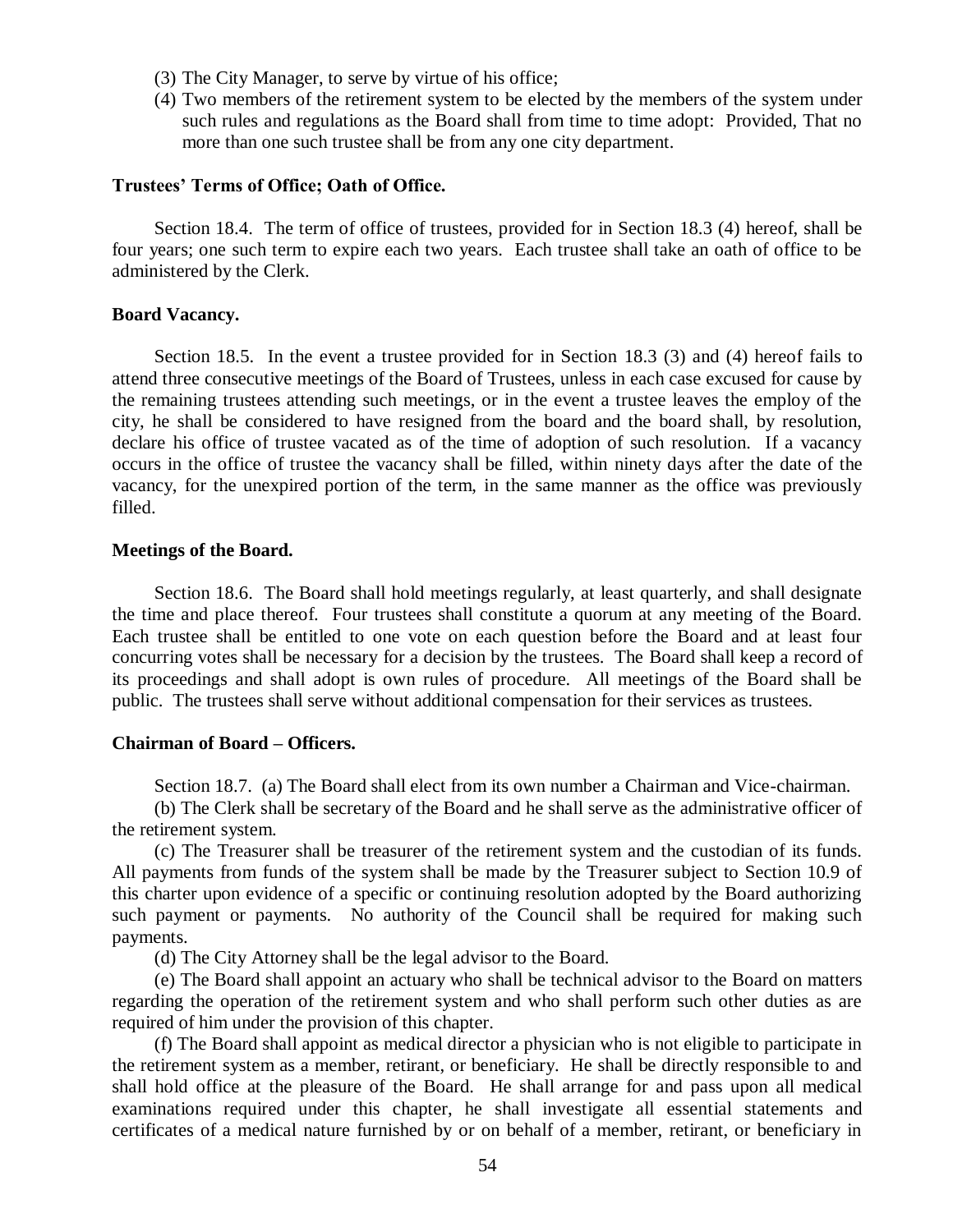(3) The City Manager, to serve by virtue of his office;

(4) Two members of the retirement system to be elected by the members of the system under such rules and regulations as the Board shall from time to time adopt: Provided, That no more than one such trustee shall be from any one city department.

**Trustees' Terms of Office; Oath of Office.**

Section 18.4. The term of office of trustees, provided for in Section 18.3 (4) hereof, shall be four years; one such term to expire each two years. Each trustee shall take an oath of office to be administered by the Clerk.

**Board Vacancy.**

Section 18.5. In the event a trustee provided for in Section 18.3 (3) and (4) hereof fails to attend three consecutive meetings of the Board of Trustees, unless in each case excused for cause by the remaining trustees attending such meetings, or in the event a trustee leaves the employ of the city, he shall be considered to have resigned from the board and the board shall, by resolution, declare his office of trustee vacated as of the time of adoption of such resolution. If a vacancy occurs in the office of trustee the vacancy shall be filled, within ninety days after the date of the vacancy, for the unexpired portion of the term, in the same manner as the office was previously filled.

**Meetings of the Board.**

Section 18.6. The Board shall hold meetings regularly, at least quarterly, and shall designate the time and place thereof. Four trustees shall constitute a quorum at any meeting of the Board. Each trustee shall be entitled to one vote on each question before the Board and at least four concurring votes shall be necessary for a decision by the trustees. The Board shall keep a record of its proceedings and shall adopt is own rules of procedure. All meetings of the Board shall be public. The trustees shall serve without additional compensation for their services as trustees.

**Chairman of Board – Officers.**

Section 18.7. (a) The Board shall elect from its own number a Chairman and Vice-chairman.

(b) The Clerk shall be secretary of the Board and he shall serve as the administrative officer of the retirement system.

(c) The Treasurer shall be treasurer of the retirement system and the custodian of its funds. All payments from funds of the system shall be made by the Treasurer subject to Section 10.9 of this charter upon evidence of a specific or continuing resolution adopted by the Board authorizing such payment or payments. No authority of the Council shall be required for making such payments.

(d) The City Attorney shall be the legal advisor to the Board.

(e) The Board shall appoint an actuary who shall be technical advisor to the Board on matters regarding the operation of the retirement system and who shall perform such other duties as are required of him under the provision of this chapter.

(f) The Board shall appoint as medical director a physician who is not eligible to participate in the retirement system as a member, retirant, or beneficiary. He shall be directly responsible to and shall hold office at the pleasure of the Board. He shall arrange for and pass upon all medical examinations required under this chapter, he shall investigate all essential statements and certificates of a medical nature furnished by or on behalf of a member, retirant, or beneficiary in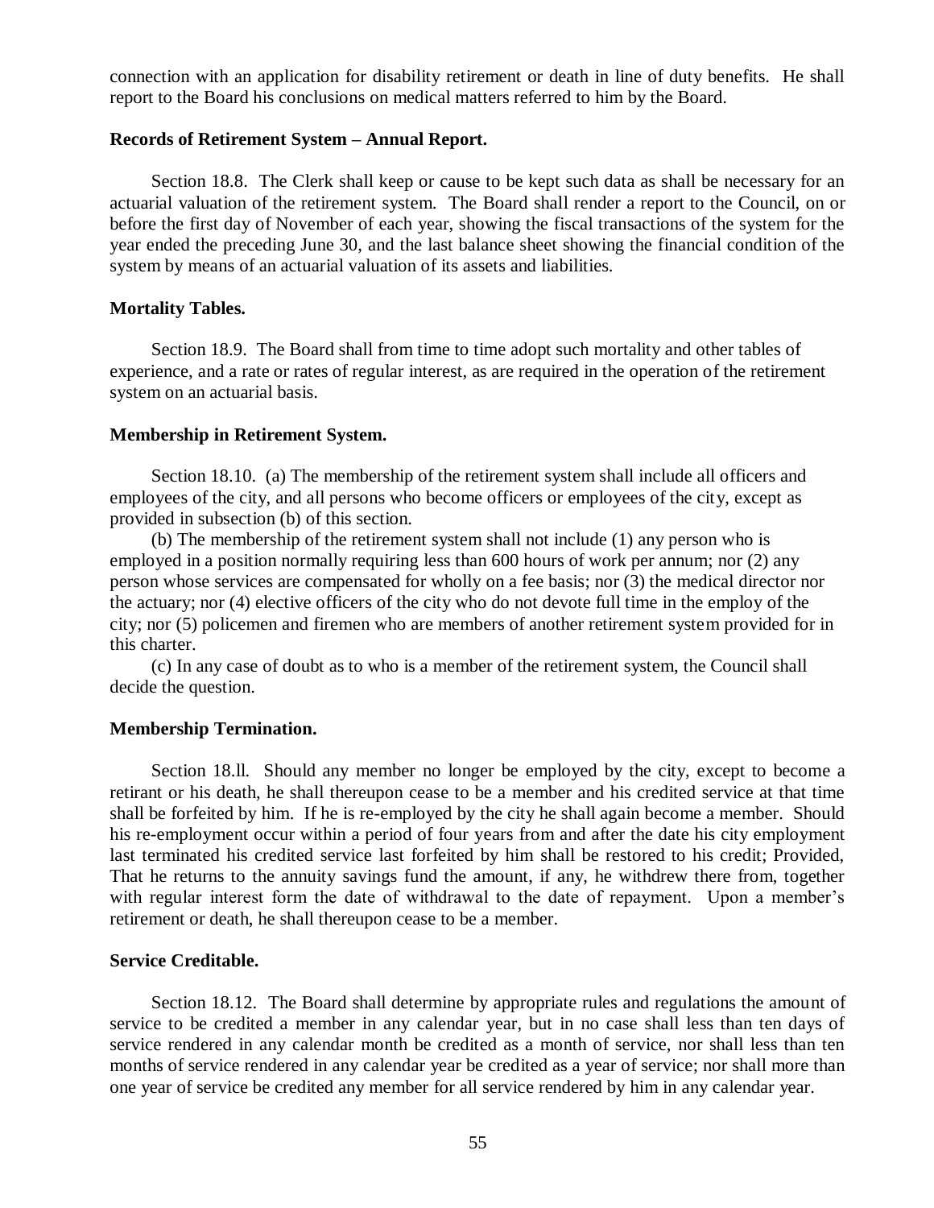connection with an application for disability retirement or death in line of duty benefits. He shall report to the Board his conclusions on medical matters referred to him by the Board.

**Records of Retirement System – Annual Report.**

Section 18.8. The Clerk shall keep or cause to be kept such data as shall be necessary for an actuarial valuation of the retirement system. The Board shall render a report to the Council, on or before the first day of November of each year, showing the fiscal transactions of the system for the year ended the preceding June 30, and the last balance sheet showing the financial condition of the system by means of an actuarial valuation of its assets and liabilities.

**Mortality Tables.**

Section 18.9. The Board shall from time to time adopt such mortality and other tables of experience, and a rate or rates of regular interest, as are required in the operation of the retirement system on an actuarial basis.

**Membership in Retirement System.**

Section 18.10. (a) The membership of the retirement system shall include all officers and employees of the city, and all persons who become officers or employees of the city, except as provided in subsection (b) of this section.

(b) The membership of the retirement system shall not include (1) any person who is employed in a position normally requiring less than 600 hours of work per annum; nor (2) any person whose services are compensated for wholly on a fee basis; nor (3) the medical director nor the actuary; nor (4) elective officers of the city who do not devote full time in the employ of the city; nor (5) policemen and firemen who are members of another retirement system provided for in this charter.

(c) In any case of doubt as to who is a member of the retirement system, the Council shall decide the question.

**Membership Termination.**

Section 18.ll. Should any member no longer be employed by the city, except to become a retirant or his death, he shall thereupon cease to be a member and his credited service at that time shall be forfeited by him. If he is re-employed by the city he shall again become a member. Should his re-employment occur within a period of four years from and after the date his city employment last terminated his credited service last forfeited by him shall be restored to his credit; Provided, That he returns to the annuity savings fund the amount, if any, he withdrew there from, together with regular interest form the date of withdrawal to the date of repayment. Upon a member's retirement or death, he shall thereupon cease to be a member.

**Service Creditable.**

Section 18.12. The Board shall determine by appropriate rules and regulations the amount of service to be credited a member in any calendar year, but in no case shall less than ten days of service rendered in any calendar month be credited as a month of service, nor shall less than ten months of service rendered in any calendar year be credited as a year of service; nor shall more than one year of service be credited any member for all service rendered by him in any calendar year.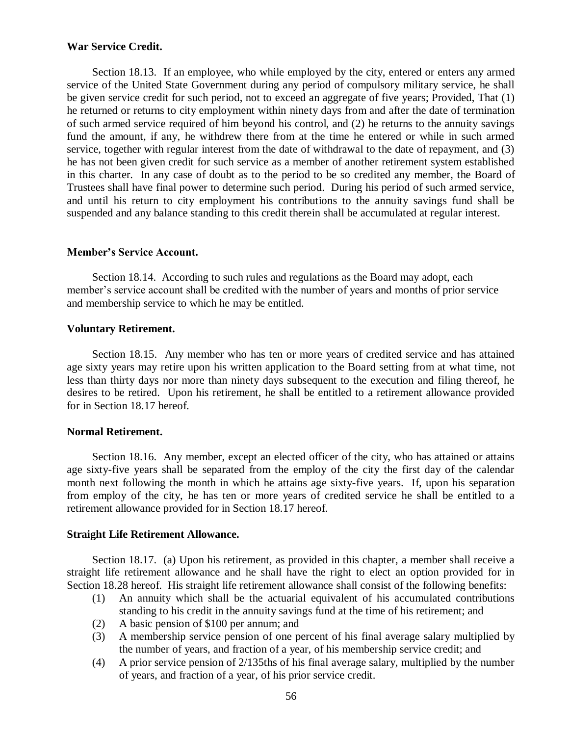**War Service Credit.**

Section 18.13. If an employee, who while employed by the city, entered or enters any armed service of the United State Government during any period of compulsory military service, he shall be given service credit for such period, not to exceed an aggregate of five years; Provided, That (1) he returned or returns to city employment within ninety days from and after the date of termination of such armed service required of him beyond his control, and (2) he returns to the annuity savings fund the amount, if any, he withdrew there from at the time he entered or while in such armed service, together with regular interest from the date of withdrawal to the date of repayment, and (3) he has not been given credit for such service as a member of another retirement system established in this charter. In any case of doubt as to the period to be so credited any member, the Board of Trustees shall have final power to determine such period. During his period of such armed service, and until his return to city employment his contributions to the annuity savings fund shall be suspended and any balance standing to this credit therein shall be accumulated at regular interest.

**Member's Service Account.**

Section 18.14. According to such rules and regulations as the Board may adopt, each member's service account shall be credited with the number of years and months of prior service and membership service to which he may be entitled.

**Voluntary Retirement.**

Section 18.15. Any member who has ten or more years of credited service and has attained age sixty years may retire upon his written application to the Board setting from at what time, not less than thirty days nor more than ninety days subsequent to the execution and filing thereof, he desires to be retired. Upon his retirement, he shall be entitled to a retirement allowance provided for in Section 18.17 hereof.

**Normal Retirement.**

Section 18.16. Any member, except an elected officer of the city, who has attained or attains age sixty-five years shall be separated from the employ of the city the first day of the calendar month next following the month in which he attains age sixty-five years. If, upon his separation from employ of the city, he has ten or more years of credited service he shall be entitled to a retirement allowance provided for in Section 18.17 hereof.

**Straight Life Retirement Allowance.**

Section 18.17. (a) Upon his retirement, as provided in this chapter, a member shall receive a straight life retirement allowance and he shall have the right to elect an option provided for in Section 18.28 hereof. His straight life retirement allowance shall consist of the following benefits:

(1) An annuity which shall be the actuarial equivalent of his accumulated contributions standing to his credit in the annuity savings fund at the time of his retirement; and

(2) A basic pension of $100 per annum; and

(3) A membership service pension of one percent of his final average salary multiplied by the number of years, and fraction of a year, of his membership service credit; and

(4) A prior service pension of 2/135ths of his final average salary, multiplied by the number of years, and fraction of a year, of his prior service credit.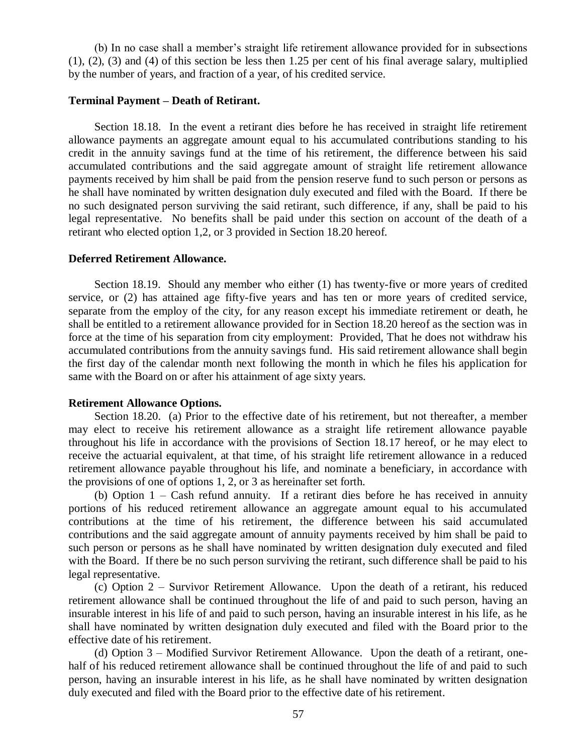(b) In no case shall a member's straight life retirement allowance provided for in subsections (1), (2), (3) and (4) of this section be less then 1.25 per cent of his final average salary, multiplied by the number of years, and fraction of a year, of his credited service.

**Terminal Payment – Death of Retirant.**

Section 18.18. In the event a retirant dies before he has received in straight life retirement allowance payments an aggregate amount equal to his accumulated contributions standing to his credit in the annuity savings fund at the time of his retirement, the difference between his said accumulated contributions and the said aggregate amount of straight life retirement allowance payments received by him shall be paid from the pension reserve fund to such person or persons as he shall have nominated by written designation duly executed and filed with the Board. If there be no such designated person surviving the said retirant, such difference, if any, shall be paid to his legal representative. No benefits shall be paid under this section on account of the death of a retirant who elected option 1,2, or 3 provided in Section 18.20 hereof.

**Deferred Retirement Allowance.**

Section 18.19. Should any member who either (1) has twenty-five or more years of credited service, or (2) has attained age fifty-five years and has ten or more years of credited service, separate from the employ of the city, for any reason except his immediate retirement or death, he shall be entitled to a retirement allowance provided for in Section 18.20 hereof as the section was in force at the time of his separation from city employment: Provided, That he does not withdraw his accumulated contributions from the annuity savings fund. His said retirement allowance shall begin the first day of the calendar month next following the month in which he files his application for same with the Board on or after his attainment of age sixty years.

**Retirement Allowance Options.**

Section 18.20. (a) Prior to the effective date of his retirement, but not thereafter, a member may elect to receive his retirement allowance as a straight life retirement allowance payable throughout his life in accordance with the provisions of Section 18.17 hereof, or he may elect to receive the actuarial equivalent, at that time, of his straight life retirement allowance in a reduced retirement allowance payable throughout his life, and nominate a beneficiary, in accordance with the provisions of one of options 1, 2, or 3 as hereinafter set forth.

(b) Option 1 – Cash refund annuity. If a retirant dies before he has received in annuity portions of his reduced retirement allowance an aggregate amount equal to his accumulated contributions at the time of his retirement, the difference between his said accumulated contributions and the said aggregate amount of annuity payments received by him shall be paid to such person or persons as he shall have nominated by written designation duly executed and filed with the Board. If there be no such person surviving the retirant, such difference shall be paid to his legal representative.

(c) Option 2 – Survivor Retirement Allowance. Upon the death of a retirant, his reduced retirement allowance shall be continued throughout the life of and paid to such person, having an insurable interest in his life of and paid to such person, having an insurable interest in his life, as he shall have nominated by written designation duly executed and filed with the Board prior to the effective date of his retirement.

(d) Option 3 – Modified Survivor Retirement Allowance. Upon the death of a retirant, one-half of his reduced retirement allowance shall be continued throughout the life of and paid to such person, having an insurable interest in his life, as he shall have nominated by written designation duly executed and filed with the Board prior to the effective date of his retirement.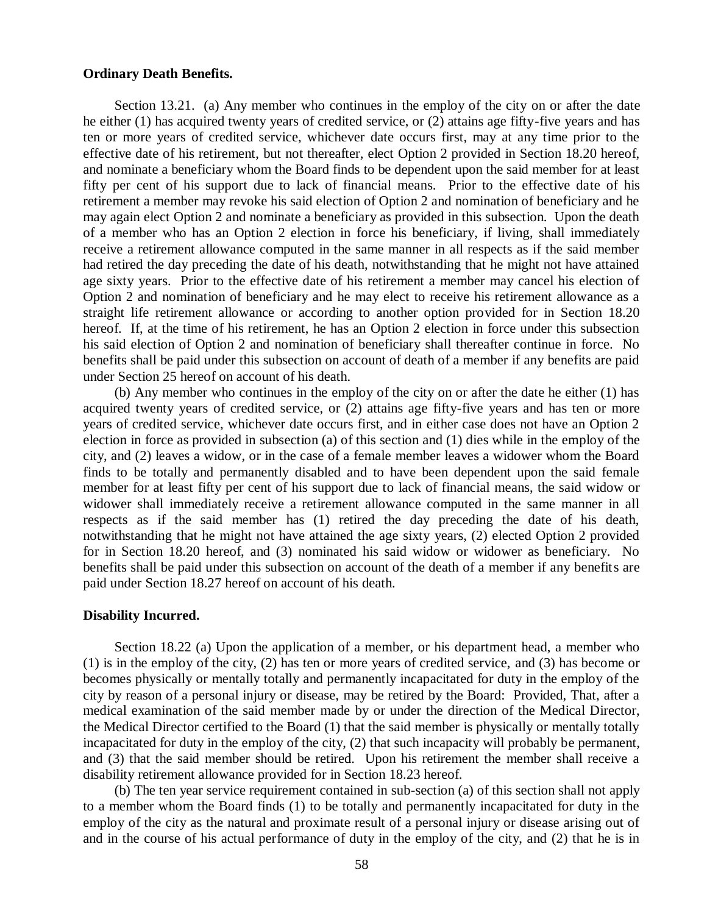**Ordinary Death Benefits.**

Section 13.21. (a) Any member who continues in the employ of the city on or after the date he either (1) has acquired twenty years of credited service, or (2) attains age fifty-five years and has ten or more years of credited service, whichever date occurs first, may at any time prior to the effective date of his retirement, but not thereafter, elect Option 2 provided in Section 18.20 hereof, and nominate a beneficiary whom the Board finds to be dependent upon the said member for at least fifty per cent of his support due to lack of financial means. Prior to the effective date of his retirement a member may revoke his said election of Option 2 and nomination of beneficiary and he may again elect Option 2 and nominate a beneficiary as provided in this subsection. Upon the death of a member who has an Option 2 election in force his beneficiary, if living, shall immediately receive a retirement allowance computed in the same manner in all respects as if the said member had retired the day preceding the date of his death, notwithstanding that he might not have attained age sixty years. Prior to the effective date of his retirement a member may cancel his election of Option 2 and nomination of beneficiary and he may elect to receive his retirement allowance as a straight life retirement allowance or according to another option provided for in Section 18.20 hereof. If, at the time of his retirement, he has an Option 2 election in force under this subsection his said election of Option 2 and nomination of beneficiary shall thereafter continue in force. No benefits shall be paid under this subsection on account of death of a member if any benefits are paid under Section 25 hereof on account of his death.

(b) Any member who continues in the employ of the city on or after the date he either (1) has acquired twenty years of credited service, or (2) attains age fifty-five years and has ten or more years of credited service, whichever date occurs first, and in either case does not have an Option 2 election in force as provided in subsection (a) of this section and (1) dies while in the employ of the city, and (2) leaves a widow, or in the case of a female member leaves a widower whom the Board finds to be totally and permanently disabled and to have been dependent upon the said female member for at least fifty per cent of his support due to lack of financial means, the said widow or widower shall immediately receive a retirement allowance computed in the same manner in all respects as if the said member has (1) retired the day preceding the date of his death, notwithstanding that he might not have attained the age sixty years, (2) elected Option 2 provided for in Section 18.20 hereof, and (3) nominated his said widow or widower as beneficiary. No benefits shall be paid under this subsection on account of the death of a member if any benefits are paid under Section 18.27 hereof on account of his death.

**Disability Incurred.**

Section 18.22 (a) Upon the application of a member, or his department head, a member who (1) is in the employ of the city, (2) has ten or more years of credited service, and (3) has become or becomes physically or mentally totally and permanently incapacitated for duty in the employ of the city by reason of a personal injury or disease, may be retired by the Board: Provided, That, after a medical examination of the said member made by or under the direction of the Medical Director, the Medical Director certified to the Board (1) that the said member is physically or mentally totally incapacitated for duty in the employ of the city, (2) that such incapacity will probably be permanent, and (3) that the said member should be retired. Upon his retirement the member shall receive a disability retirement allowance provided for in Section 18.23 hereof.

(b) The ten year service requirement contained in sub-section (a) of this section shall not apply to a member whom the Board finds (1) to be totally and permanently incapacitated for duty in the employ of the city as the natural and proximate result of a personal injury or disease arising out of and in the course of his actual performance of duty in the employ of the city, and (2) that he is in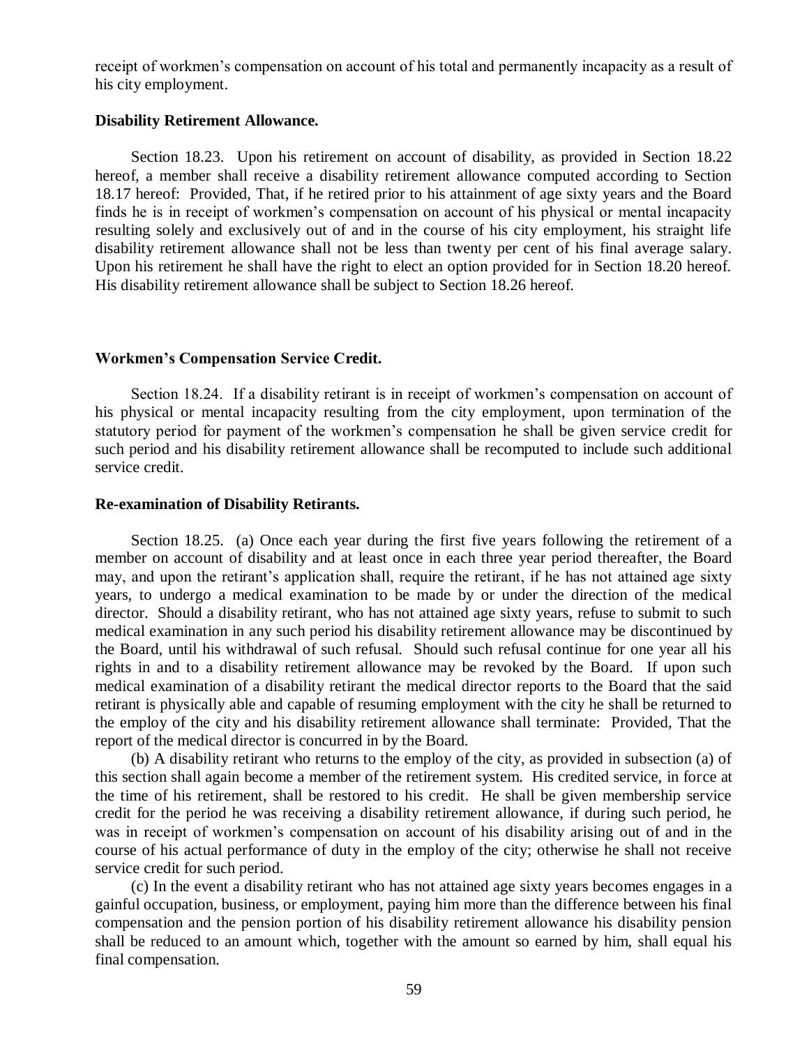receipt of workmen's compensation on account of his total and permanently incapacity as a result of his city employment.

**Disability Retirement Allowance.**

Section 18.23. Upon his retirement on account of disability, as provided in Section 18.22 hereof, a member shall receive a disability retirement allowance computed according to Section 18.17 hereof: Provided, That, if he retired prior to his attainment of age sixty years and the Board finds he is in receipt of workmen's compensation on account of his physical or mental incapacity resulting solely and exclusively out of and in the course of his city employment, his straight life disability retirement allowance shall not be less than twenty per cent of his final average salary. Upon his retirement he shall have the right to elect an option provided for in Section 18.20 hereof. His disability retirement allowance shall be subject to Section 18.26 hereof.

**Workmen's Compensation Service Credit.**

Section 18.24. If a disability retirant is in receipt of workmen's compensation on account of his physical or mental incapacity resulting from the city employment, upon termination of the statutory period for payment of the workmen's compensation he shall be given service credit for such period and his disability retirement allowance shall be recomputed to include such additional service credit.

**Re-examination of Disability Retirants.**

Section 18.25. (a) Once each year during the first five years following the retirement of a member on account of disability and at least once in each three year period thereafter, the Board may, and upon the retirant's application shall, require the retirant, if he has not attained age sixty years, to undergo a medical examination to be made by or under the direction of the medical director. Should a disability retirant, who has not attained age sixty years, refuse to submit to such medical examination in any such period his disability retirement allowance may be discontinued by the Board, until his withdrawal of such refusal. Should such refusal continue for one year all his rights in and to a disability retirement allowance may be revoked by the Board. If upon such medical examination of a disability retirant the medical director reports to the Board that the said retirant is physically able and capable of resuming employment with the city he shall be returned to the employ of the city and his disability retirement allowance shall terminate: Provided, That the report of the medical director is concurred in by the Board.

(b) A disability retirant who returns to the employ of the city, as provided in subsection (a) of this section shall again become a member of the retirement system. His credited service, in force at the time of his retirement, shall be restored to his credit. He shall be given membership service credit for the period he was receiving a disability retirement allowance, if during such period, he was in receipt of workmen's compensation on account of his disability arising out of and in the course of his actual performance of duty in the employ of the city; otherwise he shall not receive service credit for such period.

(c) In the event a disability retirant who has not attained age sixty years becomes engages in a gainful occupation, business, or employment, paying him more than the difference between his final compensation and the pension portion of his disability retirement allowance his disability pension shall be reduced to an amount which, together with the amount so earned by him, shall equal his final compensation.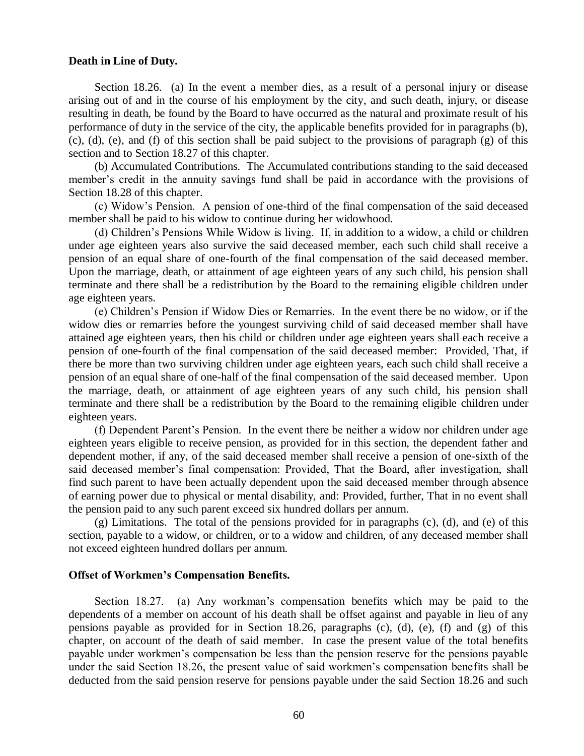**Death in Line of Duty.**

Section 18.26. (a) In the event a member dies, as a result of a personal injury or disease arising out of and in the course of his employment by the city, and such death, injury, or disease resulting in death, be found by the Board to have occurred as the natural and proximate result of his performance of duty in the service of the city, the applicable benefits provided for in paragraphs (b), (c), (d), (e), and (f) of this section shall be paid subject to the provisions of paragraph (g) of this section and to Section 18.27 of this chapter.

(b) Accumulated Contributions. The Accumulated contributions standing to the said deceased member's credit in the annuity savings fund shall be paid in accordance with the provisions of Section 18.28 of this chapter.

(c) Widow's Pension. A pension of one-third of the final compensation of the said deceased member shall be paid to his widow to continue during her widowhood.

(d) Children's Pensions While Widow is living. If, in addition to a widow, a child or children under age eighteen years also survive the said deceased member, each such child shall receive a pension of an equal share of one-fourth of the final compensation of the said deceased member. Upon the marriage, death, or attainment of age eighteen years of any such child, his pension shall terminate and there shall be a redistribution by the Board to the remaining eligible children under age eighteen years.

(e) Children's Pension if Widow Dies or Remarries. In the event there be no widow, or if the widow dies or remarries before the youngest surviving child of said deceased member shall have attained age eighteen years, then his child or children under age eighteen years shall each receive a pension of one-fourth of the final compensation of the said deceased member: Provided, That, if there be more than two surviving children under age eighteen years, each such child shall receive a pension of an equal share of one-half of the final compensation of the said deceased member. Upon the marriage, death, or attainment of age eighteen years of any such child, his pension shall terminate and there shall be a redistribution by the Board to the remaining eligible children under eighteen years.

(f) Dependent Parent's Pension. In the event there be neither a widow nor children under age eighteen years eligible to receive pension, as provided for in this section, the dependent father and dependent mother, if any, of the said deceased member shall receive a pension of one-sixth of the said deceased member's final compensation: Provided, That the Board, after investigation, shall find such parent to have been actually dependent upon the said deceased member through absence of earning power due to physical or mental disability, and: Provided, further, That in no event shall the pension paid to any such parent exceed six hundred dollars per annum.

(g) Limitations. The total of the pensions provided for in paragraphs (c), (d), and (e) of this section, payable to a widow, or children, or to a widow and children, of any deceased member shall not exceed eighteen hundred dollars per annum.

**Offset of Workmen's Compensation Benefits.**

Section 18.27. (a) Any workman's compensation benefits which may be paid to the dependents of a member on account of his death shall be offset against and payable in lieu of any pensions payable as provided for in Section 18.26, paragraphs (c), (d), (e), (f) and (g) of this chapter, on account of the death of said member. In case the present value of the total benefits payable under workmen's compensation be less than the pension reserve for the pensions payable under the said Section 18.26, the present value of said workmen's compensation benefits shall be deducted from the said pension reserve for pensions payable under the said Section 18.26 and such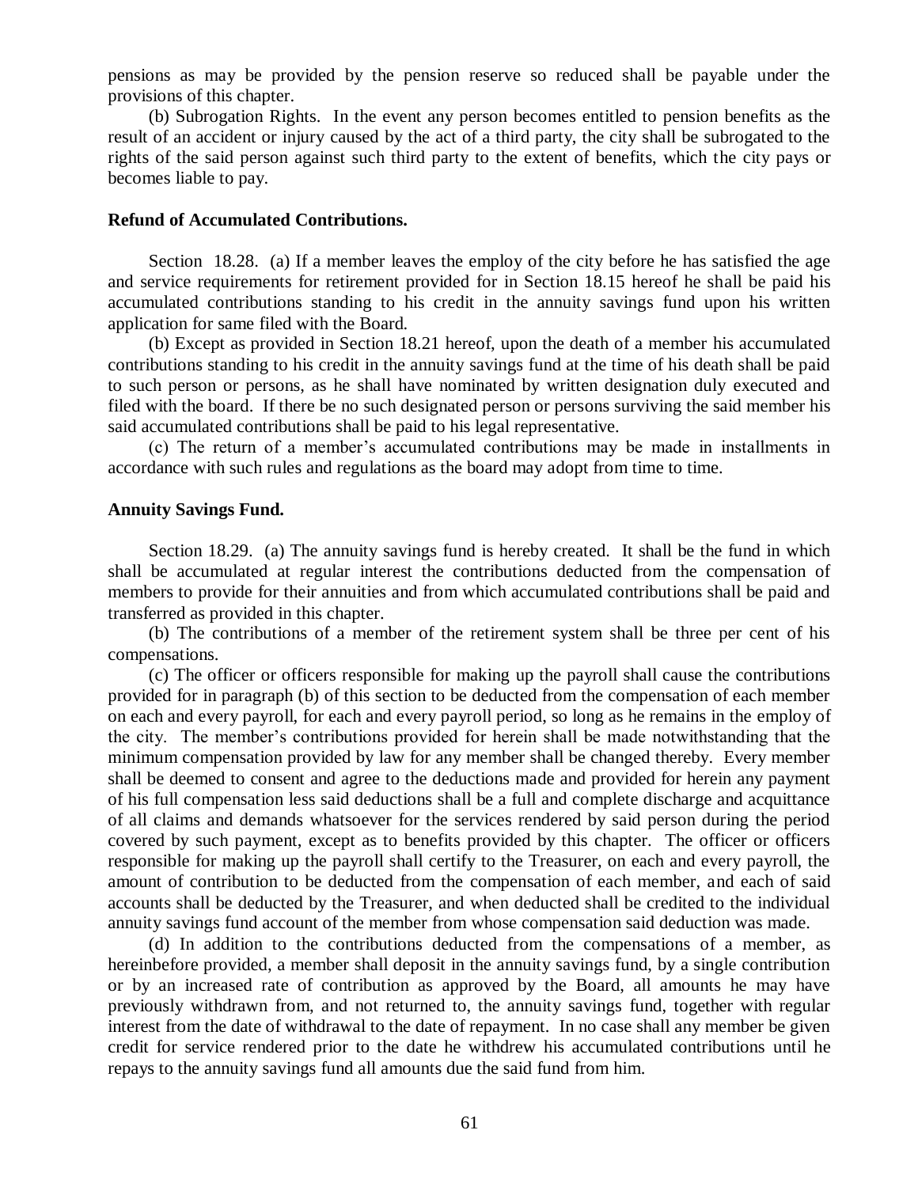pensions as may be provided by the pension reserve so reduced shall be payable under the provisions of this chapter.

(b) Subrogation Rights. In the event any person becomes entitled to pension benefits as the result of an accident or injury caused by the act of a third party, the city shall be subrogated to the rights of the said person against such third party to the extent of benefits, which the city pays or becomes liable to pay.

**Refund of Accumulated Contributions.**

Section 18.28. (a) If a member leaves the employ of the city before he has satisfied the age and service requirements for retirement provided for in Section 18.15 hereof he shall be paid his accumulated contributions standing to his credit in the annuity savings fund upon his written application for same filed with the Board.

(b) Except as provided in Section 18.21 hereof, upon the death of a member his accumulated contributions standing to his credit in the annuity savings fund at the time of his death shall be paid to such person or persons, as he shall have nominated by written designation duly executed and filed with the board. If there be no such designated person or persons surviving the said member his said accumulated contributions shall be paid to his legal representative.

(c) The return of a member's accumulated contributions may be made in installments in accordance with such rules and regulations as the board may adopt from time to time.

**Annuity Savings Fund.**

Section 18.29. (a) The annuity savings fund is hereby created. It shall be the fund in which shall be accumulated at regular interest the contributions deducted from the compensation of members to provide for their annuities and from which accumulated contributions shall be paid and transferred as provided in this chapter.

(b) The contributions of a member of the retirement system shall be three per cent of his compensations.

(c) The officer or officers responsible for making up the payroll shall cause the contributions provided for in paragraph (b) of this section to be deducted from the compensation of each member on each and every payroll, for each and every payroll period, so long as he remains in the employ of the city. The member's contributions provided for herein shall be made notwithstanding that the minimum compensation provided by law for any member shall be changed thereby. Every member shall be deemed to consent and agree to the deductions made and provided for herein any payment of his full compensation less said deductions shall be a full and complete discharge and acquittance of all claims and demands whatsoever for the services rendered by said person during the period covered by such payment, except as to benefits provided by this chapter. The officer or officers responsible for making up the payroll shall certify to the Treasurer, on each and every payroll, the amount of contribution to be deducted from the compensation of each member, and each of said accounts shall be deducted by the Treasurer, and when deducted shall be credited to the individual annuity savings fund account of the member from whose compensation said deduction was made.

(d) In addition to the contributions deducted from the compensations of a member, as hereinbefore provided, a member shall deposit in the annuity savings fund, by a single contribution or by an increased rate of contribution as approved by the Board, all amounts he may have previously withdrawn from, and not returned to, the annuity savings fund, together with regular interest from the date of withdrawal to the date of repayment. In no case shall any member be given credit for service rendered prior to the date he withdrew his accumulated contributions until he repays to the annuity savings fund all amounts due the said fund from him.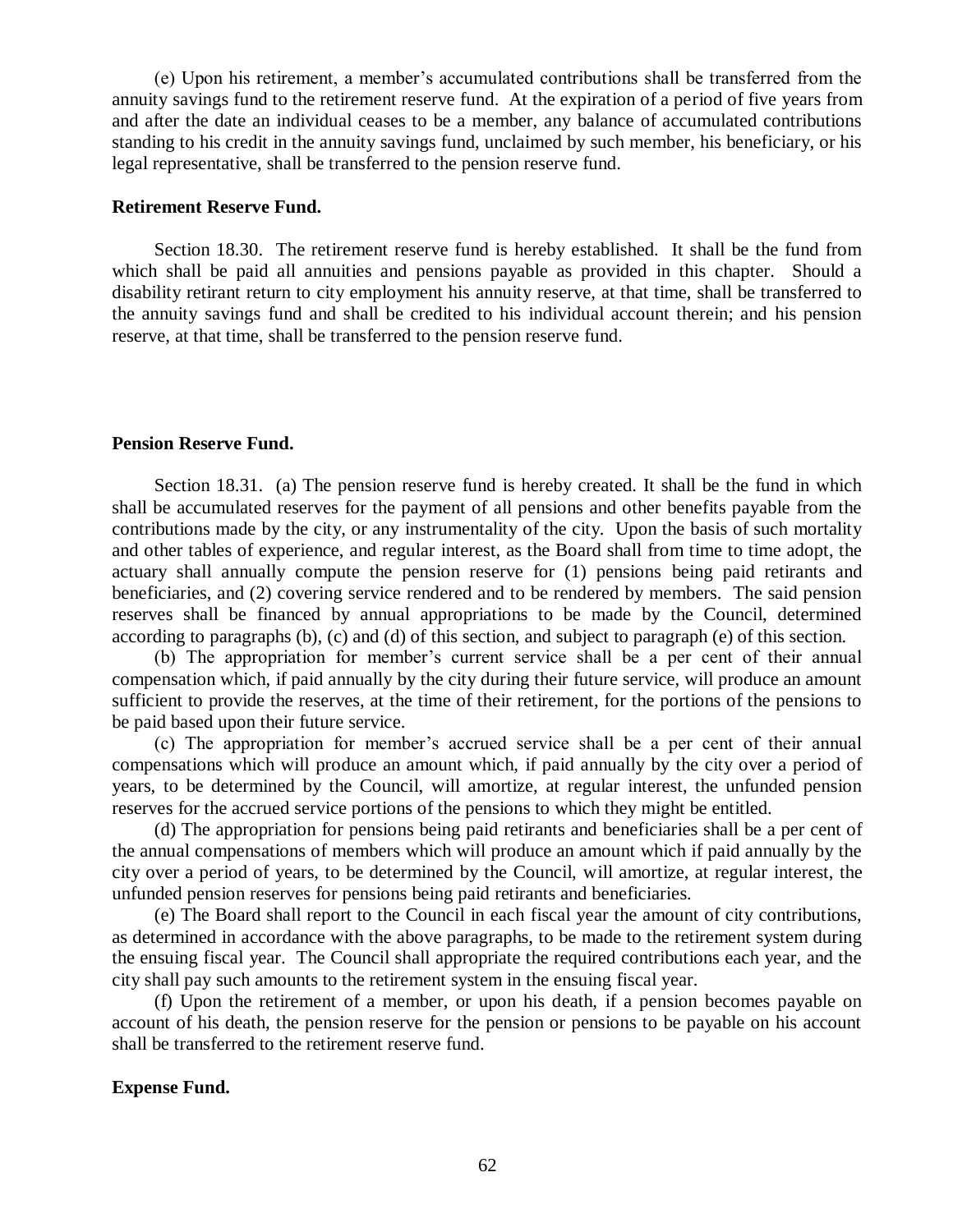(e) Upon his retirement, a member's accumulated contributions shall be transferred from the annuity savings fund to the retirement reserve fund. At the expiration of a period of five years from and after the date an individual ceases to be a member, any balance of accumulated contributions standing to his credit in the annuity savings fund, unclaimed by such member, his beneficiary, or his legal representative, shall be transferred to the pension reserve fund.

**Retirement Reserve Fund.**

Section 18.30. The retirement reserve fund is hereby established. It shall be the fund from which shall be paid all annuities and pensions payable as provided in this chapter. Should a disability retirant return to city employment his annuity reserve, at that time, shall be transferred to the annuity savings fund and shall be credited to his individual account therein; and his pension reserve, at that time, shall be transferred to the pension reserve fund.

**Pension Reserve Fund.**

Section 18.31. (a) The pension reserve fund is hereby created. It shall be the fund in which shall be accumulated reserves for the payment of all pensions and other benefits payable from the contributions made by the city, or any instrumentality of the city. Upon the basis of such mortality and other tables of experience, and regular interest, as the Board shall from time to time adopt, the actuary shall annually compute the pension reserve for (1) pensions being paid retirants and beneficiaries, and (2) covering service rendered and to be rendered by members. The said pension reserves shall be financed by annual appropriations to be made by the Council, determined according to paragraphs (b), (c) and (d) of this section, and subject to paragraph (e) of this section.

(b) The appropriation for member's current service shall be a per cent of their annual compensation which, if paid annually by the city during their future service, will produce an amount sufficient to provide the reserves, at the time of their retirement, for the portions of the pensions to be paid based upon their future service.

(c) The appropriation for member's accrued service shall be a per cent of their annual compensations which will produce an amount which, if paid annually by the city over a period of years, to be determined by the Council, will amortize, at regular interest, the unfunded pension reserves for the accrued service portions of the pensions to which they might be entitled.

(d) The appropriation for pensions being paid retirants and beneficiaries shall be a per cent of the annual compensations of members which will produce an amount which if paid annually by the city over a period of years, to be determined by the Council, will amortize, at regular interest, the unfunded pension reserves for pensions being paid retirants and beneficiaries.

(e) The Board shall report to the Council in each fiscal year the amount of city contributions, as determined in accordance with the above paragraphs, to be made to the retirement system during the ensuing fiscal year. The Council shall appropriate the required contributions each year, and the city shall pay such amounts to the retirement system in the ensuing fiscal year.

(f) Upon the retirement of a member, or upon his death, if a pension becomes payable on account of his death, the pension reserve for the pension or pensions to be payable on his account shall be transferred to the retirement reserve fund.

**Expense Fund.**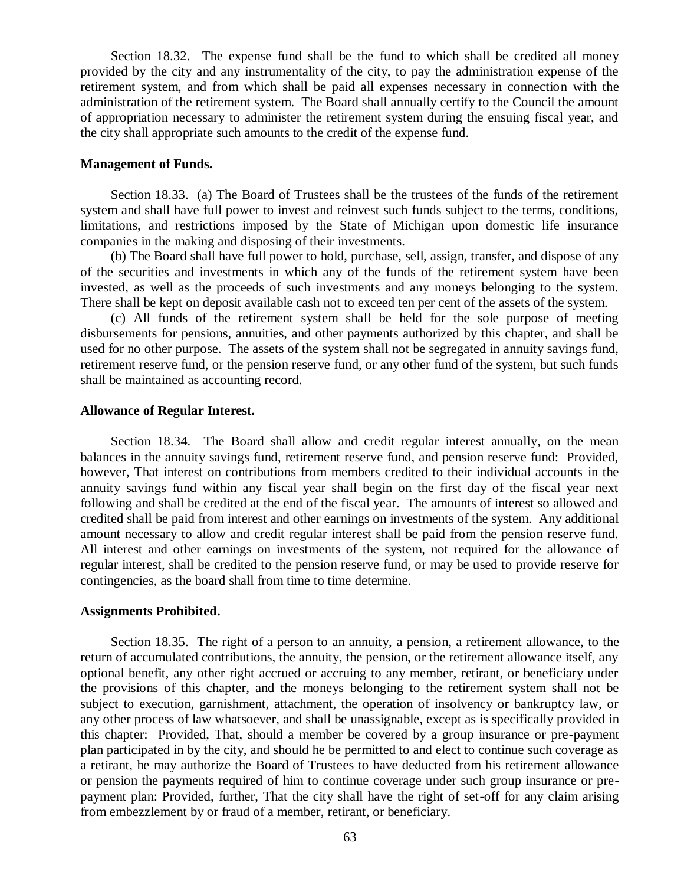Section 18.32. The expense fund shall be the fund to which shall be credited all money provided by the city and any instrumentality of the city, to pay the administration expense of the retirement system, and from which shall be paid all expenses necessary in connection with the administration of the retirement system. The Board shall annually certify to the Council the amount of appropriation necessary to administer the retirement system during the ensuing fiscal year, and the city shall appropriate such amounts to the credit of the expense fund.

**Management of Funds.**

Section 18.33. (a) The Board of Trustees shall be the trustees of the funds of the retirement system and shall have full power to invest and reinvest such funds subject to the terms, conditions, limitations, and restrictions imposed by the State of Michigan upon domestic life insurance companies in the making and disposing of their investments.

(b) The Board shall have full power to hold, purchase, sell, assign, transfer, and dispose of any of the securities and investments in which any of the funds of the retirement system have been invested, as well as the proceeds of such investments and any moneys belonging to the system. There shall be kept on deposit available cash not to exceed ten per cent of the assets of the system.

(c) All funds of the retirement system shall be held for the sole purpose of meeting disbursements for pensions, annuities, and other payments authorized by this chapter, and shall be used for no other purpose. The assets of the system shall not be segregated in annuity savings fund, retirement reserve fund, or the pension reserve fund, or any other fund of the system, but such funds shall be maintained as accounting record.

**Allowance of Regular Interest.**

Section 18.34. The Board shall allow and credit regular interest annually, on the mean balances in the annuity savings fund, retirement reserve fund, and pension reserve fund: Provided, however, That interest on contributions from members credited to their individual accounts in the annuity savings fund within any fiscal year shall begin on the first day of the fiscal year next following and shall be credited at the end of the fiscal year. The amounts of interest so allowed and credited shall be paid from interest and other earnings on investments of the system. Any additional amount necessary to allow and credit regular interest shall be paid from the pension reserve fund. All interest and other earnings on investments of the system, not required for the allowance of regular interest, shall be credited to the pension reserve fund, or may be used to provide reserve for contingencies, as the board shall from time to time determine.

**Assignments Prohibited.**

Section 18.35. The right of a person to an annuity, a pension, a retirement allowance, to the return of accumulated contributions, the annuity, the pension, or the retirement allowance itself, any optional benefit, any other right accrued or accruing to any member, retirant, or beneficiary under the provisions of this chapter, and the moneys belonging to the retirement system shall not be subject to execution, garnishment, attachment, the operation of insolvency or bankruptcy law, or any other process of law whatsoever, and shall be unassignable, except as is specifically provided in this chapter: Provided, That, should a member be covered by a group insurance or pre-payment plan participated in by the city, and should he be permitted to and elect to continue such coverage as a retirant, he may authorize the Board of Trustees to have deducted from his retirement allowance or pension the payments required of him to continue coverage under such group insurance or pre-payment plan: Provided, further, That the city shall have the right of set-off for any claim arising from embezzlement by or fraud of a member, retirant, or beneficiary.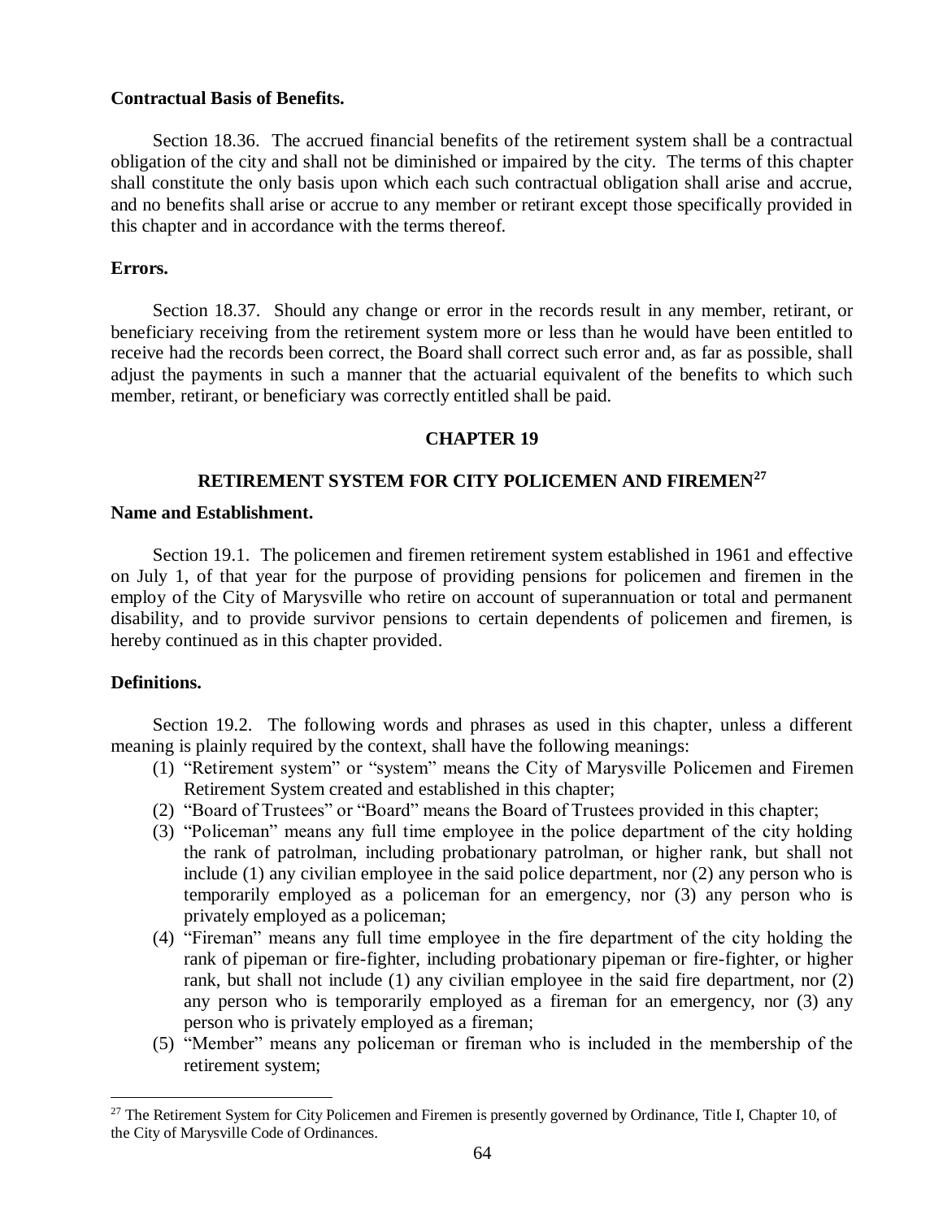**Contractual Basis of Benefits.**

Section 18.36. The accrued financial benefits of the retirement system shall be a contractual obligation of the city and shall not be diminished or impaired by the city. The terms of this chapter shall constitute the only basis upon which each such contractual obligation shall arise and accrue, and no benefits shall arise or accrue to any member or retirant except those specifically provided in this chapter and in accordance with the terms thereof.

**Errors.**

Section 18.37. Should any change or error in the records result in any member, retirant, or beneficiary receiving from the retirement system more or less than he would have been entitled to receive had the records been correct, the Board shall correct such error and, as far as possible, shall adjust the payments in such a manner that the actuarial equivalent of the benefits to which such member, retirant, or beneficiary was correctly entitled shall be paid.

## CHAPTER 19

## RETIREMENT SYSTEM FOR CITY POLICEMEN AND FIREMEN[27]

**Name and Establishment.**

Section 19.1. The policemen and firemen retirement system established in 1961 and effective on July 1, of that year for the purpose of providing pensions for policemen and firemen in the employ of the City of Marysville who retire on account of superannuation or total and permanent disability, and to provide survivor pensions to certain dependents of policemen and firemen, is hereby continued as in this chapter provided.

**Definitions.**

Section 19.2. The following words and phrases as used in this chapter, unless a different meaning is plainly required by the context, shall have the following meanings:

(1) "Retirement system" or "system" means the City of Marysville Policemen and Firemen Retirement System created and established in this chapter;

(2) "Board of Trustees" or "Board" means the Board of Trustees provided in this chapter;

(3) "Policeman" means any full time employee in the police department of the city holding the rank of patrolman, including probationary patrolman, or higher rank, but shall not include (1) any civilian employee in the said police department, nor (2) any person who is temporarily employed as a policeman for an emergency, nor (3) any person who is privately employed as a policeman;

(4) "Fireman" means any full time employee in the fire department of the city holding the rank of pipeman or fire-fighter, including probationary pipeman or fire-fighter, or higher rank, but shall not include (1) any civilian employee in the said fire department, nor (2) any person who is temporarily employed as a fireman for an emergency, nor (3) any person who is privately employed as a fireman;

(5) "Member" means any policeman or fireman who is included in the membership of the retirement system;

[27] The Retirement System for City Policemen and Firemen is presently governed by Ordinance, Title I, Chapter 10, of the City of Marysville Code of Ordinances.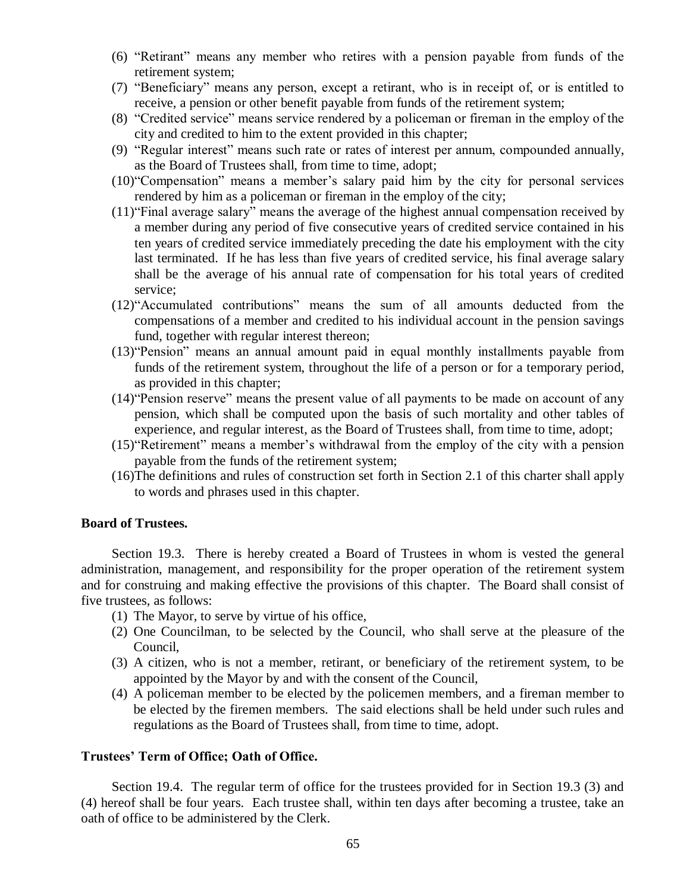(6) "Retirant" means any member who retires with a pension payable from funds of the retirement system;

(7) "Beneficiary" means any person, except a retirant, who is in receipt of, or is entitled to receive, a pension or other benefit payable from funds of the retirement system;

(8) "Credited service" means service rendered by a policeman or fireman in the employ of the city and credited to him to the extent provided in this chapter;

(9) "Regular interest" means such rate or rates of interest per annum, compounded annually, as the Board of Trustees shall, from time to time, adopt;

(10) "Compensation" means a member's salary paid him by the city for personal services rendered by him as a policeman or fireman in the employ of the city;

(11) "Final average salary" means the average of the highest annual compensation received by a member during any period of five consecutive years of credited service contained in his ten years of credited service immediately preceding the date his employment with the city last terminated. If he has less than five years of credited service, his final average salary shall be the average of his annual rate of compensation for his total years of credited service;

(12) "Accumulated contributions" means the sum of all amounts deducted from the compensations of a member and credited to his individual account in the pension savings fund, together with regular interest thereon;

(13) "Pension" means an annual amount paid in equal monthly installments payable from funds of the retirement system, throughout the life of a person or for a temporary period, as provided in this chapter;

(14) "Pension reserve" means the present value of all payments to be made on account of any pension, which shall be computed upon the basis of such mortality and other tables of experience, and regular interest, as the Board of Trustees shall, from time to time, adopt;

(15) "Retirement" means a member's withdrawal from the employ of the city with a pension payable from the funds of the retirement system;

(16) The definitions and rules of construction set forth in Section 2.1 of this charter shall apply to words and phrases used in this chapter.

**Board of Trustees.**

Section 19.3. There is hereby created a Board of Trustees in whom is vested the general administration, management, and responsibility for the proper operation of the retirement system and for construing and making effective the provisions of this chapter. The Board shall consist of five trustees, as follows:

(1) The Mayor, to serve by virtue of his office,

(2) One Councilman, to be selected by the Council, who shall serve at the pleasure of the Council,

(3) A citizen, who is not a member, retirant, or beneficiary of the retirement system, to be appointed by the Mayor by and with the consent of the Council,

(4) A policeman member to be elected by the policemen members, and a fireman member to be elected by the firemen members. The said elections shall be held under such rules and regulations as the Board of Trustees shall, from time to time, adopt.

**Trustees' Term of Office; Oath of Office.**

Section 19.4. The regular term of office for the trustees provided for in Section 19.3 (3) and (4) hereof shall be four years. Each trustee shall, within ten days after becoming a trustee, take an oath of office to be administered by the Clerk.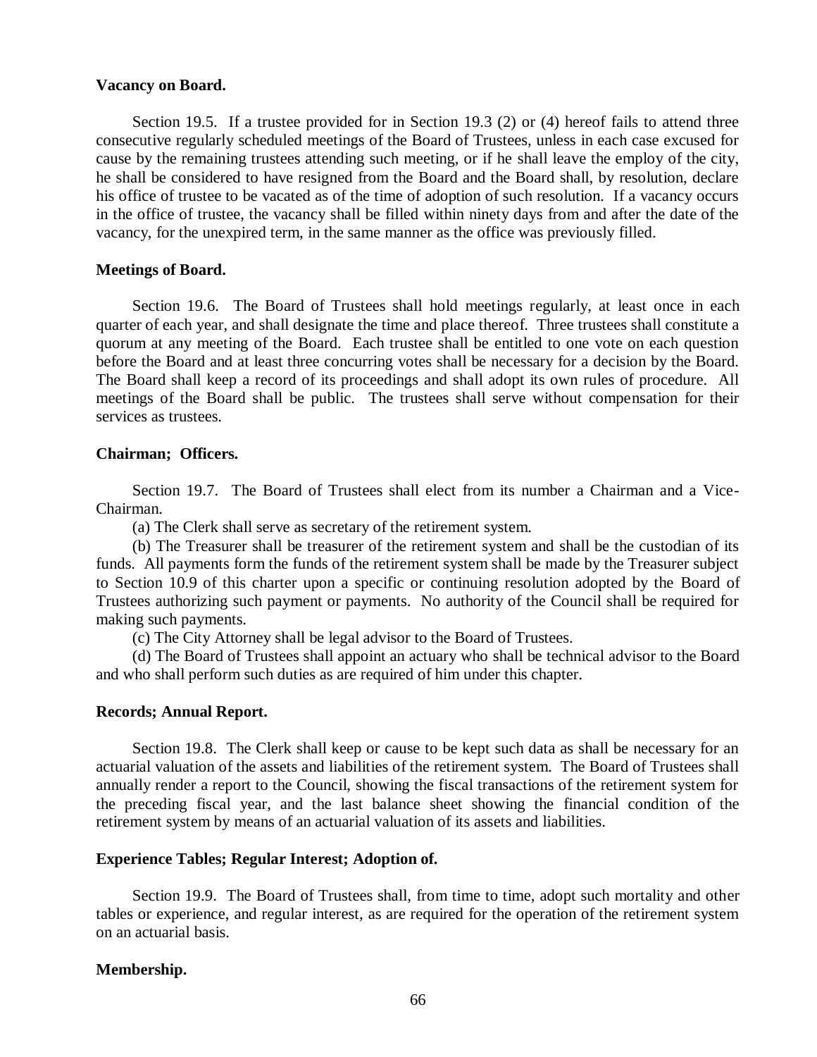**Vacancy on Board.**

Section 19.5. If a trustee provided for in Section 19.3 (2) or (4) hereof fails to attend three consecutive regularly scheduled meetings of the Board of Trustees, unless in each case excused for cause by the remaining trustees attending such meeting, or if he shall leave the employ of the city, he shall be considered to have resigned from the Board and the Board shall, by resolution, declare his office of trustee to be vacated as of the time of adoption of such resolution. If a vacancy occurs in the office of trustee, the vacancy shall be filled within ninety days from and after the date of the vacancy, for the unexpired term, in the same manner as the office was previously filled.

**Meetings of Board.**

Section 19.6. The Board of Trustees shall hold meetings regularly, at least once in each quarter of each year, and shall designate the time and place thereof. Three trustees shall constitute a quorum at any meeting of the Board. Each trustee shall be entitled to one vote on each question before the Board and at least three concurring votes shall be necessary for a decision by the Board. The Board shall keep a record of its proceedings and shall adopt its own rules of procedure. All meetings of the Board shall be public. The trustees shall serve without compensation for their services as trustees.

**Chairman; Officers.**

Section 19.7. The Board of Trustees shall elect from its number a Chairman and a Vice-Chairman.

(a) The Clerk shall serve as secretary of the retirement system.

(b) The Treasurer shall be treasurer of the retirement system and shall be the custodian of its funds. All payments form the funds of the retirement system shall be made by the Treasurer subject to Section 10.9 of this charter upon a specific or continuing resolution adopted by the Board of Trustees authorizing such payment or payments. No authority of the Council shall be required for making such payments.

(c) The City Attorney shall be legal advisor to the Board of Trustees.

(d) The Board of Trustees shall appoint an actuary who shall be technical advisor to the Board and who shall perform such duties as are required of him under this chapter.

**Records; Annual Report.**

Section 19.8. The Clerk shall keep or cause to be kept such data as shall be necessary for an actuarial valuation of the assets and liabilities of the retirement system. The Board of Trustees shall annually render a report to the Council, showing the fiscal transactions of the retirement system for the preceding fiscal year, and the last balance sheet showing the financial condition of the retirement system by means of an actuarial valuation of its assets and liabilities.

**Experience Tables; Regular Interest; Adoption of.**

Section 19.9. The Board of Trustees shall, from time to time, adopt such mortality and other tables or experience, and regular interest, as are required for the operation of the retirement system on an actuarial basis.

**Membership.**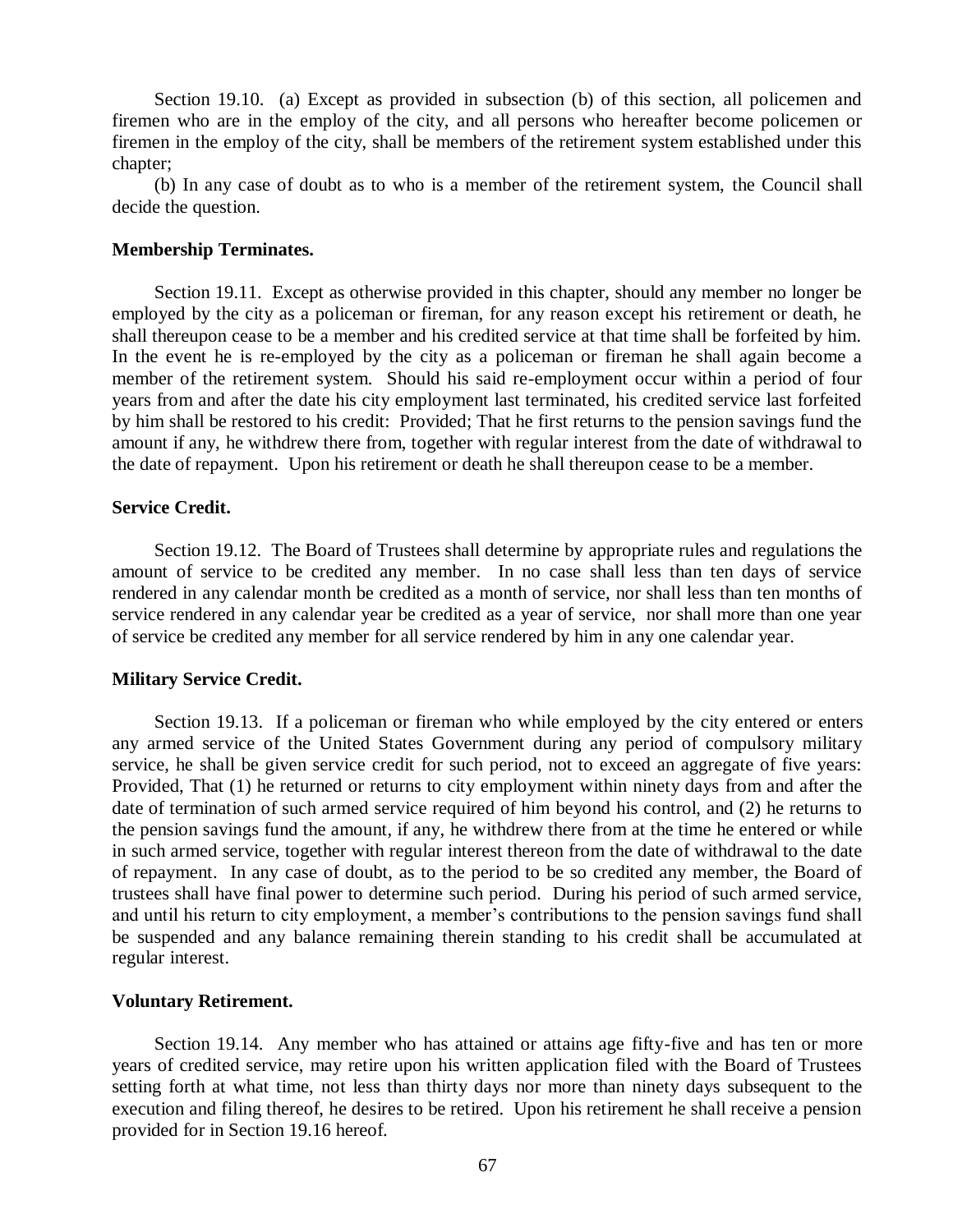Section 19.10. (a) Except as provided in subsection (b) of this section, all policemen and firemen who are in the employ of the city, and all persons who hereafter become policemen or firemen in the employ of the city, shall be members of the retirement system established under this chapter;

(b) In any case of doubt as to who is a member of the retirement system, the Council shall decide the question.

**Membership Terminates.**

Section 19.11. Except as otherwise provided in this chapter, should any member no longer be employed by the city as a policeman or fireman, for any reason except his retirement or death, he shall thereupon cease to be a member and his credited service at that time shall be forfeited by him. In the event he is re-employed by the city as a policeman or fireman he shall again become a member of the retirement system. Should his said re-employment occur within a period of four years from and after the date his city employment last terminated, his credited service last forfeited by him shall be restored to his credit: Provided; That he first returns to the pension savings fund the amount if any, he withdrew there from, together with regular interest from the date of withdrawal to the date of repayment. Upon his retirement or death he shall thereupon cease to be a member.

**Service Credit.**

Section 19.12. The Board of Trustees shall determine by appropriate rules and regulations the amount of service to be credited any member. In no case shall less than ten days of service rendered in any calendar month be credited as a month of service, nor shall less than ten months of service rendered in any calendar year be credited as a year of service, nor shall more than one year of service be credited any member for all service rendered by him in any one calendar year.

**Military Service Credit.**

Section 19.13. If a policeman or fireman who while employed by the city entered or enters any armed service of the United States Government during any period of compulsory military service, he shall be given service credit for such period, not to exceed an aggregate of five years: Provided, That (1) he returned or returns to city employment within ninety days from and after the date of termination of such armed service required of him beyond his control, and (2) he returns to the pension savings fund the amount, if any, he withdrew there from at the time he entered or while in such armed service, together with regular interest thereon from the date of withdrawal to the date of repayment. In any case of doubt, as to the period to be so credited any member, the Board of trustees shall have final power to determine such period. During his period of such armed service, and until his return to city employment, a member's contributions to the pension savings fund shall be suspended and any balance remaining therein standing to his credit shall be accumulated at regular interest.

**Voluntary Retirement.**

Section 19.14. Any member who has attained or attains age fifty-five and has ten or more years of credited service, may retire upon his written application filed with the Board of Trustees setting forth at what time, not less than thirty days nor more than ninety days subsequent to the execution and filing thereof, he desires to be retired. Upon his retirement he shall receive a pension provided for in Section 19.16 hereof.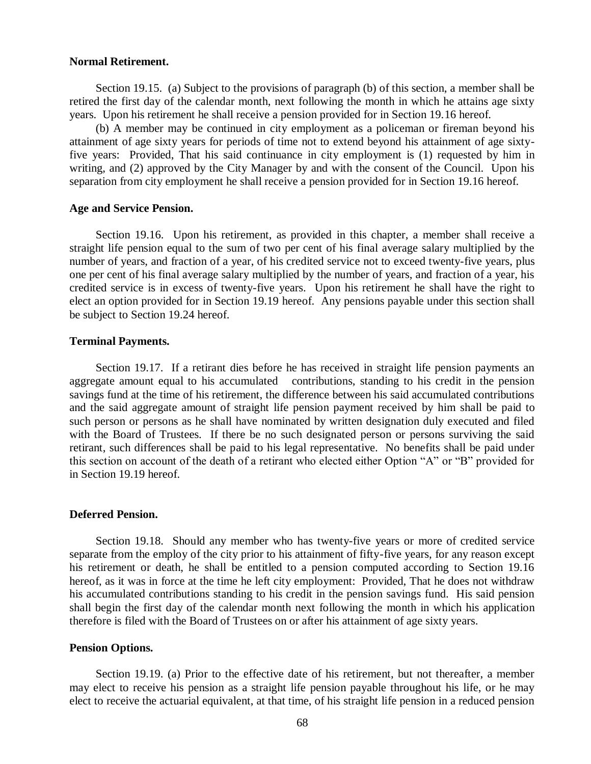**Normal Retirement.**

Section 19.15. (a) Subject to the provisions of paragraph (b) of this section, a member shall be retired the first day of the calendar month, next following the month in which he attains age sixty years. Upon his retirement he shall receive a pension provided for in Section 19.16 hereof.

(b) A member may be continued in city employment as a policeman or fireman beyond his attainment of age sixty years for periods of time not to extend beyond his attainment of age sixty-five years: Provided, That his said continuance in city employment is (1) requested by him in writing, and (2) approved by the City Manager by and with the consent of the Council. Upon his separation from city employment he shall receive a pension provided for in Section 19.16 hereof.

**Age and Service Pension.**

Section 19.16. Upon his retirement, as provided in this chapter, a member shall receive a straight life pension equal to the sum of two per cent of his final average salary multiplied by the number of years, and fraction of a year, of his credited service not to exceed twenty-five years, plus one per cent of his final average salary multiplied by the number of years, and fraction of a year, his credited service is in excess of twenty-five years. Upon his retirement he shall have the right to elect an option provided for in Section 19.19 hereof. Any pensions payable under this section shall be subject to Section 19.24 hereof.

**Terminal Payments.**

Section 19.17. If a retirant dies before he has received in straight life pension payments an aggregate amount equal to his accumulated contributions, standing to his credit in the pension savings fund at the time of his retirement, the difference between his said accumulated contributions and the said aggregate amount of straight life pension payment received by him shall be paid to such person or persons as he shall have nominated by written designation duly executed and filed with the Board of Trustees. If there be no such designated person or persons surviving the said retirant, such differences shall be paid to his legal representative. No benefits shall be paid under this section on account of the death of a retirant who elected either Option "A" or "B" provided for in Section 19.19 hereof.

**Deferred Pension.**

Section 19.18. Should any member who has twenty-five years or more of credited service separate from the employ of the city prior to his attainment of fifty-five years, for any reason except his retirement or death, he shall be entitled to a pension computed according to Section 19.16 hereof, as it was in force at the time he left city employment: Provided, That he does not withdraw his accumulated contributions standing to his credit in the pension savings fund. His said pension shall begin the first day of the calendar month next following the month in which his application therefore is filed with the Board of Trustees on or after his attainment of age sixty years.

**Pension Options.**

Section 19.19. (a) Prior to the effective date of his retirement, but not thereafter, a member may elect to receive his pension as a straight life pension payable throughout his life, or he may elect to receive the actuarial equivalent, at that time, of his straight life pension in a reduced pension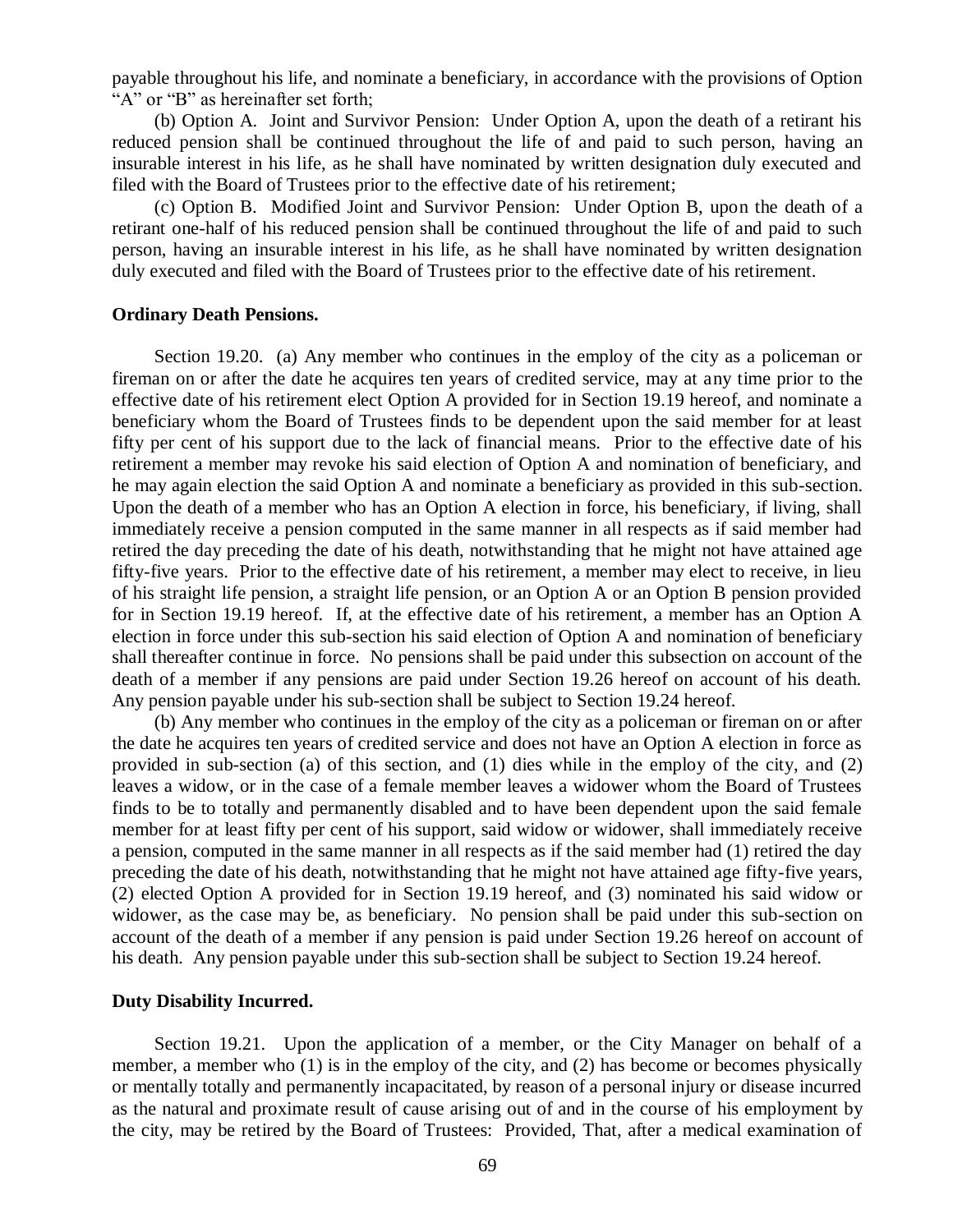payable throughout his life, and nominate a beneficiary, in accordance with the provisions of Option "A" or "B" as hereinafter set forth;

(b) Option A. Joint and Survivor Pension: Under Option A, upon the death of a retirant his reduced pension shall be continued throughout the life of and paid to such person, having an insurable interest in his life, as he shall have nominated by written designation duly executed and filed with the Board of Trustees prior to the effective date of his retirement;

(c) Option B. Modified Joint and Survivor Pension: Under Option B, upon the death of a retirant one-half of his reduced pension shall be continued throughout the life of and paid to such person, having an insurable interest in his life, as he shall have nominated by written designation duly executed and filed with the Board of Trustees prior to the effective date of his retirement.

**Ordinary Death Pensions.**

Section 19.20. (a) Any member who continues in the employ of the city as a policeman or fireman on or after the date he acquires ten years of credited service, may at any time prior to the effective date of his retirement elect Option A provided for in Section 19.19 hereof, and nominate a beneficiary whom the Board of Trustees finds to be dependent upon the said member for at least fifty per cent of his support due to the lack of financial means. Prior to the effective date of his retirement a member may revoke his said election of Option A and nomination of beneficiary, and he may again election the said Option A and nominate a beneficiary as provided in this sub-section. Upon the death of a member who has an Option A election in force, his beneficiary, if living, shall immediately receive a pension computed in the same manner in all respects as if said member had retired the day preceding the date of his death, notwithstanding that he might not have attained age fifty-five years. Prior to the effective date of his retirement, a member may elect to receive, in lieu of his straight life pension, a straight life pension, or an Option A or an Option B pension provided for in Section 19.19 hereof. If, at the effective date of his retirement, a member has an Option A election in force under this sub-section his said election of Option A and nomination of beneficiary shall thereafter continue in force. No pensions shall be paid under this subsection on account of the death of a member if any pensions are paid under Section 19.26 hereof on account of his death. Any pension payable under his sub-section shall be subject to Section 19.24 hereof.

(b) Any member who continues in the employ of the city as a policeman or fireman on or after the date he acquires ten years of credited service and does not have an Option A election in force as provided in sub-section (a) of this section, and (1) dies while in the employ of the city, and (2) leaves a widow, or in the case of a female member leaves a widower whom the Board of Trustees finds to be to totally and permanently disabled and to have been dependent upon the said female member for at least fifty per cent of his support, said widow or widower, shall immediately receive a pension, computed in the same manner in all respects as if the said member had (1) retired the day preceding the date of his death, notwithstanding that he might not have attained age fifty-five years, (2) elected Option A provided for in Section 19.19 hereof, and (3) nominated his said widow or widower, as the case may be, as beneficiary. No pension shall be paid under this sub-section on account of the death of a member if any pension is paid under Section 19.26 hereof on account of his death. Any pension payable under this sub-section shall be subject to Section 19.24 hereof.

**Duty Disability Incurred.**

Section 19.21. Upon the application of a member, or the City Manager on behalf of a member, a member who (1) is in the employ of the city, and (2) has become or becomes physically or mentally totally and permanently incapacitated, by reason of a personal injury or disease incurred as the natural and proximate result of cause arising out of and in the course of his employment by the city, may be retired by the Board of Trustees: Provided, That, after a medical examination of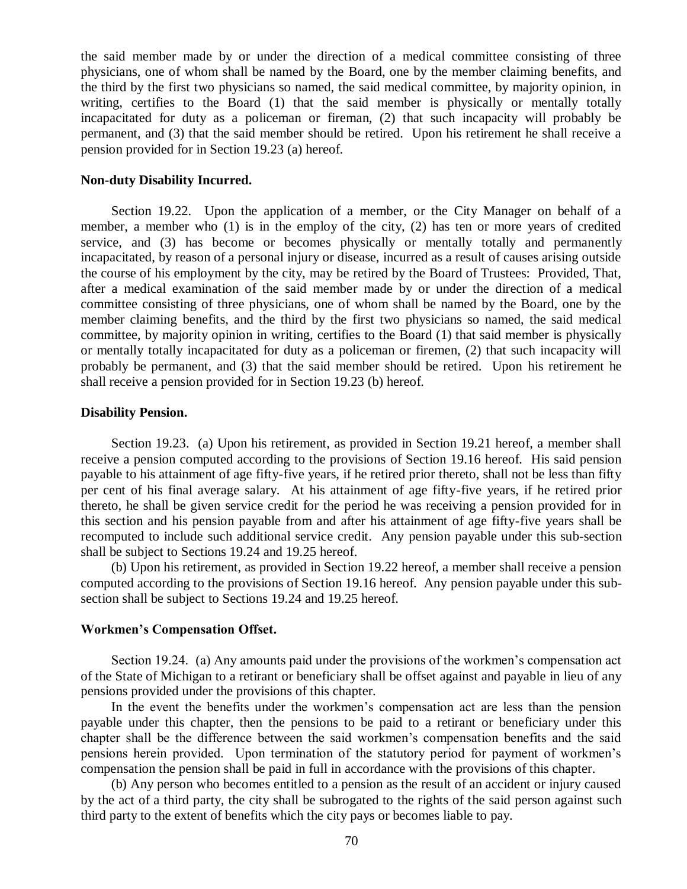the said member made by or under the direction of a medical committee consisting of three physicians, one of whom shall be named by the Board, one by the member claiming benefits, and the third by the first two physicians so named, the said medical committee, by majority opinion, in writing, certifies to the Board (1) that the said member is physically or mentally totally incapacitated for duty as a policeman or fireman, (2) that such incapacity will probably be permanent, and (3) that the said member should be retired. Upon his retirement he shall receive a pension provided for in Section 19.23 (a) hereof.

**Non-duty Disability Incurred.**

Section 19.22. Upon the application of a member, or the City Manager on behalf of a member, a member who (1) is in the employ of the city, (2) has ten or more years of credited service, and (3) has become or becomes physically or mentally totally and permanently incapacitated, by reason of a personal injury or disease, incurred as a result of causes arising outside the course of his employment by the city, may be retired by the Board of Trustees: Provided, That, after a medical examination of the said member made by or under the direction of a medical committee consisting of three physicians, one of whom shall be named by the Board, one by the member claiming benefits, and the third by the first two physicians so named, the said medical committee, by majority opinion in writing, certifies to the Board (1) that said member is physically or mentally totally incapacitated for duty as a policeman or firemen, (2) that such incapacity will probably be permanent, and (3) that the said member should be retired. Upon his retirement he shall receive a pension provided for in Section 19.23 (b) hereof.

**Disability Pension.**

Section 19.23. (a) Upon his retirement, as provided in Section 19.21 hereof, a member shall receive a pension computed according to the provisions of Section 19.16 hereof. His said pension payable to his attainment of age fifty-five years, if he retired prior thereto, shall not be less than fifty per cent of his final average salary. At his attainment of age fifty-five years, if he retired prior thereto, he shall be given service credit for the period he was receiving a pension provided for in this section and his pension payable from and after his attainment of age fifty-five years shall be recomputed to include such additional service credit. Any pension payable under this sub-section shall be subject to Sections 19.24 and 19.25 hereof.

(b) Upon his retirement, as provided in Section 19.22 hereof, a member shall receive a pension computed according to the provisions of Section 19.16 hereof. Any pension payable under this sub-section shall be subject to Sections 19.24 and 19.25 hereof.

**Workmen's Compensation Offset.**

Section 19.24. (a) Any amounts paid under the provisions of the workmen's compensation act of the State of Michigan to a retirant or beneficiary shall be offset against and payable in lieu of any pensions provided under the provisions of this chapter.

In the event the benefits under the workmen's compensation act are less than the pension payable under this chapter, then the pensions to be paid to a retirant or beneficiary under this chapter shall be the difference between the said workmen's compensation benefits and the said pensions herein provided. Upon termination of the statutory period for payment of workmen's compensation the pension shall be paid in full in accordance with the provisions of this chapter.

(b) Any person who becomes entitled to a pension as the result of an accident or injury caused by the act of a third party, the city shall be subrogated to the rights of the said person against such third party to the extent of benefits which the city pays or becomes liable to pay.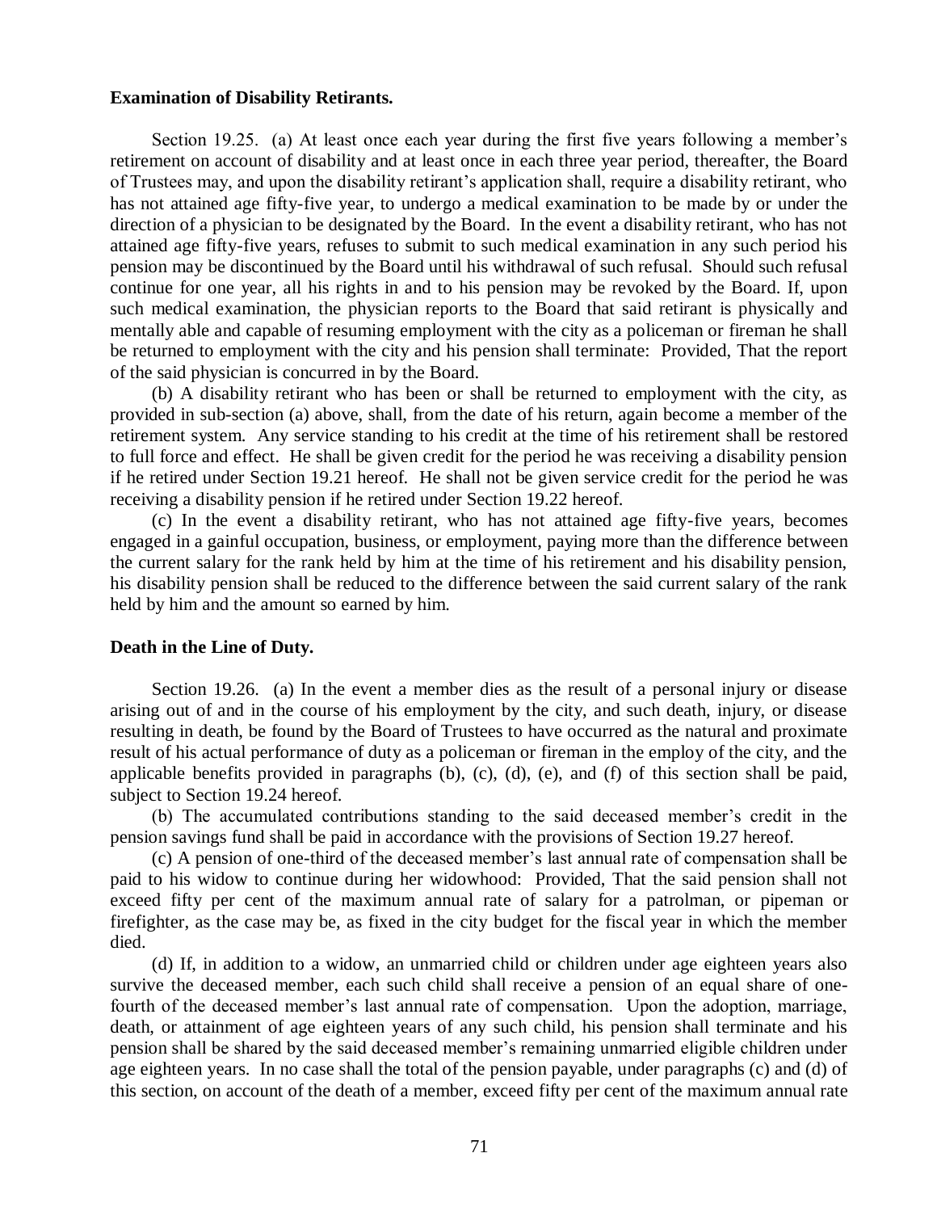**Examination of Disability Retirants.**

Section 19.25. (a) At least once each year during the first five years following a member's retirement on account of disability and at least once in each three year period, thereafter, the Board of Trustees may, and upon the disability retirant's application shall, require a disability retirant, who has not attained age fifty-five year, to undergo a medical examination to be made by or under the direction of a physician to be designated by the Board. In the event a disability retirant, who has not attained age fifty-five years, refuses to submit to such medical examination in any such period his pension may be discontinued by the Board until his withdrawal of such refusal. Should such refusal continue for one year, all his rights in and to his pension may be revoked by the Board. If, upon such medical examination, the physician reports to the Board that said retirant is physically and mentally able and capable of resuming employment with the city as a policeman or fireman he shall be returned to employment with the city and his pension shall terminate: Provided, That the report of the said physician is concurred in by the Board.

(b) A disability retirant who has been or shall be returned to employment with the city, as provided in sub-section (a) above, shall, from the date of his return, again become a member of the retirement system. Any service standing to his credit at the time of his retirement shall be restored to full force and effect. He shall be given credit for the period he was receiving a disability pension if he retired under Section 19.21 hereof. He shall not be given service credit for the period he was receiving a disability pension if he retired under Section 19.22 hereof.

(c) In the event a disability retirant, who has not attained age fifty-five years, becomes engaged in a gainful occupation, business, or employment, paying more than the difference between the current salary for the rank held by him at the time of his retirement and his disability pension, his disability pension shall be reduced to the difference between the said current salary of the rank held by him and the amount so earned by him.

**Death in the Line of Duty.**

Section 19.26. (a) In the event a member dies as the result of a personal injury or disease arising out of and in the course of his employment by the city, and such death, injury, or disease resulting in death, be found by the Board of Trustees to have occurred as the natural and proximate result of his actual performance of duty as a policeman or fireman in the employ of the city, and the applicable benefits provided in paragraphs (b), (c), (d), (e), and (f) of this section shall be paid, subject to Section 19.24 hereof.

(b) The accumulated contributions standing to the said deceased member's credit in the pension savings fund shall be paid in accordance with the provisions of Section 19.27 hereof.

(c) A pension of one-third of the deceased member's last annual rate of compensation shall be paid to his widow to continue during her widowhood: Provided, That the said pension shall not exceed fifty per cent of the maximum annual rate of salary for a patrolman, or pipeman or firefighter, as the case may be, as fixed in the city budget for the fiscal year in which the member died.

(d) If, in addition to a widow, an unmarried child or children under age eighteen years also survive the deceased member, each such child shall receive a pension of an equal share of one-fourth of the deceased member's last annual rate of compensation. Upon the adoption, marriage, death, or attainment of age eighteen years of any such child, his pension shall terminate and his pension shall be shared by the said deceased member's remaining unmarried eligible children under age eighteen years. In no case shall the total of the pension payable, under paragraphs (c) and (d) of this section, on account of the death of a member, exceed fifty per cent of the maximum annual rate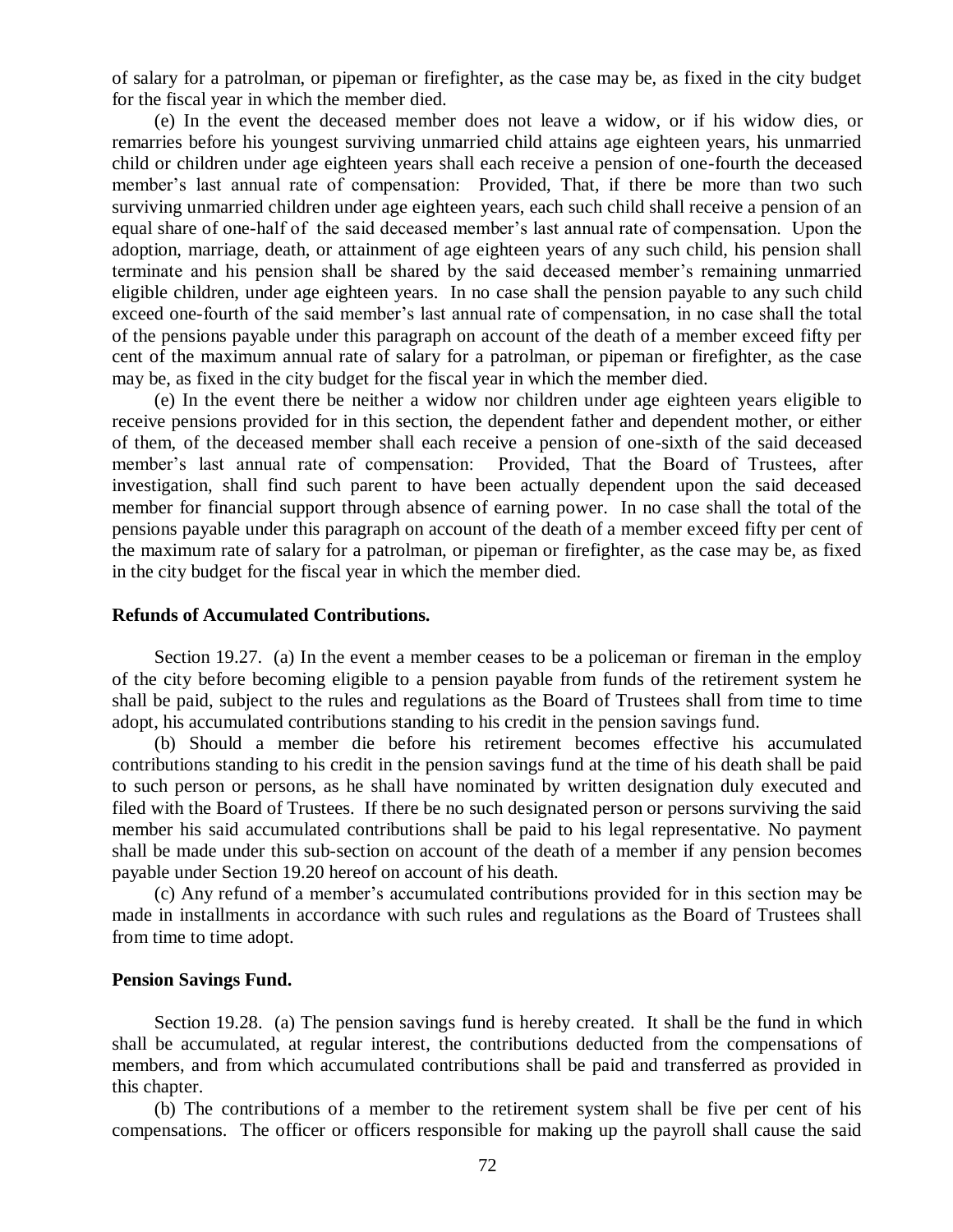of salary for a patrolman, or pipeman or firefighter, as the case may be, as fixed in the city budget for the fiscal year in which the member died.

(e) In the event the deceased member does not leave a widow, or if his widow dies, or remarries before his youngest surviving unmarried child attains age eighteen years, his unmarried child or children under age eighteen years shall each receive a pension of one-fourth the deceased member's last annual rate of compensation: Provided, That, if there be more than two such surviving unmarried children under age eighteen years, each such child shall receive a pension of an equal share of one-half of the said deceased member's last annual rate of compensation. Upon the adoption, marriage, death, or attainment of age eighteen years of any such child, his pension shall terminate and his pension shall be shared by the said deceased member's remaining unmarried eligible children, under age eighteen years. In no case shall the pension payable to any such child exceed one-fourth of the said member's last annual rate of compensation, in no case shall the total of the pensions payable under this paragraph on account of the death of a member exceed fifty per cent of the maximum annual rate of salary for a patrolman, or pipeman or firefighter, as the case may be, as fixed in the city budget for the fiscal year in which the member died.

(e) In the event there be neither a widow nor children under age eighteen years eligible to receive pensions provided for in this section, the dependent father and dependent mother, or either of them, of the deceased member shall each receive a pension of one-sixth of the said deceased member's last annual rate of compensation: Provided, That the Board of Trustees, after investigation, shall find such parent to have been actually dependent upon the said deceased member for financial support through absence of earning power. In no case shall the total of the pensions payable under this paragraph on account of the death of a member exceed fifty per cent of the maximum rate of salary for a patrolman, or pipeman or firefighter, as the case may be, as fixed in the city budget for the fiscal year in which the member died.

**Refunds of Accumulated Contributions.**

Section 19.27. (a) In the event a member ceases to be a policeman or fireman in the employ of the city before becoming eligible to a pension payable from funds of the retirement system he shall be paid, subject to the rules and regulations as the Board of Trustees shall from time to time adopt, his accumulated contributions standing to his credit in the pension savings fund.

(b) Should a member die before his retirement becomes effective his accumulated contributions standing to his credit in the pension savings fund at the time of his death shall be paid to such person or persons, as he shall have nominated by written designation duly executed and filed with the Board of Trustees. If there be no such designated person or persons surviving the said member his said accumulated contributions shall be paid to his legal representative. No payment shall be made under this sub-section on account of the death of a member if any pension becomes payable under Section 19.20 hereof on account of his death.

(c) Any refund of a member's accumulated contributions provided for in this section may be made in installments in accordance with such rules and regulations as the Board of Trustees shall from time to time adopt.

**Pension Savings Fund.**

Section 19.28. (a) The pension savings fund is hereby created. It shall be the fund in which shall be accumulated, at regular interest, the contributions deducted from the compensations of members, and from which accumulated contributions shall be paid and transferred as provided in this chapter.

(b) The contributions of a member to the retirement system shall be five per cent of his compensations. The officer or officers responsible for making up the payroll shall cause the said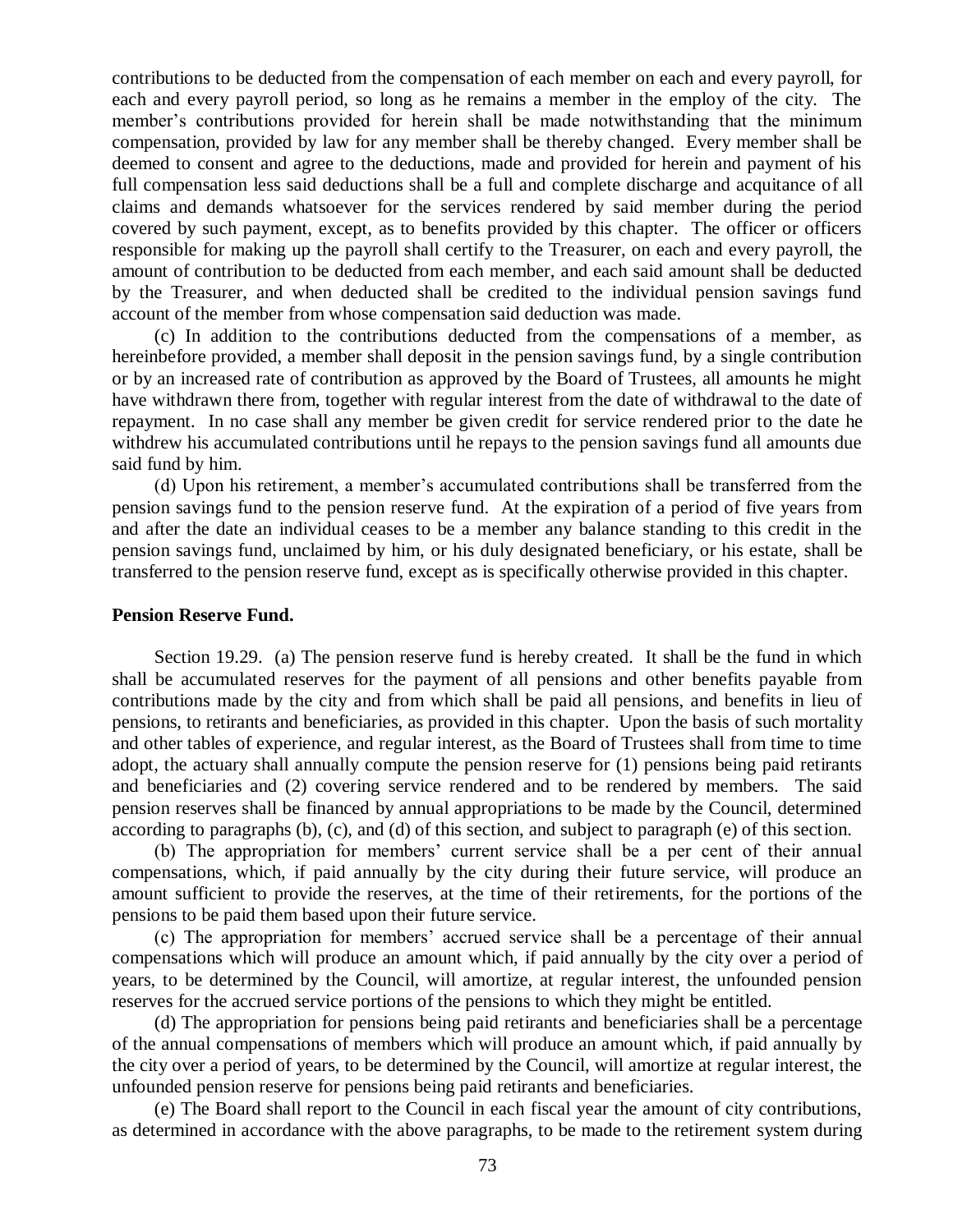contributions to be deducted from the compensation of each member on each and every payroll, for each and every payroll period, so long as he remains a member in the employ of the city. The member's contributions provided for herein shall be made notwithstanding that the minimum compensation, provided by law for any member shall be thereby changed. Every member shall be deemed to consent and agree to the deductions, made and provided for herein and payment of his full compensation less said deductions shall be a full and complete discharge and acquitance of all claims and demands whatsoever for the services rendered by said member during the period covered by such payment, except, as to benefits provided by this chapter. The officer or officers responsible for making up the payroll shall certify to the Treasurer, on each and every payroll, the amount of contribution to be deducted from each member, and each said amount shall be deducted by the Treasurer, and when deducted shall be credited to the individual pension savings fund account of the member from whose compensation said deduction was made.

(c) In addition to the contributions deducted from the compensations of a member, as hereinbefore provided, a member shall deposit in the pension savings fund, by a single contribution or by an increased rate of contribution as approved by the Board of Trustees, all amounts he might have withdrawn there from, together with regular interest from the date of withdrawal to the date of repayment. In no case shall any member be given credit for service rendered prior to the date he withdrew his accumulated contributions until he repays to the pension savings fund all amounts due said fund by him.

(d) Upon his retirement, a member's accumulated contributions shall be transferred from the pension savings fund to the pension reserve fund. At the expiration of a period of five years from and after the date an individual ceases to be a member any balance standing to this credit in the pension savings fund, unclaimed by him, or his duly designated beneficiary, or his estate, shall be transferred to the pension reserve fund, except as is specifically otherwise provided in this chapter.

**Pension Reserve Fund.**

Section 19.29. (a) The pension reserve fund is hereby created. It shall be the fund in which shall be accumulated reserves for the payment of all pensions and other benefits payable from contributions made by the city and from which shall be paid all pensions, and benefits in lieu of pensions, to retirants and beneficiaries, as provided in this chapter. Upon the basis of such mortality and other tables of experience, and regular interest, as the Board of Trustees shall from time to time adopt, the actuary shall annually compute the pension reserve for (1) pensions being paid retirants and beneficiaries and (2) covering service rendered and to be rendered by members. The said pension reserves shall be financed by annual appropriations to be made by the Council, determined according to paragraphs (b), (c), and (d) of this section, and subject to paragraph (e) of this section.

(b) The appropriation for members' current service shall be a per cent of their annual compensations, which, if paid annually by the city during their future service, will produce an amount sufficient to provide the reserves, at the time of their retirements, for the portions of the pensions to be paid them based upon their future service.

(c) The appropriation for members' accrued service shall be a percentage of their annual compensations which will produce an amount which, if paid annually by the city over a period of years, to be determined by the Council, will amortize, at regular interest, the unfounded pension reserves for the accrued service portions of the pensions to which they might be entitled.

(d) The appropriation for pensions being paid retirants and beneficiaries shall be a percentage of the annual compensations of members which will produce an amount which, if paid annually by the city over a period of years, to be determined by the Council, will amortize at regular interest, the unfounded pension reserve for pensions being paid retirants and beneficiaries.

(e) The Board shall report to the Council in each fiscal year the amount of city contributions, as determined in accordance with the above paragraphs, to be made to the retirement system during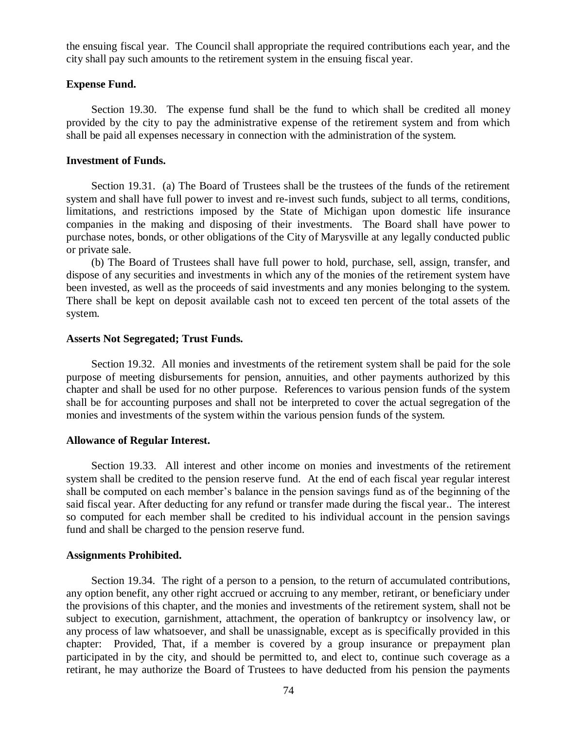the ensuing fiscal year. The Council shall appropriate the required contributions each year, and the city shall pay such amounts to the retirement system in the ensuing fiscal year.

**Expense Fund.**

Section 19.30. The expense fund shall be the fund to which shall be credited all money provided by the city to pay the administrative expense of the retirement system and from which shall be paid all expenses necessary in connection with the administration of the system.

**Investment of Funds.**

Section 19.31. (a) The Board of Trustees shall be the trustees of the funds of the retirement system and shall have full power to invest and re-invest such funds, subject to all terms, conditions, limitations, and restrictions imposed by the State of Michigan upon domestic life insurance companies in the making and disposing of their investments. The Board shall have power to purchase notes, bonds, or other obligations of the City of Marysville at any legally conducted public or private sale.

(b) The Board of Trustees shall have full power to hold, purchase, sell, assign, transfer, and dispose of any securities and investments in which any of the monies of the retirement system have been invested, as well as the proceeds of said investments and any monies belonging to the system. There shall be kept on deposit available cash not to exceed ten percent of the total assets of the system.

**Asserts Not Segregated; Trust Funds.**

Section 19.32. All monies and investments of the retirement system shall be paid for the sole purpose of meeting disbursements for pension, annuities, and other payments authorized by this chapter and shall be used for no other purpose. References to various pension funds of the system shall be for accounting purposes and shall not be interpreted to cover the actual segregation of the monies and investments of the system within the various pension funds of the system.

**Allowance of Regular Interest.**

Section 19.33. All interest and other income on monies and investments of the retirement system shall be credited to the pension reserve fund. At the end of each fiscal year regular interest shall be computed on each member's balance in the pension savings fund as of the beginning of the said fiscal year. After deducting for any refund or transfer made during the fiscal year.. The interest so computed for each member shall be credited to his individual account in the pension savings fund and shall be charged to the pension reserve fund.

**Assignments Prohibited.**

Section 19.34. The right of a person to a pension, to the return of accumulated contributions, any option benefit, any other right accrued or accruing to any member, retirant, or beneficiary under the provisions of this chapter, and the monies and investments of the retirement system, shall not be subject to execution, garnishment, attachment, the operation of bankruptcy or insolvency law, or any process of law whatsoever, and shall be unassignable, except as is specifically provided in this chapter: Provided, That, if a member is covered by a group insurance or prepayment plan participated in by the city, and should be permitted to, and elect to, continue such coverage as a retirant, he may authorize the Board of Trustees to have deducted from his pension the payments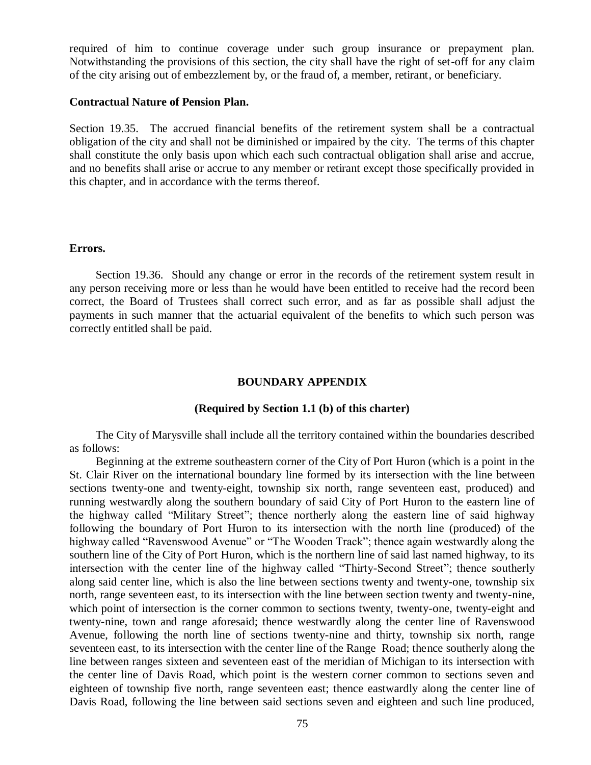required of him to continue coverage under such group insurance or prepayment plan. Notwithstanding the provisions of this section, the city shall have the right of set-off for any claim of the city arising out of embezzlement by, or the fraud of, a member, retirant, or beneficiary.

**Contractual Nature of Pension Plan.**

Section 19.35. The accrued financial benefits of the retirement system shall be a contractual obligation of the city and shall not be diminished or impaired by the city. The terms of this chapter shall constitute the only basis upon which each such contractual obligation shall arise and accrue, and no benefits shall arise or accrue to any member or retirant except those specifically provided in this chapter, and in accordance with the terms thereof.

**Errors.**

Section 19.36. Should any change or error in the records of the retirement system result in any person receiving more or less than he would have been entitled to receive had the record been correct, the Board of Trustees shall correct such error, and as far as possible shall adjust the payments in such manner that the actuarial equivalent of the benefits to which such person was correctly entitled shall be paid.

## BOUNDARY APPENDIX

### (Required by Section 1.1 (b) of this charter)

The City of Marysville shall include all the territory contained within the boundaries described as follows:

Beginning at the extreme southeastern corner of the City of Port Huron (which is a point in the St. Clair River on the international boundary line formed by its intersection with the line between sections twenty-one and twenty-eight, township six north, range seventeen east, produced) and running westwardly along the southern boundary of said City of Port Huron to the eastern line of the highway called "Military Street"; thence northerly along the eastern line of said highway following the boundary of Port Huron to its intersection with the north line (produced) of the highway called "Ravenswood Avenue" or "The Wooden Track"; thence again westwardly along the southern line of the City of Port Huron, which is the northern line of said last named highway, to its intersection with the center line of the highway called "Thirty-Second Street"; thence southerly along said center line, which is also the line between sections twenty and twenty-one, township six north, range seventeen east, to its intersection with the line between section twenty and twenty-nine, which point of intersection is the corner common to sections twenty, twenty-one, twenty-eight and twenty-nine, town and range aforesaid; thence westwardly along the center line of Ravenswood Avenue, following the north line of sections twenty-nine and thirty, township six north, range seventeen east, to its intersection with the center line of the Range Road; thence southerly along the line between ranges sixteen and seventeen east of the meridian of Michigan to its intersection with the center line of Davis Road, which point is the western corner common to sections seven and eighteen of township five north, range seventeen east; thence eastwardly along the center line of Davis Road, following the line between said sections seven and eighteen and such line produced,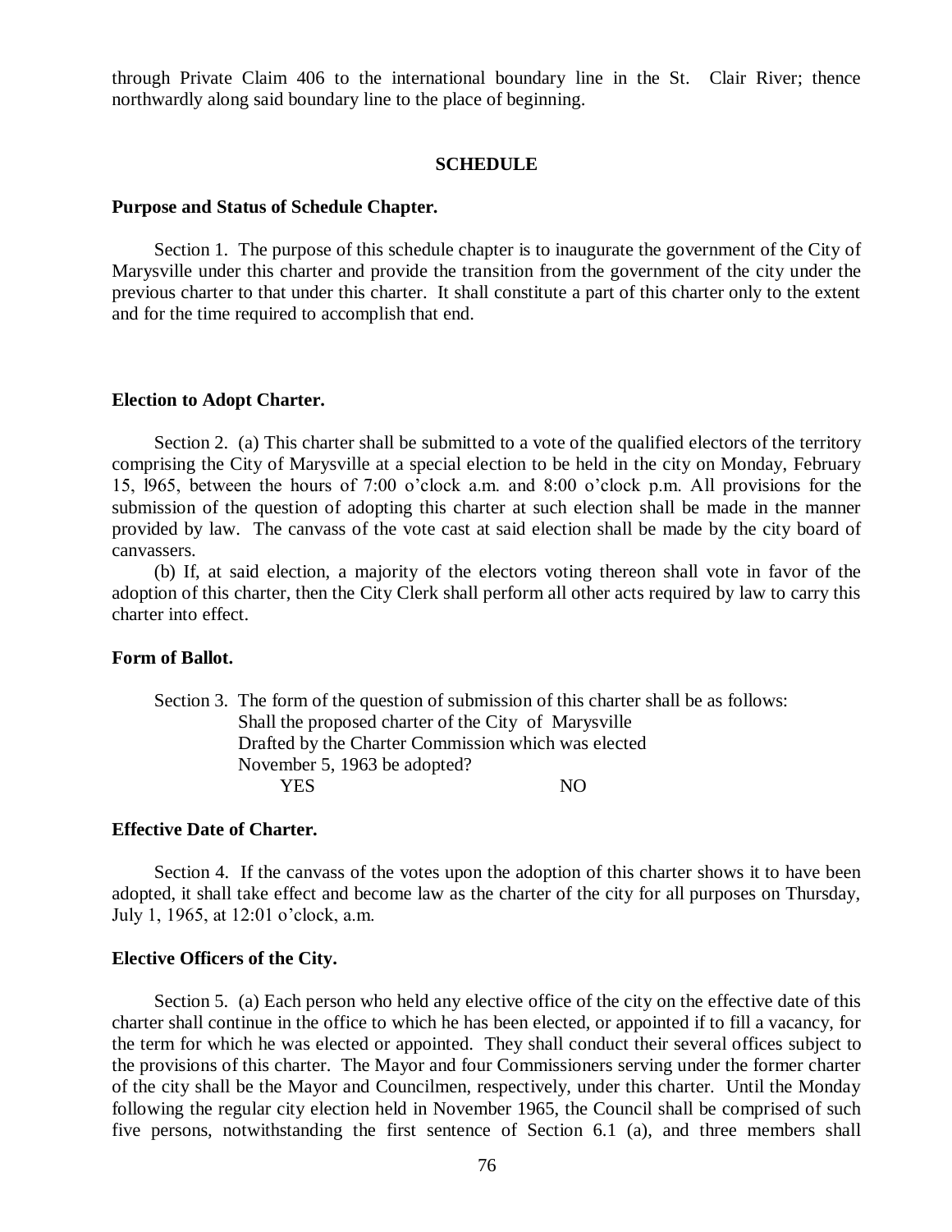through Private Claim 406 to the international boundary line in the St. Clair River; thence northwardly along said boundary line to the place of beginning.

## SCHEDULE

**Purpose and Status of Schedule Chapter.**

Section 1. The purpose of this schedule chapter is to inaugurate the government of the City of Marysville under this charter and provide the transition from the government of the city under the previous charter to that under this charter. It shall constitute a part of this charter only to the extent and for the time required to accomplish that end.

**Election to Adopt Charter.**

Section 2. (a) This charter shall be submitted to a vote of the qualified electors of the territory comprising the City of Marysville at a special election to be held in the city on Monday, February 15, l965, between the hours of 7:00 o'clock a.m. and 8:00 o'clock p.m. All provisions for the submission of the question of adopting this charter at such election shall be made in the manner provided by law. The canvass of the vote cast at said election shall be made by the city board of canvassers.

(b) If, at said election, a majority of the electors voting thereon shall vote in favor of the adoption of this charter, then the City Clerk shall perform all other acts required by law to carry this charter into effect.

**Form of Ballot.**

Section 3. The form of the question of submission of this charter shall be as follows:

Shall the proposed charter of the City of Marysville
Drafted by the Charter Commission which was elected
November 5, 1963 be adopted?

YES NO

**Effective Date of Charter.**

Section 4. If the canvass of the votes upon the adoption of this charter shows it to have been adopted, it shall take effect and become law as the charter of the city for all purposes on Thursday, July 1, 1965, at 12:01 o'clock, a.m.

**Elective Officers of the City.**

Section 5. (a) Each person who held any elective office of the city on the effective date of this charter shall continue in the office to which he has been elected, or appointed if to fill a vacancy, for the term for which he was elected or appointed. They shall conduct their several offices subject to the provisions of this charter. The Mayor and four Commissioners serving under the former charter of the city shall be the Mayor and Councilmen, respectively, under this charter. Until the Monday following the regular city election held in November 1965, the Council shall be comprised of such five persons, notwithstanding the first sentence of Section 6.1 (a), and three members shall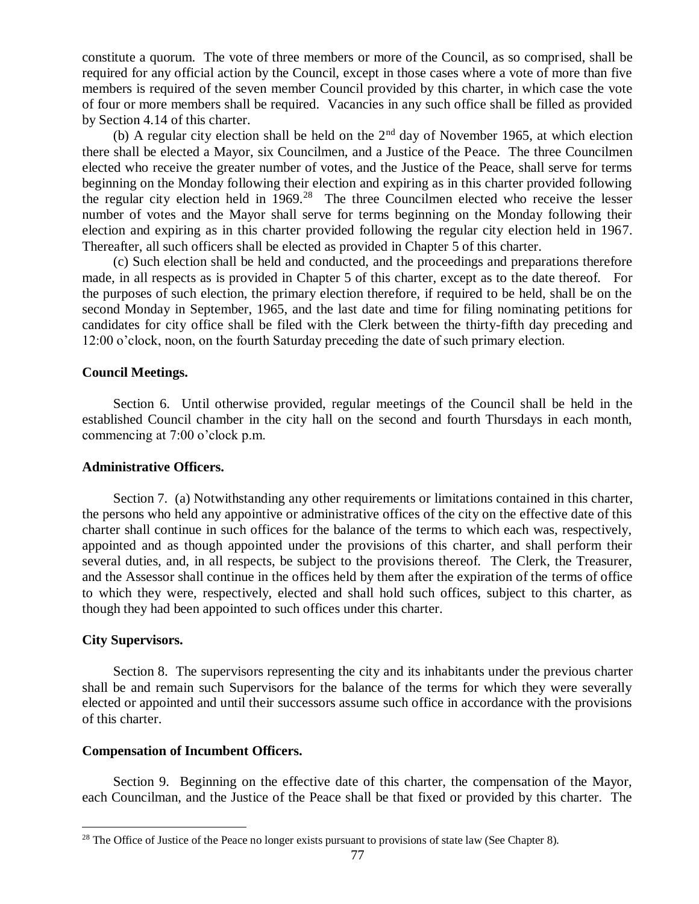constitute a quorum. The vote of three members or more of the Council, as so comprised, shall be required for any official action by the Council, except in those cases where a vote of more than five members is required of the seven member Council provided by this charter, in which case the vote of four or more members shall be required. Vacancies in any such office shall be filled as provided by Section 4.14 of this charter.

(b) A regular city election shall be held on the 2nd day of November 1965, at which election there shall be elected a Mayor, six Councilmen, and a Justice of the Peace. The three Councilmen elected who receive the greater number of votes, and the Justice of the Peace, shall serve for terms beginning on the Monday following their election and expiring as in this charter provided following the regular city election held in 1969.[28] The three Councilmen elected who receive the lesser number of votes and the Mayor shall serve for terms beginning on the Monday following their election and expiring as in this charter provided following the regular city election held in 1967. Thereafter, all such officers shall be elected as provided in Chapter 5 of this charter.

(c) Such election shall be held and conducted, and the proceedings and preparations therefore made, in all respects as is provided in Chapter 5 of this charter, except as to the date thereof. For the purposes of such election, the primary election therefore, if required to be held, shall be on the second Monday in September, 1965, and the last date and time for filing nominating petitions for candidates for city office shall be filed with the Clerk between the thirty-fifth day preceding and 12:00 o'clock, noon, on the fourth Saturday preceding the date of such primary election.

**Council Meetings.**

Section 6. Until otherwise provided, regular meetings of the Council shall be held in the established Council chamber in the city hall on the second and fourth Thursdays in each month, commencing at 7:00 o'clock p.m.

**Administrative Officers.**

Section 7. (a) Notwithstanding any other requirements or limitations contained in this charter, the persons who held any appointive or administrative offices of the city on the effective date of this charter shall continue in such offices for the balance of the terms to which each was, respectively, appointed and as though appointed under the provisions of this charter, and shall perform their several duties, and, in all respects, be subject to the provisions thereof. The Clerk, the Treasurer, and the Assessor shall continue in the offices held by them after the expiration of the terms of office to which they were, respectively, elected and shall hold such offices, subject to this charter, as though they had been appointed to such offices under this charter.

**City Supervisors.**

Section 8. The supervisors representing the city and its inhabitants under the previous charter shall be and remain such Supervisors for the balance of the terms for which they were severally elected or appointed and until their successors assume such office in accordance with the provisions of this charter.

**Compensation of Incumbent Officers.**

Section 9. Beginning on the effective date of this charter, the compensation of the Mayor, each Councilman, and the Justice of the Peace shall be that fixed or provided by this charter. The

[28] The Office of Justice of the Peace no longer exists pursuant to provisions of state law (See Chapter 8).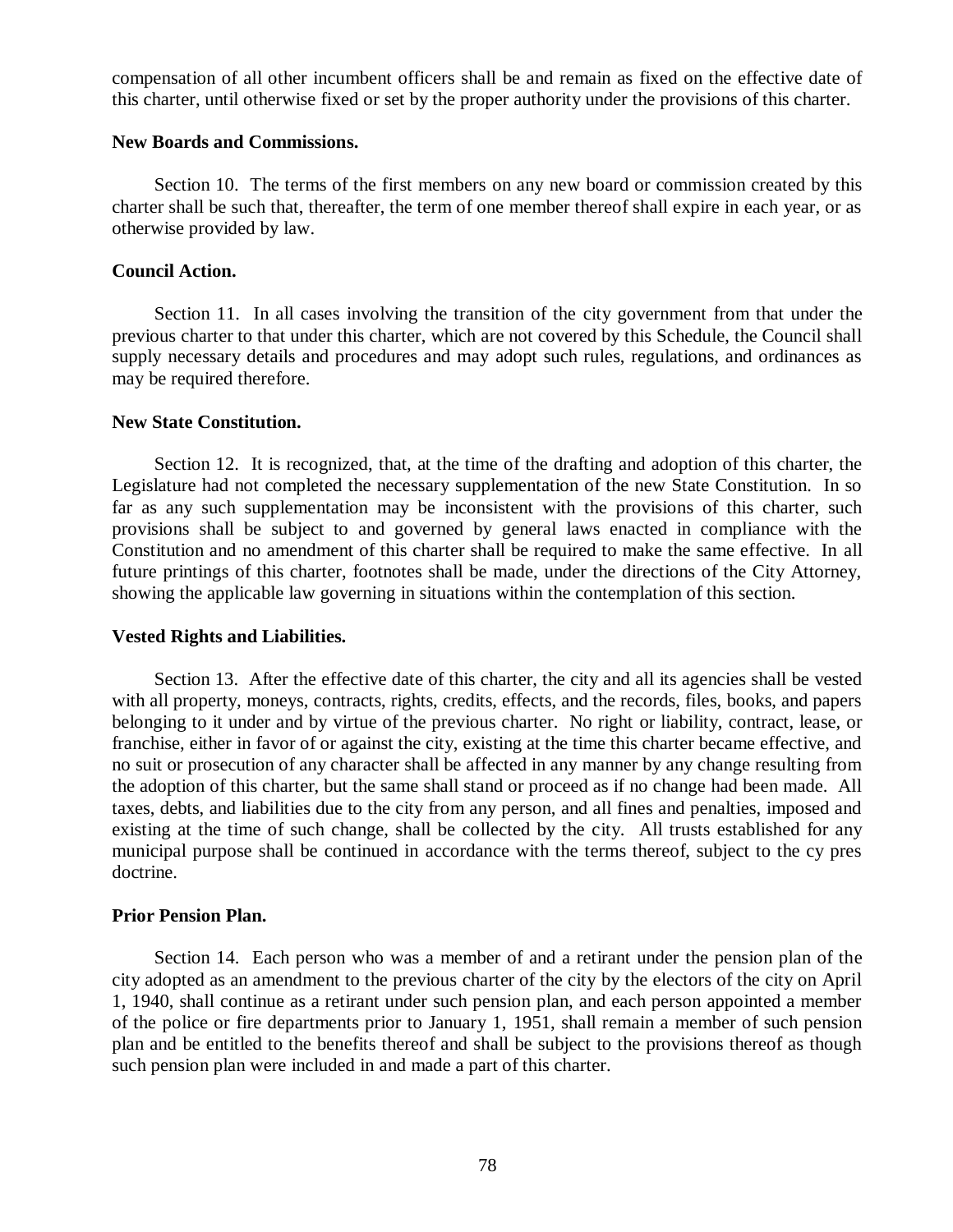compensation of all other incumbent officers shall be and remain as fixed on the effective date of this charter, until otherwise fixed or set by the proper authority under the provisions of this charter.

**New Boards and Commissions.**

Section 10. The terms of the first members on any new board or commission created by this charter shall be such that, thereafter, the term of one member thereof shall expire in each year, or as otherwise provided by law.

**Council Action.**

Section 11. In all cases involving the transition of the city government from that under the previous charter to that under this charter, which are not covered by this Schedule, the Council shall supply necessary details and procedures and may adopt such rules, regulations, and ordinances as may be required therefore.

**New State Constitution.**

Section 12. It is recognized, that, at the time of the drafting and adoption of this charter, the Legislature had not completed the necessary supplementation of the new State Constitution. In so far as any such supplementation may be inconsistent with the provisions of this charter, such provisions shall be subject to and governed by general laws enacted in compliance with the Constitution and no amendment of this charter shall be required to make the same effective. In all future printings of this charter, footnotes shall be made, under the directions of the City Attorney, showing the applicable law governing in situations within the contemplation of this section.

**Vested Rights and Liabilities.**

Section 13. After the effective date of this charter, the city and all its agencies shall be vested with all property, moneys, contracts, rights, credits, effects, and the records, files, books, and papers belonging to it under and by virtue of the previous charter. No right or liability, contract, lease, or franchise, either in favor of or against the city, existing at the time this charter became effective, and no suit or prosecution of any character shall be affected in any manner by any change resulting from the adoption of this charter, but the same shall stand or proceed as if no change had been made. All taxes, debts, and liabilities due to the city from any person, and all fines and penalties, imposed and existing at the time of such change, shall be collected by the city. All trusts established for any municipal purpose shall be continued in accordance with the terms thereof, subject to the cy pres doctrine.

**Prior Pension Plan.**

Section 14. Each person who was a member of and a retirant under the pension plan of the city adopted as an amendment to the previous charter of the city by the electors of the city on April 1, 1940, shall continue as a retirant under such pension plan, and each person appointed a member of the police or fire departments prior to January 1, 1951, shall remain a member of such pension plan and be entitled to the benefits thereof and shall be subject to the provisions thereof as though such pension plan were included in and made a part of this charter.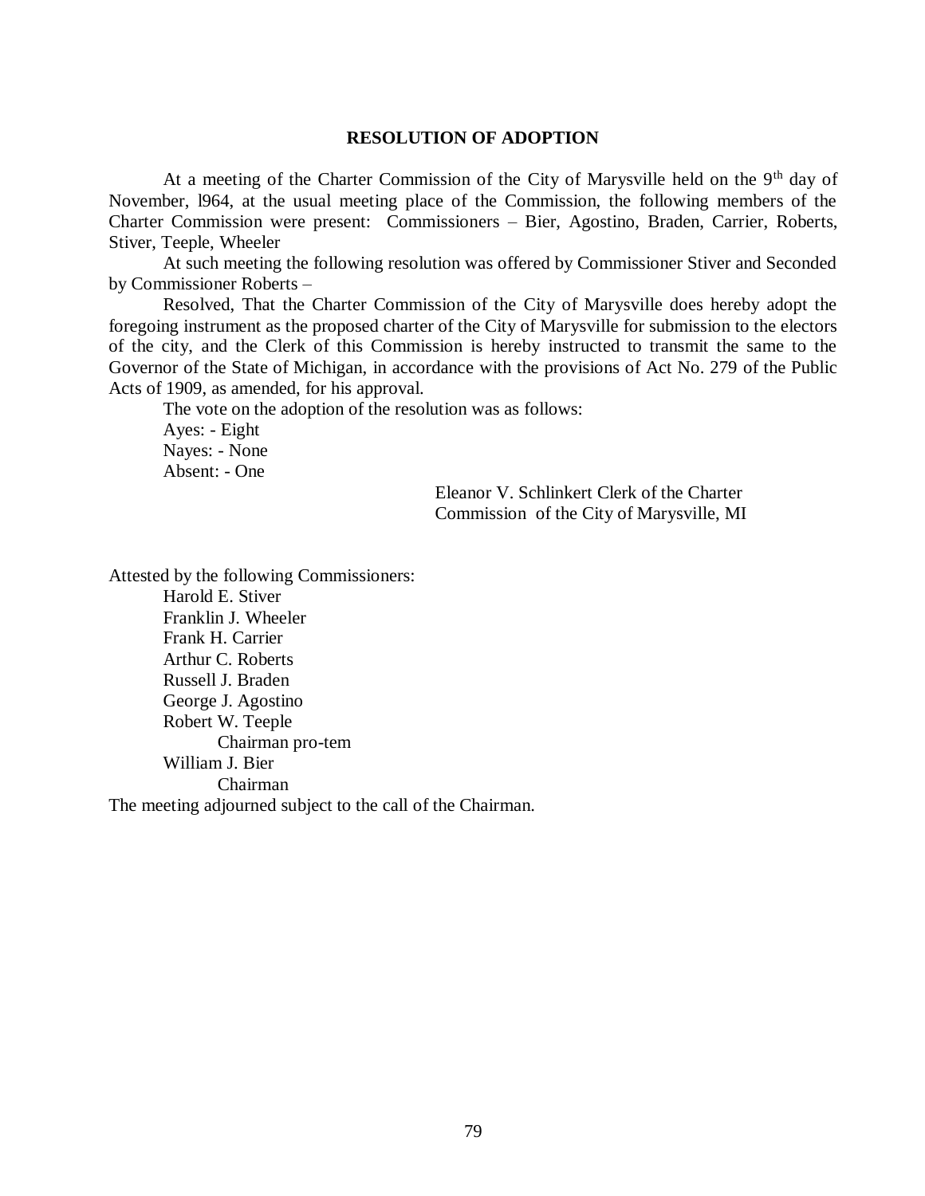## RESOLUTION OF ADOPTION

At a meeting of the Charter Commission of the City of Marysville held on the 9th day of November, l964, at the usual meeting place of the Commission, the following members of the Charter Commission were present: Commissioners – Bier, Agostino, Braden, Carrier, Roberts, Stiver, Teeple, Wheeler

At such meeting the following resolution was offered by Commissioner Stiver and Seconded by Commissioner Roberts –

Resolved, That the Charter Commission of the City of Marysville does hereby adopt the foregoing instrument as the proposed charter of the City of Marysville for submission to the electors of the city, and the Clerk of this Commission is hereby instructed to transmit the same to the Governor of the State of Michigan, in accordance with the provisions of Act No. 279 of the Public Acts of 1909, as amended, for his approval.

The vote on the adoption of the resolution was as follows:

Ayes: - Eight
Nayes: - None
Absent: - One

Eleanor V. Schlinkert Clerk of the Charter Commission of the City of Marysville, MI

Attested by the following Commissioners:

Harold E. Stiver
Franklin J. Wheeler
Frank H. Carrier
Arthur C. Roberts
Russell J. Braden
George J. Agostino
Robert W. Teeple
Chairman pro-tem
William J. Bier
Chairman

The meeting adjourned subject to the call of the Chairman.